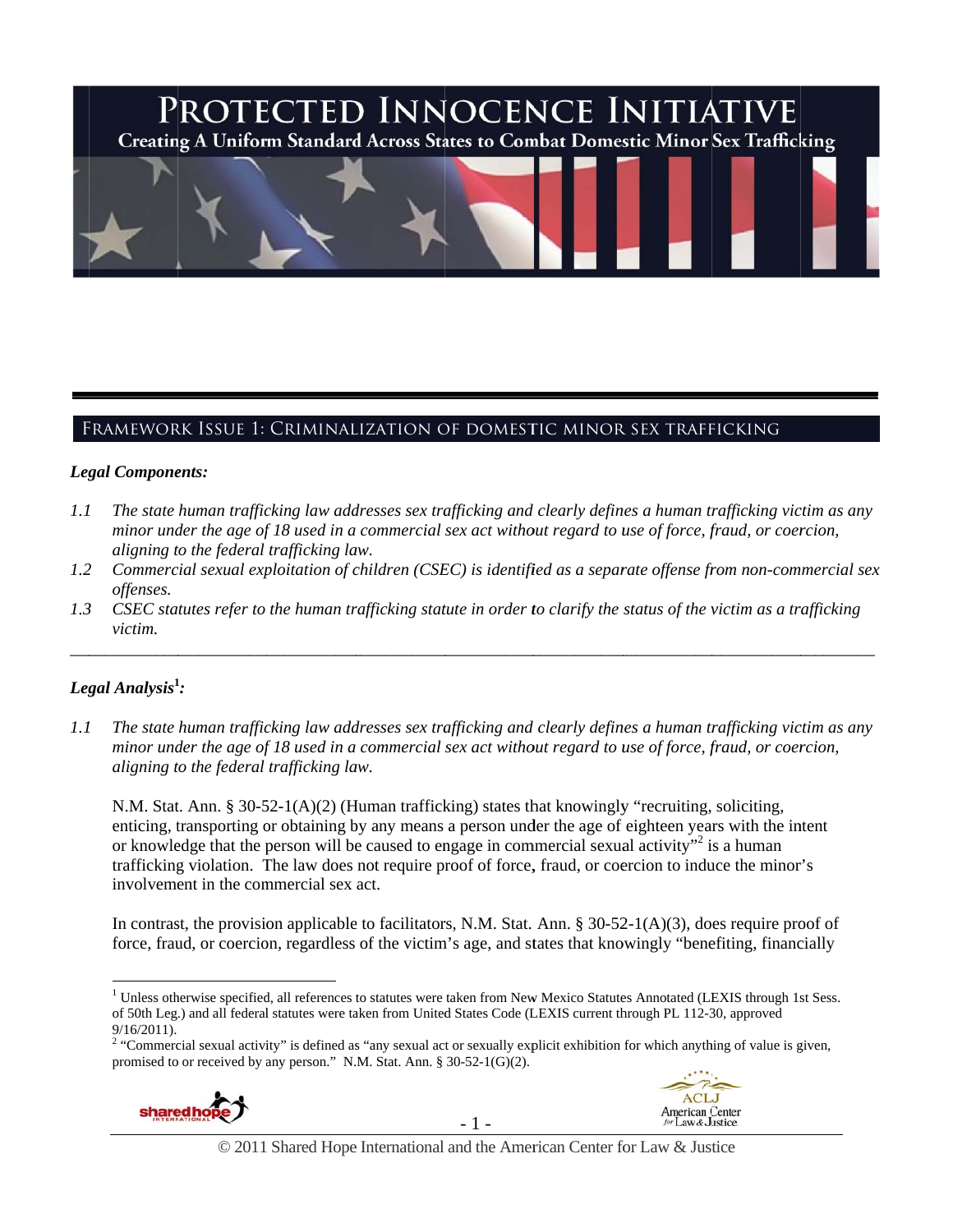# PROTECTED INNOCENCE INITIATIVE

**Creating A Uniform Standard Across States to Combat Domestic Minor Sex Trafficking**

## FRAMEWORK ISSUE 1: CRIMINALIZATION OF DOMESTIC MINOR SEX TRAFFICKING

***Legal Components:***

*1.1 The state human trafficking law addresses sex trafficking and clearly defines a human trafficking victim as any minor under the age of 18 used in a commercial sex act without regard to use of force, fraud, or coercion, aligning to the federal trafficking law.*

*1.2 Commercial sexual exploitation of children (CSEC) is identified as a separate offense from non-commercial sex offenses.*

*1.3 CSEC statutes refer to the human trafficking statute in order to clarify the status of the victim as a trafficking victim.*

---

***Legal Analysis[1]:***

*1.1 The state human trafficking law addresses sex trafficking and clearly defines a human trafficking victim as any minor under the age of 18 used in a commercial sex act without regard to use of force, fraud, or coercion, aligning to the federal trafficking law.*

N.M. Stat. Ann. § 30-52-1(A)(2) (Human trafficking) states that knowingly "recruiting, soliciting, enticing, transporting or obtaining by any means a person under the age of eighteen years with the intent or knowledge that the person will be caused to engage in commercial sexual activity"[2] is a human trafficking violation. The law does not require proof of force, fraud, or coercion to induce the minor's involvement in the commercial sex act.

In contrast, the provision applicable to facilitators, N.M. Stat. Ann. § 30-52-1(A)(3), does require proof of force, fraud, or coercion, regardless of the victim's age, and states that knowingly "benefiting, financially

---

[1] Unless otherwise specified, all references to statutes were taken from New Mexico Statutes Annotated (LEXIS through 1st Sess. of 50th Leg.) and all federal statutes were taken from United States Code (LEXIS current through PL 112-30, approved 9/16/2011).

[2] "Commercial sexual activity" is defined as "any sexual act or sexually explicit exhibition for which anything of value is given, promised to or received by any person." N.M. Stat. Ann. § 30-52-1(G)(2).

© 2011 Shared Hope International and the American Center for Law & Justice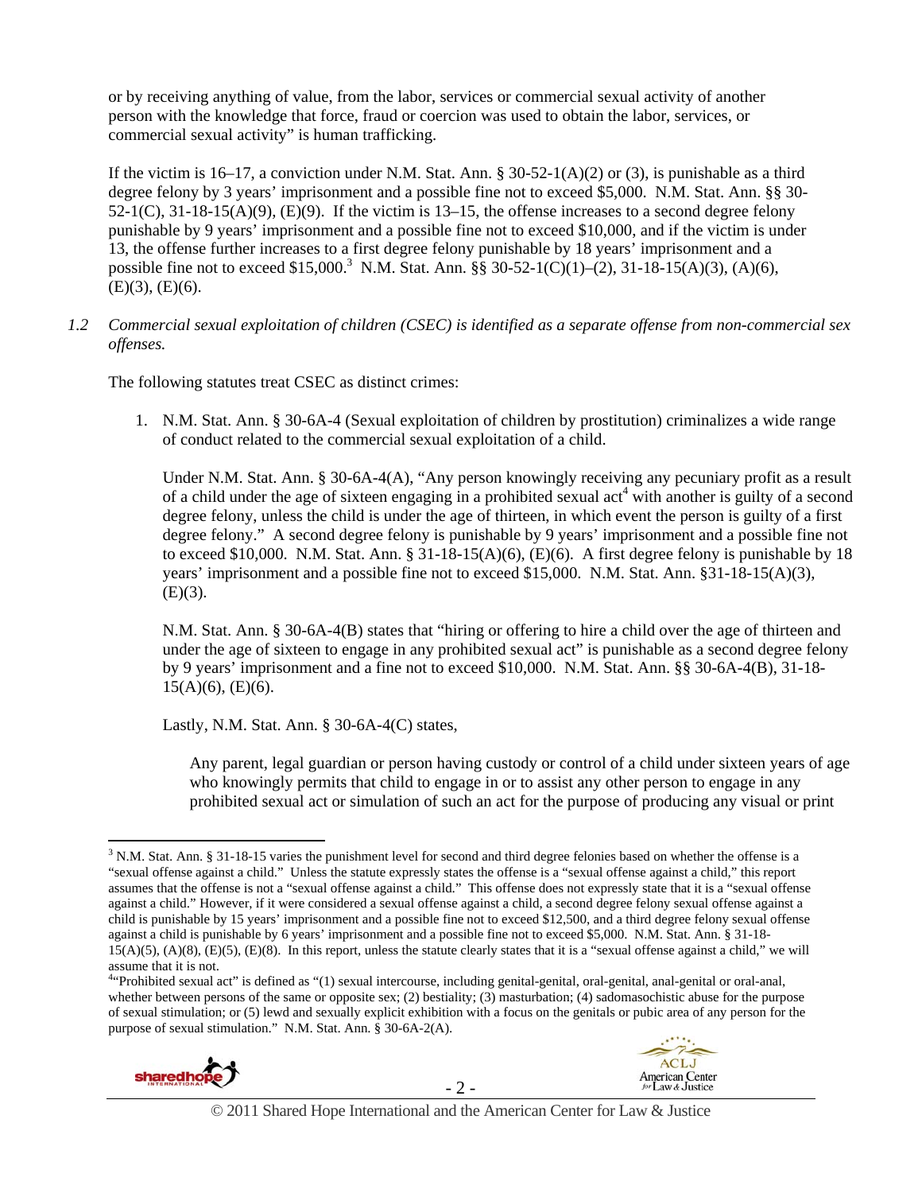or by receiving anything of value, from the labor, services or commercial sexual activity of another person with the knowledge that force, fraud or coercion was used to obtain the labor, services, or commercial sexual activity" is human trafficking.

If the victim is 16–17, a conviction under N.M. Stat. Ann. § 30-52-1(A)(2) or (3), is punishable as a third degree felony by 3 years' imprisonment and a possible fine not to exceed $5,000. N.M. Stat. Ann. §§ 30-52-1(C), 31-18-15(A)(9), (E)(9). If the victim is 13–15, the offense increases to a second degree felony punishable by 9 years' imprisonment and a possible fine not to exceed $10,000, and if the victim is under 13, the offense further increases to a first degree felony punishable by 18 years' imprisonment and a possible fine not to exceed $15,000.[3] N.M. Stat. Ann. §§ 30-52-1(C)(1)–(2), 31-18-15(A)(3), (A)(6), (E)(3), (E)(6).

*1.2 Commercial sexual exploitation of children (CSEC) is identified as a separate offense from non-commercial sex offenses.*

The following statutes treat CSEC as distinct crimes:

1. N.M. Stat. Ann. § 30-6A-4 (Sexual exploitation of children by prostitution) criminalizes a wide range of conduct related to the commercial sexual exploitation of a child.

   Under N.M. Stat. Ann. § 30-6A-4(A), "Any person knowingly receiving any pecuniary profit as a result of a child under the age of sixteen engaging in a prohibited sexual act[4] with another is guilty of a second degree felony, unless the child is under the age of thirteen, in which event the person is guilty of a first degree felony." A second degree felony is punishable by 9 years' imprisonment and a possible fine not to exceed $10,000. N.M. Stat. Ann. § 31-18-15(A)(6), (E)(6). A first degree felony is punishable by 18 years' imprisonment and a possible fine not to exceed $15,000. N.M. Stat. Ann. §31-18-15(A)(3), (E)(3).

   N.M. Stat. Ann. § 30-6A-4(B) states that "hiring or offering to hire a child over the age of thirteen and under the age of sixteen to engage in any prohibited sexual act" is punishable as a second degree felony by 9 years' imprisonment and a fine not to exceed $10,000. N.M. Stat. Ann. §§ 30-6A-4(B), 31-18-15(A)(6), (E)(6).

   Lastly, N.M. Stat. Ann. § 30-6A-4(C) states,

   > Any parent, legal guardian or person having custody or control of a child under sixteen years of age who knowingly permits that child to engage in or to assist any other person to engage in any prohibited sexual act or simulation of such an act for the purpose of producing any visual or print

---

[3] N.M. Stat. Ann. § 31-18-15 varies the punishment level for second and third degree felonies based on whether the offense is a "sexual offense against a child." Unless the statute expressly states the offense is a "sexual offense against a child," this report assumes that the offense is not a "sexual offense against a child." This offense does not expressly state that it is a "sexual offense against a child." However, if it were considered a sexual offense against a child, a second degree felony sexual offense against a child is punishable by 15 years' imprisonment and a possible fine not to exceed $12,500, and a third degree felony sexual offense against a child is punishable by 6 years' imprisonment and a possible fine not to exceed $5,000. N.M. Stat. Ann. § 31-18-15(A)(5), (A)(8), (E)(5), (E)(8). In this report, unless the statute clearly states that it is a "sexual offense against a child," we will assume that it is not.

[4] "Prohibited sexual act" is defined as "(1) sexual intercourse, including genital-genital, oral-genital, anal-genital or oral-anal, whether between persons of the same or opposite sex; (2) bestiality; (3) masturbation; (4) sadomasochistic abuse for the purpose of sexual stimulation; or (5) lewd and sexually explicit exhibition with a focus on the genitals or pubic area of any person for the purpose of sexual stimulation." N.M. Stat. Ann. § 30-6A-2(A).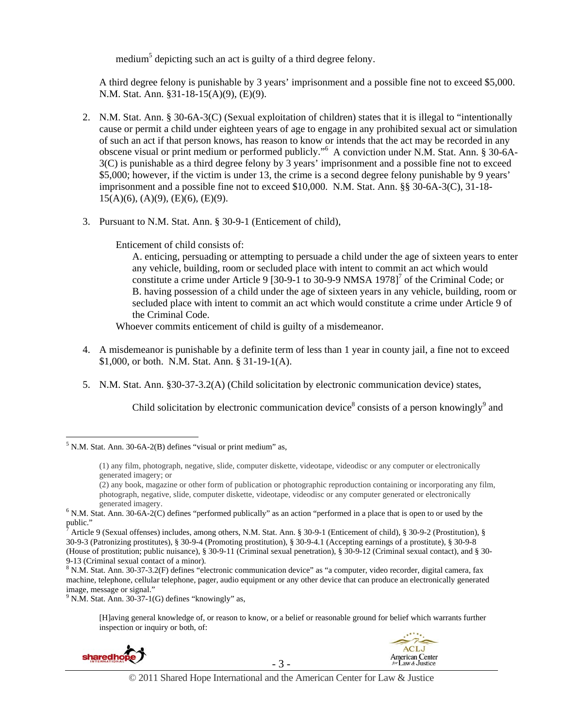medium[5] depicting such an act is guilty of a third degree felony.

A third degree felony is punishable by 3 years' imprisonment and a possible fine not to exceed $5,000. N.M. Stat. Ann. §31-18-15(A)(9), (E)(9).

2. N.M. Stat. Ann. § 30-6A-3(C) (Sexual exploitation of children) states that it is illegal to "intentionally cause or permit a child under eighteen years of age to engage in any prohibited sexual act or simulation of such an act if that person knows, has reason to know or intends that the act may be recorded in any obscene visual or print medium or performed publicly."[6] A conviction under N.M. Stat. Ann. § 30-6A-3(C) is punishable as a third degree felony by 3 years' imprisonment and a possible fine not to exceed $5,000; however, if the victim is under 13, the crime is a second degree felony punishable by 9 years' imprisonment and a possible fine not to exceed $10,000. N.M. Stat. Ann. §§ 30-6A-3(C), 31-18-15(A)(6), (A)(9), (E)(6), (E)(9).

3. Pursuant to N.M. Stat. Ann. § 30-9-1 (Enticement of child),

   Enticement of child consists of:

   A. enticing, persuading or attempting to persuade a child under the age of sixteen years to enter any vehicle, building, room or secluded place with intent to commit an act which would constitute a crime under Article 9 [30-9-1 to 30-9-9 NMSA 1978][7] of the Criminal Code; or
   B. having possession of a child under the age of sixteen years in any vehicle, building, room or secluded place with intent to commit an act which would constitute a crime under Article 9 of the Criminal Code.

   Whoever commits enticement of child is guilty of a misdemeanor.

4. A misdemeanor is punishable by a definite term of less than 1 year in county jail, a fine not to exceed $1,000, or both. N.M. Stat. Ann. § 31-19-1(A).

5. N.M. Stat. Ann. §30-37-3.2(A) (Child solicitation by electronic communication device) states,

   Child solicitation by electronic communication device[8] consists of a person knowingly[9] and

---

[5] N.M. Stat. Ann. 30-6A-2(B) defines "visual or print medium" as,

> (1) any film, photograph, negative, slide, computer diskette, videotape, videodisc or any computer or electronically generated imagery; or
> (2) any book, magazine or other form of publication or photographic reproduction containing or incorporating any film, photograph, negative, slide, computer diskette, videotape, videodisc or any computer generated or electronically generated imagery.

[6] N.M. Stat. Ann. 30-6A-2(C) defines "performed publically" as an action "performed in a place that is open to or used by the public."

[7] Article 9 (Sexual offenses) includes, among others, N.M. Stat. Ann. § 30-9-1 (Enticement of child), § 30-9-2 (Prostitution), § 30-9-3 (Patronizing prostitutes), § 30-9-4 (Promoting prostitution), § 30-9-4.1 (Accepting earnings of a prostitute), § 30-9-8 (House of prostitution; public nuisance), § 30-9-11 (Criminal sexual penetration), § 30-9-12 (Criminal sexual contact), and § 30-9-13 (Criminal sexual contact of a minor).

[8] N.M. Stat. Ann. 30-37-3.2(F) defines "electronic communication device" as "a computer, video recorder, digital camera, fax machine, telephone, cellular telephone, pager, audio equipment or any other device that can produce an electronically generated image, message or signal."

[9] N.M. Stat. Ann. 30-37-1(G) defines "knowingly" as,

> [H]aving general knowledge of, or reason to know, or a belief or reasonable ground for belief which warrants further inspection or inquiry or both, of:

© 2011 Shared Hope International and the American Center for Law & Justice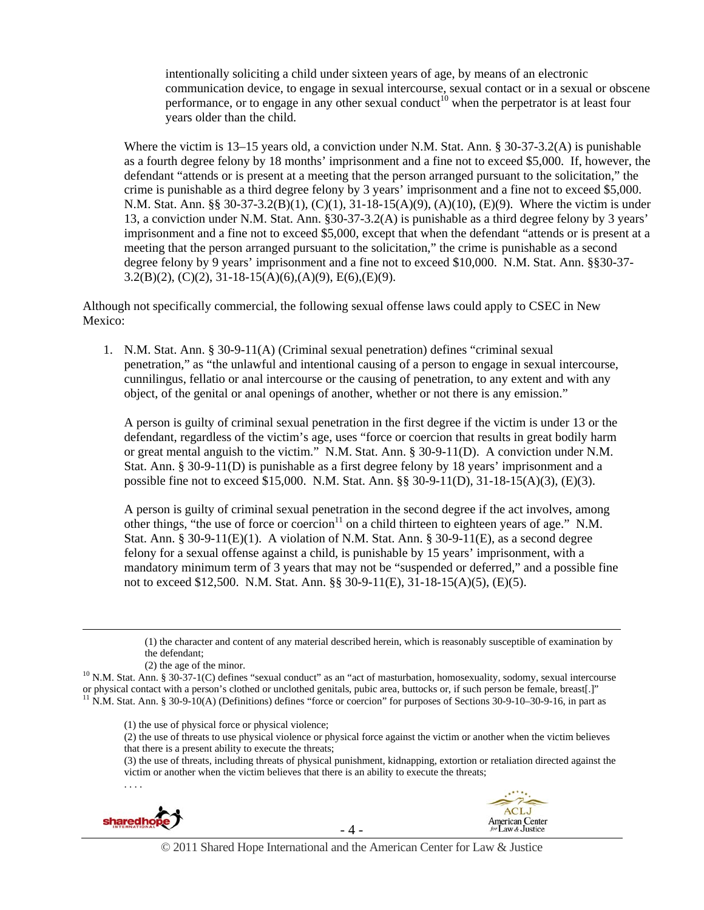> intentionally soliciting a child under sixteen years of age, by means of an electronic communication device, to engage in sexual intercourse, sexual contact or in a sexual or obscene performance, or to engage in any other sexual conduct[10] when the perpetrator is at least four years older than the child.

Where the victim is 13–15 years old, a conviction under N.M. Stat. Ann. § 30-37-3.2(A) is punishable as a fourth degree felony by 18 months' imprisonment and a fine not to exceed $5,000. If, however, the defendant "attends or is present at a meeting that the person arranged pursuant to the solicitation," the crime is punishable as a third degree felony by 3 years' imprisonment and a fine not to exceed $5,000. N.M. Stat. Ann. §§ 30-37-3.2(B)(1), (C)(1), 31-18-15(A)(9), (A)(10), (E)(9). Where the victim is under 13, a conviction under N.M. Stat. Ann. §30-37-3.2(A) is punishable as a third degree felony by 3 years' imprisonment and a fine not to exceed $5,000, except that when the defendant "attends or is present at a meeting that the person arranged pursuant to the solicitation," the crime is punishable as a second degree felony by 9 years' imprisonment and a fine not to exceed $10,000. N.M. Stat. Ann. §§30-37-3.2(B)(2), (C)(2), 31-18-15(A)(6),(A)(9), E(6),(E)(9).

Although not specifically commercial, the following sexual offense laws could apply to CSEC in New Mexico:

1. N.M. Stat. Ann. § 30-9-11(A) (Criminal sexual penetration) defines "criminal sexual penetration," as "the unlawful and intentional causing of a person to engage in sexual intercourse, cunnilingus, fellatio or anal intercourse or the causing of penetration, to any extent and with any object, of the genital or anal openings of another, whether or not there is any emission."

   A person is guilty of criminal sexual penetration in the first degree if the victim is under 13 or the defendant, regardless of the victim's age, uses "force or coercion that results in great bodily harm or great mental anguish to the victim." N.M. Stat. Ann. § 30-9-11(D). A conviction under N.M. Stat. Ann. § 30-9-11(D) is punishable as a first degree felony by 18 years' imprisonment and a possible fine not to exceed $15,000. N.M. Stat. Ann. §§ 30-9-11(D), 31-18-15(A)(3), (E)(3).

   A person is guilty of criminal sexual penetration in the second degree if the act involves, among other things, "the use of force or coercion[11] on a child thirteen to eighteen years of age." N.M. Stat. Ann. § 30-9-11(E)(1). A violation of N.M. Stat. Ann. § 30-9-11(E), as a second degree felony for a sexual offense against a child, is punishable by 15 years' imprisonment, with a mandatory minimum term of 3 years that may not be "suspended or deferred," and a possible fine not to exceed $12,500. N.M. Stat. Ann. §§ 30-9-11(E), 31-18-15(A)(5), (E)(5).

---

> (1) the character and content of any material described herein, which is reasonably susceptible of examination by the defendant;
> (2) the age of the minor.

[10] N.M. Stat. Ann. § 30-37-1(C) defines "sexual conduct" as an "act of masturbation, homosexuality, sodomy, sexual intercourse or physical contact with a person's clothed or unclothed genitals, pubic area, buttocks or, if such person be female, breast[.]"

[11] N.M. Stat. Ann. § 30-9-10(A) (Definitions) defines "force or coercion" for purposes of Sections 30-9-10–30-9-16, in part as

> (1) the use of physical force or physical violence;
> (2) the use of threats to use physical violence or physical force against the victim or another when the victim believes that there is a present ability to execute the threats;
> (3) the use of threats, including threats of physical punishment, kidnapping, extortion or retaliation directed against the victim or another when the victim believes that there is an ability to execute the threats;
> . . . .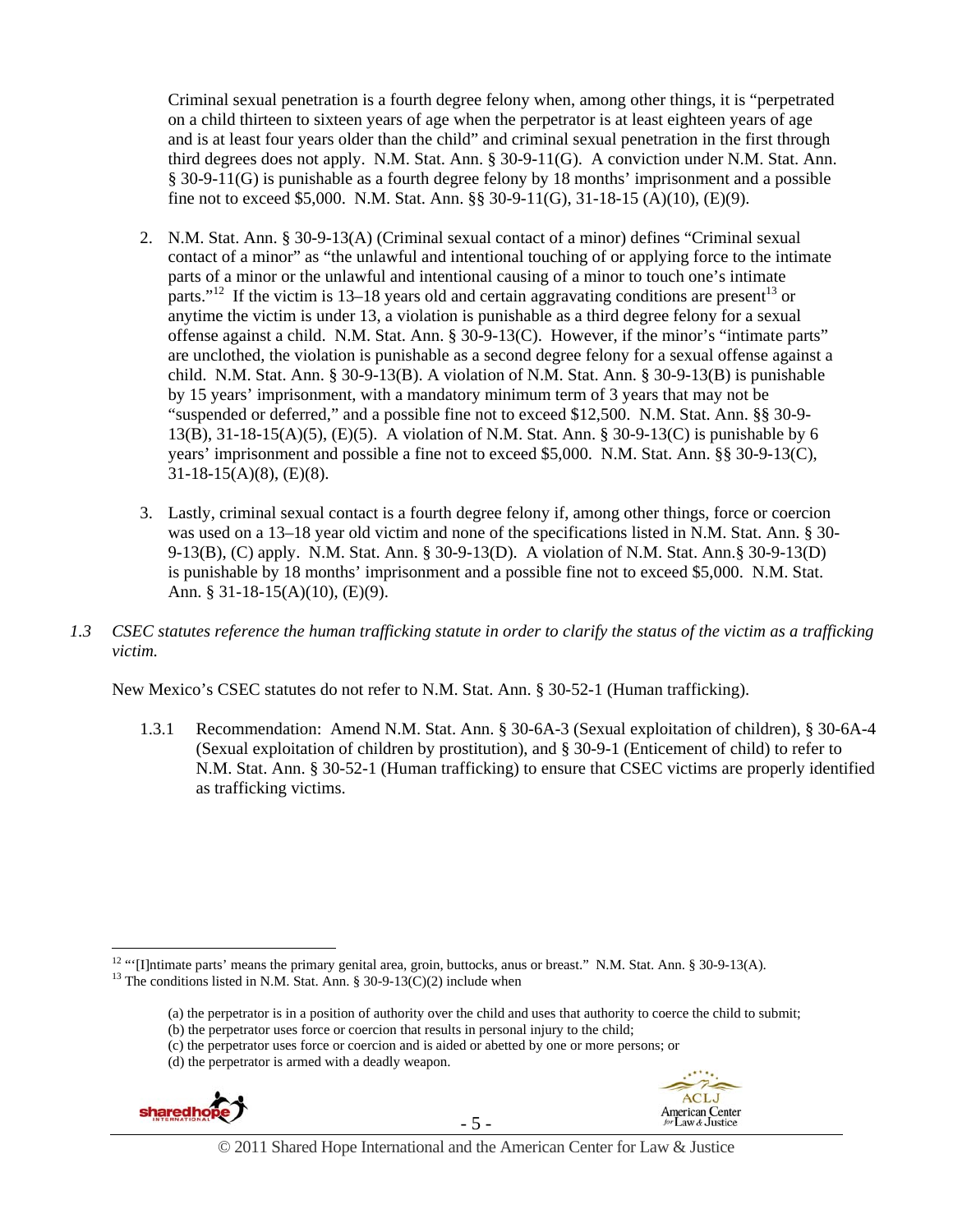Criminal sexual penetration is a fourth degree felony when, among other things, it is "perpetrated on a child thirteen to sixteen years of age when the perpetrator is at least eighteen years of age and is at least four years older than the child" and criminal sexual penetration in the first through third degrees does not apply. N.M. Stat. Ann. § 30-9-11(G). A conviction under N.M. Stat. Ann. § 30-9-11(G) is punishable as a fourth degree felony by 18 months' imprisonment and a possible fine not to exceed $5,000. N.M. Stat. Ann. §§ 30-9-11(G), 31-18-15 (A)(10), (E)(9).

2. N.M. Stat. Ann. § 30-9-13(A) (Criminal sexual contact of a minor) defines "Criminal sexual contact of a minor" as "the unlawful and intentional touching of or applying force to the intimate parts of a minor or the unlawful and intentional causing of a minor to touch one's intimate parts."[12] If the victim is 13–18 years old and certain aggravating conditions are present[13] or anytime the victim is under 13, a violation is punishable as a third degree felony for a sexual offense against a child. N.M. Stat. Ann. § 30-9-13(C). However, if the minor's "intimate parts" are unclothed, the violation is punishable as a second degree felony for a sexual offense against a child. N.M. Stat. Ann. § 30-9-13(B). A violation of N.M. Stat. Ann. § 30-9-13(B) is punishable by 15 years' imprisonment, with a mandatory minimum term of 3 years that may not be "suspended or deferred," and a possible fine not to exceed $12,500. N.M. Stat. Ann. §§ 30-9-13(B), 31-18-15(A)(5), (E)(5). A violation of N.M. Stat. Ann. § 30-9-13(C) is punishable by 6 years' imprisonment and possible a fine not to exceed $5,000. N.M. Stat. Ann. §§ 30-9-13(C), 31-18-15(A)(8), (E)(8).

3. Lastly, criminal sexual contact is a fourth degree felony if, among other things, force or coercion was used on a 13–18 year old victim and none of the specifications listed in N.M. Stat. Ann. § 30-9-13(B), (C) apply. N.M. Stat. Ann. § 30-9-13(D). A violation of N.M. Stat. Ann.§ 30-9-13(D) is punishable by 18 months' imprisonment and a possible fine not to exceed $5,000. N.M. Stat. Ann. § 31-18-15(A)(10), (E)(9).

*1.3 CSEC statutes reference the human trafficking statute in order to clarify the status of the victim as a trafficking victim.*

New Mexico's CSEC statutes do not refer to N.M. Stat. Ann. § 30-52-1 (Human trafficking).

1.3.1 Recommendation: Amend N.M. Stat. Ann. § 30-6A-3 (Sexual exploitation of children), § 30-6A-4 (Sexual exploitation of children by prostitution), and § 30-9-1 (Enticement of child) to refer to N.M. Stat. Ann. § 30-52-1 (Human trafficking) to ensure that CSEC victims are properly identified as trafficking victims.

---

[12] "'[I]ntimate parts' means the primary genital area, groin, buttocks, anus or breast." N.M. Stat. Ann. § 30-9-13(A).

[13] The conditions listed in N.M. Stat. Ann. § 30-9-13(C)(2) include when

(a) the perpetrator is in a position of authority over the child and uses that authority to coerce the child to submit;
(b) the perpetrator uses force or coercion that results in personal injury to the child;
(c) the perpetrator uses force or coercion and is aided or abetted by one or more persons; or
(d) the perpetrator is armed with a deadly weapon.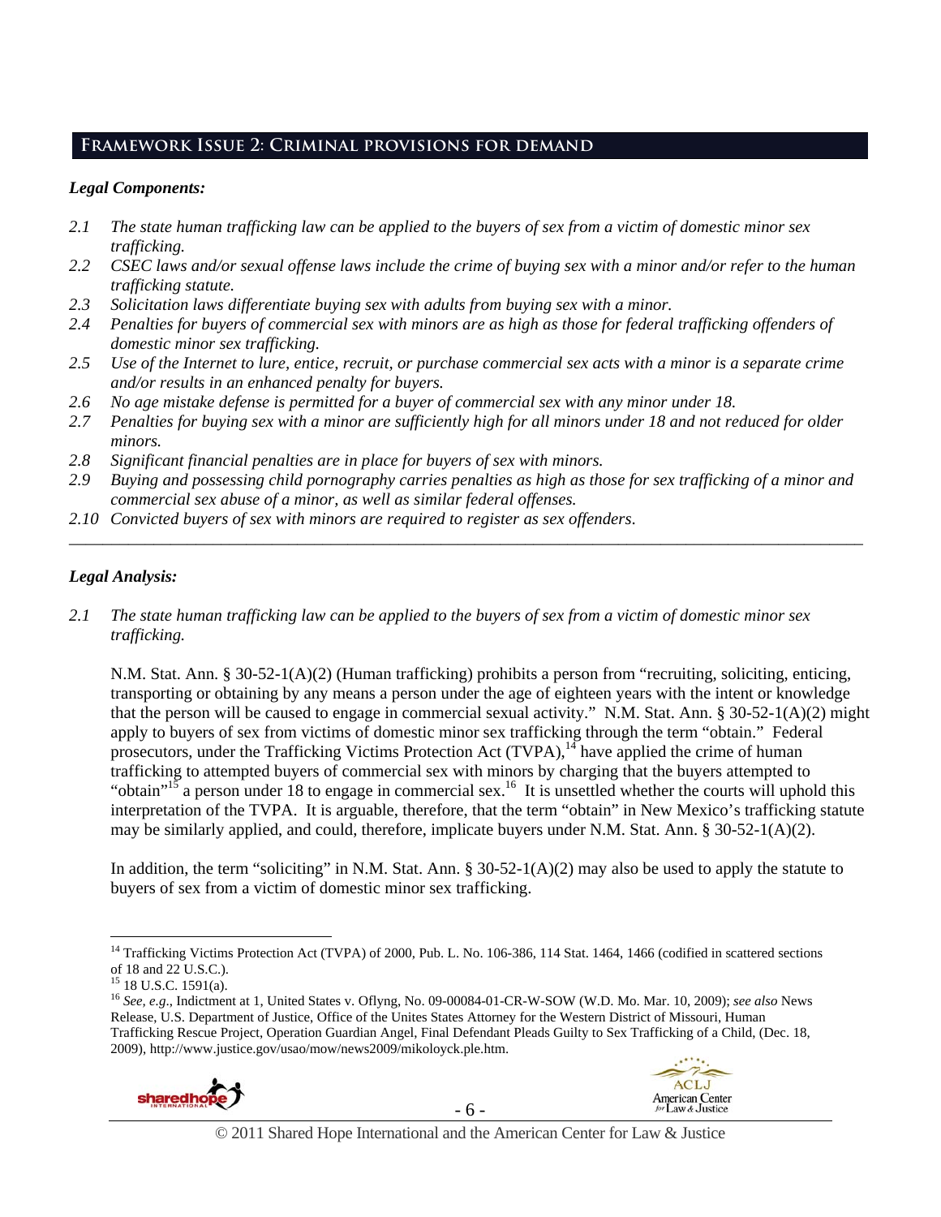## Framework Issue 2: Criminal provisions for demand

### *Legal Components:*

*2.1 The state human trafficking law can be applied to the buyers of sex from a victim of domestic minor sex trafficking.*

*2.2 CSEC laws and/or sexual offense laws include the crime of buying sex with a minor and/or refer to the human trafficking statute.*

*2.3 Solicitation laws differentiate buying sex with adults from buying sex with a minor.*

*2.4 Penalties for buyers of commercial sex with minors are as high as those for federal trafficking offenders of domestic minor sex trafficking.*

*2.5 Use of the Internet to lure, entice, recruit, or purchase commercial sex acts with a minor is a separate crime and/or results in an enhanced penalty for buyers.*

*2.6 No age mistake defense is permitted for a buyer of commercial sex with any minor under 18.*

*2.7 Penalties for buying sex with a minor are sufficiently high for all minors under 18 and not reduced for older minors.*

*2.8 Significant financial penalties are in place for buyers of sex with minors.*

*2.9 Buying and possessing child pornography carries penalties as high as those for sex trafficking of a minor and commercial sex abuse of a minor, as well as similar federal offenses.*

*2.10 Convicted buyers of sex with minors are required to register as sex offenders.*

---

### *Legal Analysis:*

*2.1 The state human trafficking law can be applied to the buyers of sex from a victim of domestic minor sex trafficking.*

N.M. Stat. Ann. § 30-52-1(A)(2) (Human trafficking) prohibits a person from "recruiting, soliciting, enticing, transporting or obtaining by any means a person under the age of eighteen years with the intent or knowledge that the person will be caused to engage in commercial sexual activity." N.M. Stat. Ann. § 30-52-1(A)(2) might apply to buyers of sex from victims of domestic minor sex trafficking through the term "obtain." Federal prosecutors, under the Trafficking Victims Protection Act (TVPA),[14] have applied the crime of human trafficking to attempted buyers of commercial sex with minors by charging that the buyers attempted to "obtain"[15] a person under 18 to engage in commercial sex.[16] It is unsettled whether the courts will uphold this interpretation of the TVPA. It is arguable, therefore, that the term "obtain" in New Mexico's trafficking statute may be similarly applied, and could, therefore, implicate buyers under N.M. Stat. Ann. § 30-52-1(A)(2).

In addition, the term "soliciting" in N.M. Stat. Ann. § 30-52-1(A)(2) may also be used to apply the statute to buyers of sex from a victim of domestic minor sex trafficking.

---

[14] Trafficking Victims Protection Act (TVPA) of 2000, Pub. L. No. 106-386, 114 Stat. 1464, 1466 (codified in scattered sections of 18 and 22 U.S.C.).

[15] 18 U.S.C. 1591(a).

[16] *See, e.g*., Indictment at 1, United States v. Oflyng, No. 09-00084-01-CR-W-SOW (W.D. Mo. Mar. 10, 2009); *see also* News Release, U.S. Department of Justice, Office of the Unites States Attorney for the Western District of Missouri, Human Trafficking Rescue Project, Operation Guardian Angel, Final Defendant Pleads Guilty to Sex Trafficking of a Child, (Dec. 18, 2009), http://www.justice.gov/usao/mow/news2009/mikoloyck.ple.htm.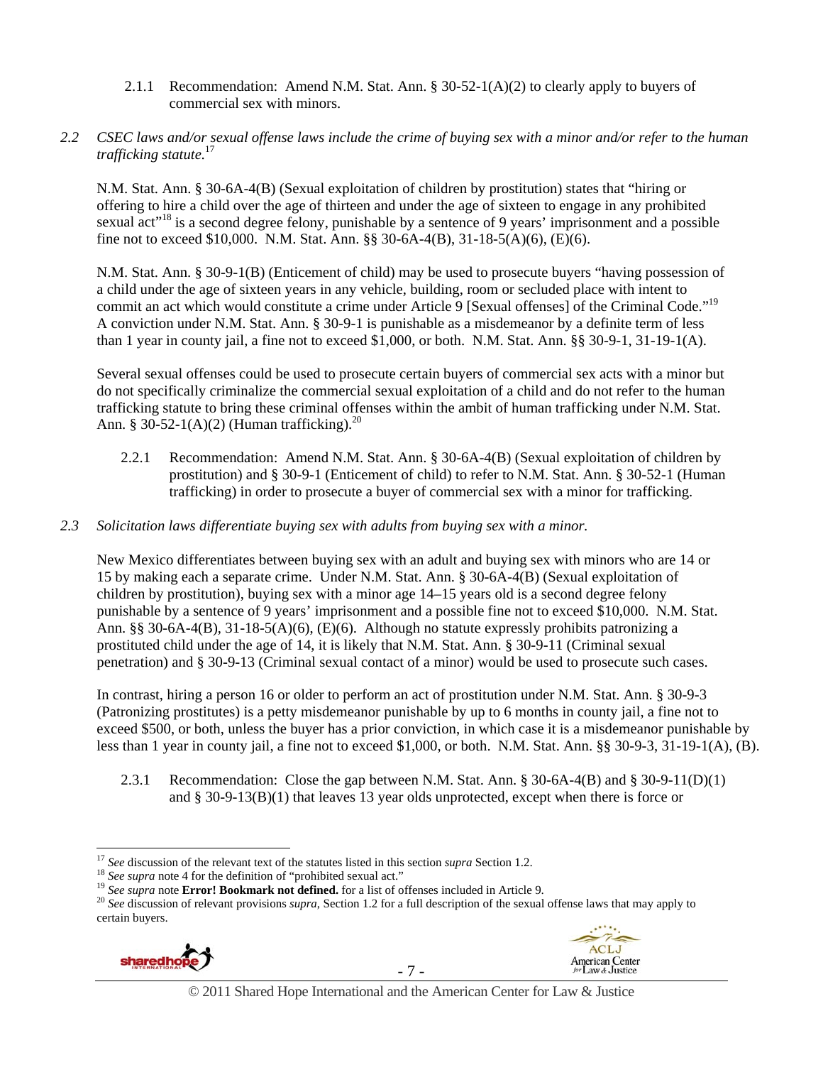2.1.1 Recommendation: Amend N.M. Stat. Ann. § 30-52-1(A)(2) to clearly apply to buyers of commercial sex with minors.

*2.2 CSEC laws and/or sexual offense laws include the crime of buying sex with a minor and/or refer to the human trafficking statute.*[17]

N.M. Stat. Ann. § 30-6A-4(B) (Sexual exploitation of children by prostitution) states that "hiring or offering to hire a child over the age of thirteen and under the age of sixteen to engage in any prohibited sexual act"[18] is a second degree felony, punishable by a sentence of 9 years' imprisonment and a possible fine not to exceed $10,000. N.M. Stat. Ann. §§ 30-6A-4(B), 31-18-5(A)(6), (E)(6).

N.M. Stat. Ann. § 30-9-1(B) (Enticement of child) may be used to prosecute buyers "having possession of a child under the age of sixteen years in any vehicle, building, room or secluded place with intent to commit an act which would constitute a crime under Article 9 [Sexual offenses] of the Criminal Code."[19] A conviction under N.M. Stat. Ann. § 30-9-1 is punishable as a misdemeanor by a definite term of less than 1 year in county jail, a fine not to exceed $1,000, or both. N.M. Stat. Ann. §§ 30-9-1, 31-19-1(A).

Several sexual offenses could be used to prosecute certain buyers of commercial sex acts with a minor but do not specifically criminalize the commercial sexual exploitation of a child and do not refer to the human trafficking statute to bring these criminal offenses within the ambit of human trafficking under N.M. Stat. Ann. § 30-52-1(A)(2) (Human trafficking).[20]

2.2.1 Recommendation: Amend N.M. Stat. Ann. § 30-6A-4(B) (Sexual exploitation of children by prostitution) and § 30-9-1 (Enticement of child) to refer to N.M. Stat. Ann. § 30-52-1 (Human trafficking) in order to prosecute a buyer of commercial sex with a minor for trafficking.

*2.3 Solicitation laws differentiate buying sex with adults from buying sex with a minor.*

New Mexico differentiates between buying sex with an adult and buying sex with minors who are 14 or 15 by making each a separate crime. Under N.M. Stat. Ann. § 30-6A-4(B) (Sexual exploitation of children by prostitution), buying sex with a minor age 14–15 years old is a second degree felony punishable by a sentence of 9 years' imprisonment and a possible fine not to exceed $10,000. N.M. Stat. Ann. §§ 30-6A-4(B), 31-18-5(A)(6), (E)(6). Although no statute expressly prohibits patronizing a prostituted child under the age of 14, it is likely that N.M. Stat. Ann. § 30-9-11 (Criminal sexual penetration) and § 30-9-13 (Criminal sexual contact of a minor) would be used to prosecute such cases.

In contrast, hiring a person 16 or older to perform an act of prostitution under N.M. Stat. Ann. § 30-9-3 (Patronizing prostitutes) is a petty misdemeanor punishable by up to 6 months in county jail, a fine not to exceed $500, or both, unless the buyer has a prior conviction, in which case it is a misdemeanor punishable by less than 1 year in county jail, a fine not to exceed $1,000, or both. N.M. Stat. Ann. §§ 30-9-3, 31-19-1(A), (B).

2.3.1 Recommendation: Close the gap between N.M. Stat. Ann. § 30-6A-4(B) and § 30-9-11(D)(1) and § 30-9-13(B)(1) that leaves 13 year olds unprotected, except when there is force or

---

[17] *See* discussion of the relevant text of the statutes listed in this section *supra* Section 1.2.

[18] *See supra* note 4 for the definition of "prohibited sexual act."

[19] *See supra* note **Error! Bookmark not defined.** for a list of offenses included in Article 9.

[20] *See* discussion of relevant provisions *supra*, Section 1.2 for a full description of the sexual offense laws that may apply to certain buyers.

© 2011 Shared Hope International and the American Center for Law & Justice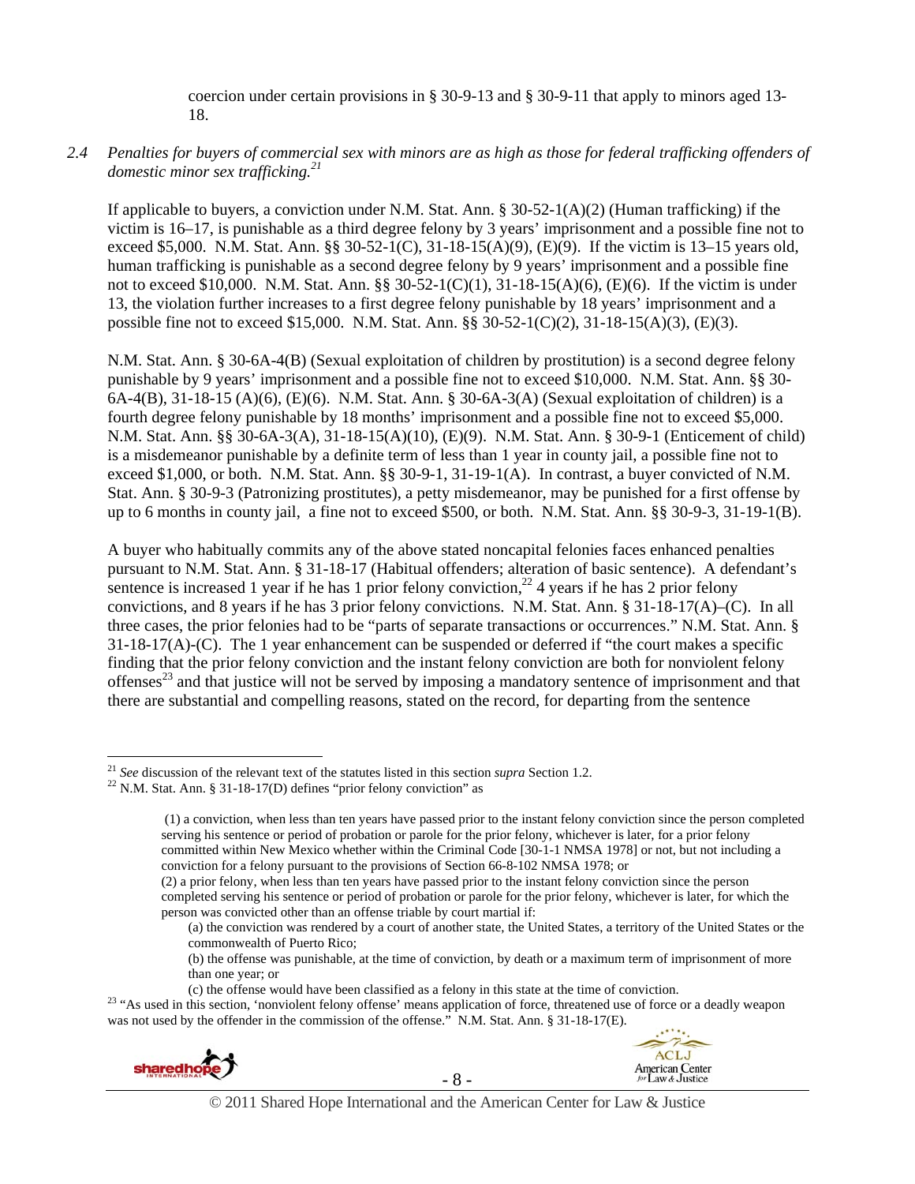coercion under certain provisions in § 30-9-13 and § 30-9-11 that apply to minors aged 13-18.

*2.4 Penalties for buyers of commercial sex with minors are as high as those for federal trafficking offenders of domestic minor sex trafficking.*[21]

If applicable to buyers, a conviction under N.M. Stat. Ann. § 30-52-1(A)(2) (Human trafficking) if the victim is 16–17, is punishable as a third degree felony by 3 years' imprisonment and a possible fine not to exceed $5,000. N.M. Stat. Ann. §§ 30-52-1(C), 31-18-15(A)(9), (E)(9). If the victim is 13–15 years old, human trafficking is punishable as a second degree felony by 9 years' imprisonment and a possible fine not to exceed $10,000. N.M. Stat. Ann. §§ 30-52-1(C)(1), 31-18-15(A)(6), (E)(6). If the victim is under 13, the violation further increases to a first degree felony punishable by 18 years' imprisonment and a possible fine not to exceed $15,000. N.M. Stat. Ann. §§ 30-52-1(C)(2), 31-18-15(A)(3), (E)(3).

N.M. Stat. Ann. § 30-6A-4(B) (Sexual exploitation of children by prostitution) is a second degree felony punishable by 9 years' imprisonment and a possible fine not to exceed $10,000. N.M. Stat. Ann. §§ 30-6A-4(B), 31-18-15 (A)(6), (E)(6). N.M. Stat. Ann. § 30-6A-3(A) (Sexual exploitation of children) is a fourth degree felony punishable by 18 months' imprisonment and a possible fine not to exceed $5,000. N.M. Stat. Ann. §§ 30-6A-3(A), 31-18-15(A)(10), (E)(9). N.M. Stat. Ann. § 30-9-1 (Enticement of child) is a misdemeanor punishable by a definite term of less than 1 year in county jail, a possible fine not to exceed $1,000, or both. N.M. Stat. Ann. §§ 30-9-1, 31-19-1(A). In contrast, a buyer convicted of N.M. Stat. Ann. § 30-9-3 (Patronizing prostitutes), a petty misdemeanor, may be punished for a first offense by up to 6 months in county jail, a fine not to exceed $500, or both. N.M. Stat. Ann. §§ 30-9-3, 31-19-1(B).

A buyer who habitually commits any of the above stated noncapital felonies faces enhanced penalties pursuant to N.M. Stat. Ann. § 31-18-17 (Habitual offenders; alteration of basic sentence). A defendant's sentence is increased 1 year if he has 1 prior felony conviction,[22] 4 years if he has 2 prior felony convictions, and 8 years if he has 3 prior felony convictions. N.M. Stat. Ann. § 31-18-17(A)–(C). In all three cases, the prior felonies had to be "parts of separate transactions or occurrences." N.M. Stat. Ann. § 31-18-17(A)-(C). The 1 year enhancement can be suspended or deferred if "the court makes a specific finding that the prior felony conviction and the instant felony conviction are both for nonviolent felony offenses[23] and that justice will not be served by imposing a mandatory sentence of imprisonment and that there are substantial and compelling reasons, stated on the record, for departing from the sentence

---

[21] *See* discussion of the relevant text of the statutes listed in this section *supra* Section 1.2.

[22] N.M. Stat. Ann. § 31-18-17(D) defines "prior felony conviction" as

> (1) a conviction, when less than ten years have passed prior to the instant felony conviction since the person completed serving his sentence or period of probation or parole for the prior felony, whichever is later, for a prior felony committed within New Mexico whether within the Criminal Code [30-1-1 NMSA 1978] or not, but not including a conviction for a felony pursuant to the provisions of Section 66-8-102 NMSA 1978; or
>
> (2) a prior felony, when less than ten years have passed prior to the instant felony conviction since the person completed serving his sentence or period of probation or parole for the prior felony, whichever is later, for which the person was convicted other than an offense triable by court martial if:
>
> (a) the conviction was rendered by a court of another state, the United States, a territory of the United States or the commonwealth of Puerto Rico;
>
> (b) the offense was punishable, at the time of conviction, by death or a maximum term of imprisonment of more than one year; or
>
> (c) the offense would have been classified as a felony in this state at the time of conviction.

[23] "As used in this section, 'nonviolent felony offense' means application of force, threatened use of force or a deadly weapon was not used by the offender in the commission of the offense." N.M. Stat. Ann. § 31-18-17(E).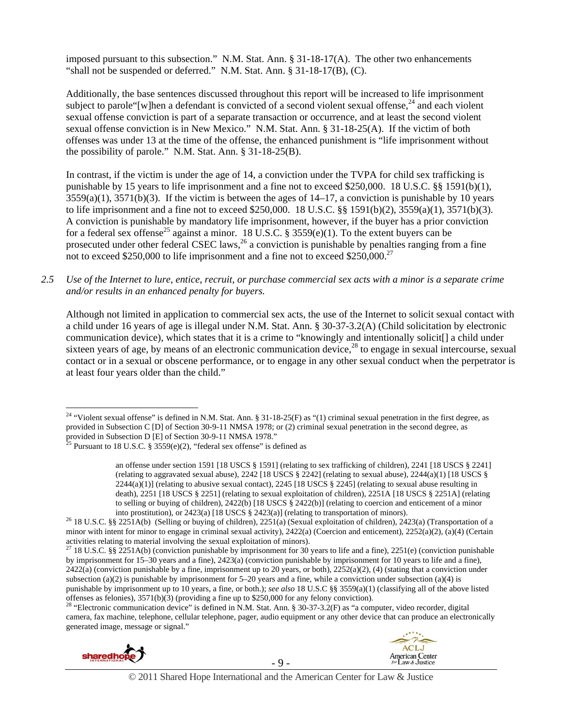imposed pursuant to this subsection." N.M. Stat. Ann. § 31-18-17(A). The other two enhancements "shall not be suspended or deferred." N.M. Stat. Ann. § 31-18-17(B), (C).

Additionally, the base sentences discussed throughout this report will be increased to life imprisonment subject to parole"[w]hen a defendant is convicted of a second violent sexual offense,[24] and each violent sexual offense conviction is part of a separate transaction or occurrence, and at least the second violent sexual offense conviction is in New Mexico." N.M. Stat. Ann. § 31-18-25(A). If the victim of both offenses was under 13 at the time of the offense, the enhanced punishment is "life imprisonment without the possibility of parole." N.M. Stat. Ann. § 31-18-25(B).

In contrast, if the victim is under the age of 14, a conviction under the TVPA for child sex trafficking is punishable by 15 years to life imprisonment and a fine not to exceed $250,000. 18 U.S.C. §§ 1591(b)(1), 3559(a)(1), 3571(b)(3). If the victim is between the ages of 14–17, a conviction is punishable by 10 years to life imprisonment and a fine not to exceed $250,000. 18 U.S.C. §§ 1591(b)(2), 3559(a)(1), 3571(b)(3). A conviction is punishable by mandatory life imprisonment, however, if the buyer has a prior conviction for a federal sex offense[25] against a minor. 18 U.S.C. § 3559(e)(1). To the extent buyers can be prosecuted under other federal CSEC laws,[26] a conviction is punishable by penalties ranging from a fine not to exceed $250,000 to life imprisonment and a fine not to exceed $250,000.[27]

*2.5 Use of the Internet to lure, entice, recruit, or purchase commercial sex acts with a minor is a separate crime and/or results in an enhanced penalty for buyers.*

Although not limited in application to commercial sex acts, the use of the Internet to solicit sexual contact with a child under 16 years of age is illegal under N.M. Stat. Ann. § 30-37-3.2(A) (Child solicitation by electronic communication device), which states that it is a crime to "knowingly and intentionally solicit[] a child under sixteen years of age, by means of an electronic communication device,[28] to engage in sexual intercourse, sexual contact or in a sexual or obscene performance, or to engage in any other sexual conduct when the perpetrator is at least four years older than the child."

---

[24] "Violent sexual offense" is defined in N.M. Stat. Ann. § 31-18-25(F) as "(1) criminal sexual penetration in the first degree, as provided in Subsection C [D] of Section 30-9-11 NMSA 1978; or (2) criminal sexual penetration in the second degree, as provided in Subsection D [E] of Section 30-9-11 NMSA 1978."

[25] Pursuant to 18 U.S.C. § 3559(e)(2), "federal sex offense" is defined as

> an offense under section 1591 [18 USCS § 1591] (relating to sex trafficking of children), 2241 [18 USCS § 2241] (relating to aggravated sexual abuse), 2242 [18 USCS § 2242] (relating to sexual abuse), 2244(a)(1) [18 USCS § 2244(a)(1)] (relating to abusive sexual contact), 2245 [18 USCS § 2245] (relating to sexual abuse resulting in death), 2251 [18 USCS § 2251] (relating to sexual exploitation of children), 2251A [18 USCS § 2251A] (relating to selling or buying of children), 2422(b) [18 USCS § 2422(b)] (relating to coercion and enticement of a minor into prostitution), or 2423(a) [18 USCS § 2423(a)] (relating to transportation of minors).

[26] 18 U.S.C. §§ 2251A(b) (Selling or buying of children), 2251(a) (Sexual exploitation of children), 2423(a) (Transportation of a minor with intent for minor to engage in criminal sexual activity), 2422(a) (Coercion and enticement), 2252(a)(2), (a)(4) (Certain activities relating to material involving the sexual exploitation of minors).

[27] 18 U.S.C. §§ 2251A(b) (conviction punishable by imprisonment for 30 years to life and a fine), 2251(e) (conviction punishable by imprisonment for 15–30 years and a fine), 2423(a) (conviction punishable by imprisonment for 10 years to life and a fine), 2422(a) (conviction punishable by a fine, imprisonment up to 20 years, or both), 2252(a)(2), (4) (stating that a conviction under subsection (a)(2) is punishable by imprisonment for 5–20 years and a fine, while a conviction under subsection (a)(4) is punishable by imprisonment up to 10 years, a fine, or both.); *see also* 18 U.S.C §§ 3559(a)(1) (classifying all of the above listed offenses as felonies), 3571(b)(3) (providing a fine up to $250,000 for any felony conviction).

[28] "Electronic communication device" is defined in N.M. Stat. Ann. § 30-37-3.2(F) as "a computer, video recorder, digital camera, fax machine, telephone, cellular telephone, pager, audio equipment or any other device that can produce an electronically generated image, message or signal."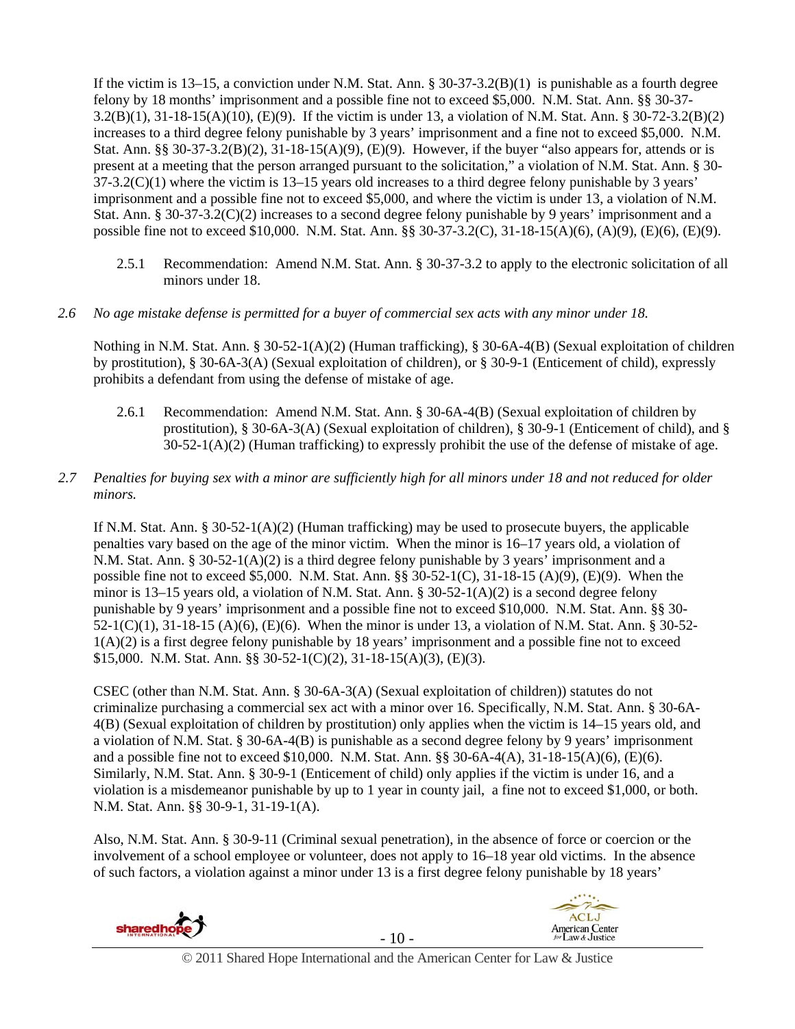If the victim is 13–15, a conviction under N.M. Stat. Ann. § 30-37-3.2(B)(1) is punishable as a fourth degree felony by 18 months' imprisonment and a possible fine not to exceed $5,000. N.M. Stat. Ann. §§ 30-37-3.2(B)(1), 31-18-15(A)(10), (E)(9). If the victim is under 13, a violation of N.M. Stat. Ann. § 30-72-3.2(B)(2) increases to a third degree felony punishable by 3 years' imprisonment and a fine not to exceed $5,000. N.M. Stat. Ann. §§ 30-37-3.2(B)(2), 31-18-15(A)(9), (E)(9). However, if the buyer "also appears for, attends or is present at a meeting that the person arranged pursuant to the solicitation," a violation of N.M. Stat. Ann. § 30-37-3.2(C)(1) where the victim is 13–15 years old increases to a third degree felony punishable by 3 years' imprisonment and a possible fine not to exceed $5,000, and where the victim is under 13, a violation of N.M. Stat. Ann. § 30-37-3.2(C)(2) increases to a second degree felony punishable by 9 years' imprisonment and a possible fine not to exceed $10,000. N.M. Stat. Ann. §§ 30-37-3.2(C), 31-18-15(A)(6), (A)(9), (E)(6), (E)(9).

2.5.1 Recommendation: Amend N.M. Stat. Ann. § 30-37-3.2 to apply to the electronic solicitation of all minors under 18.

*2.6 No age mistake defense is permitted for a buyer of commercial sex acts with any minor under 18.*

Nothing in N.M. Stat. Ann. § 30-52-1(A)(2) (Human trafficking), § 30-6A-4(B) (Sexual exploitation of children by prostitution), § 30-6A-3(A) (Sexual exploitation of children), or § 30-9-1 (Enticement of child), expressly prohibits a defendant from using the defense of mistake of age.

2.6.1 Recommendation: Amend N.M. Stat. Ann. § 30-6A-4(B) (Sexual exploitation of children by prostitution), § 30-6A-3(A) (Sexual exploitation of children), § 30-9-1 (Enticement of child), and § 30-52-1(A)(2) (Human trafficking) to expressly prohibit the use of the defense of mistake of age.

*2.7 Penalties for buying sex with a minor are sufficiently high for all minors under 18 and not reduced for older minors.*

If N.M. Stat. Ann. § 30-52-1(A)(2) (Human trafficking) may be used to prosecute buyers, the applicable penalties vary based on the age of the minor victim. When the minor is 16–17 years old, a violation of N.M. Stat. Ann. § 30-52-1(A)(2) is a third degree felony punishable by 3 years' imprisonment and a possible fine not to exceed $5,000. N.M. Stat. Ann. §§ 30-52-1(C), 31-18-15 (A)(9), (E)(9). When the minor is 13–15 years old, a violation of N.M. Stat. Ann. § 30-52-1(A)(2) is a second degree felony punishable by 9 years' imprisonment and a possible fine not to exceed $10,000. N.M. Stat. Ann. §§ 30-52-1(C)(1), 31-18-15 (A)(6), (E)(6). When the minor is under 13, a violation of N.M. Stat. Ann. § 30-52-1(A)(2) is a first degree felony punishable by 18 years' imprisonment and a possible fine not to exceed $15,000. N.M. Stat. Ann. §§ 30-52-1(C)(2), 31-18-15(A)(3), (E)(3).

CSEC (other than N.M. Stat. Ann. § 30-6A-3(A) (Sexual exploitation of children)) statutes do not criminalize purchasing a commercial sex act with a minor over 16. Specifically, N.M. Stat. Ann. § 30-6A-4(B) (Sexual exploitation of children by prostitution) only applies when the victim is 14–15 years old, and a violation of N.M. Stat. § 30-6A-4(B) is punishable as a second degree felony by 9 years' imprisonment and a possible fine not to exceed $10,000. N.M. Stat. Ann. §§ 30-6A-4(A), 31-18-15(A)(6), (E)(6). Similarly, N.M. Stat. Ann. § 30-9-1 (Enticement of child) only applies if the victim is under 16, and a violation is a misdemeanor punishable by up to 1 year in county jail, a fine not to exceed $1,000, or both. N.M. Stat. Ann. §§ 30-9-1, 31-19-1(A).

Also, N.M. Stat. Ann. § 30-9-11 (Criminal sexual penetration), in the absence of force or coercion or the involvement of a school employee or volunteer, does not apply to 16–18 year old victims. In the absence of such factors, a violation against a minor under 13 is a first degree felony punishable by 18 years'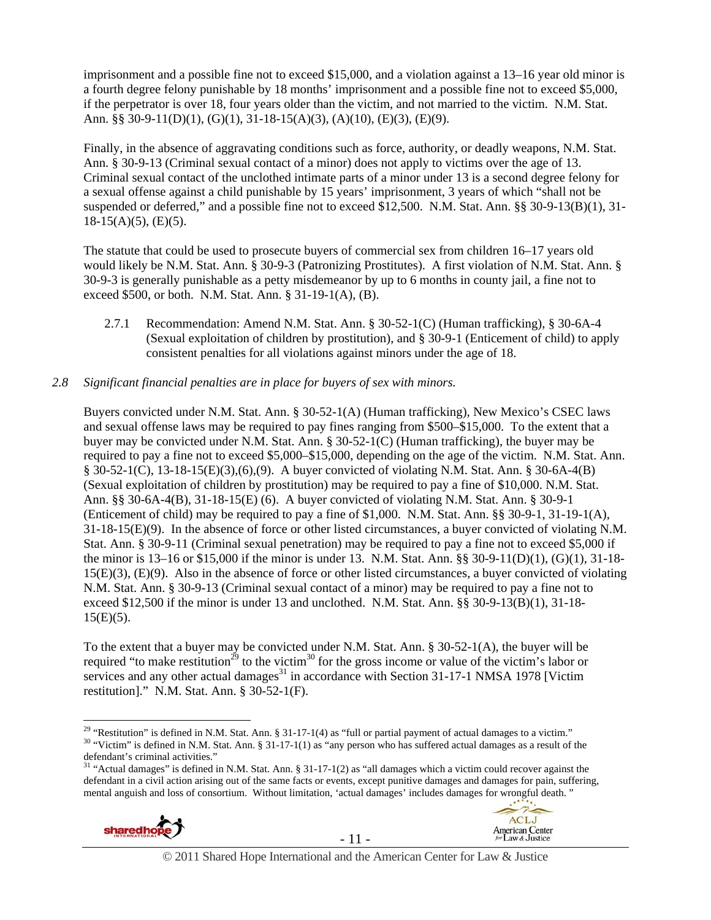imprisonment and a possible fine not to exceed $15,000, and a violation against a 13–16 year old minor is a fourth degree felony punishable by 18 months' imprisonment and a possible fine not to exceed $5,000, if the perpetrator is over 18, four years older than the victim, and not married to the victim. N.M. Stat. Ann. §§ 30-9-11(D)(1), (G)(1), 31-18-15(A)(3), (A)(10), (E)(3), (E)(9).

Finally, in the absence of aggravating conditions such as force, authority, or deadly weapons, N.M. Stat. Ann. § 30-9-13 (Criminal sexual contact of a minor) does not apply to victims over the age of 13. Criminal sexual contact of the unclothed intimate parts of a minor under 13 is a second degree felony for a sexual offense against a child punishable by 15 years' imprisonment, 3 years of which "shall not be suspended or deferred," and a possible fine not to exceed $12,500. N.M. Stat. Ann. §§ 30-9-13(B)(1), 31-18-15(A)(5), (E)(5).

The statute that could be used to prosecute buyers of commercial sex from children 16–17 years old would likely be N.M. Stat. Ann. § 30-9-3 (Patronizing Prostitutes). A first violation of N.M. Stat. Ann. § 30-9-3 is generally punishable as a petty misdemeanor by up to 6 months in county jail, a fine not to exceed $500, or both. N.M. Stat. Ann. § 31-19-1(A), (B).

2.7.1 Recommendation: Amend N.M. Stat. Ann. § 30-52-1(C) (Human trafficking), § 30-6A-4 (Sexual exploitation of children by prostitution), and § 30-9-1 (Enticement of child) to apply consistent penalties for all violations against minors under the age of 18.

*2.8 Significant financial penalties are in place for buyers of sex with minors.*

Buyers convicted under N.M. Stat. Ann. § 30-52-1(A) (Human trafficking), New Mexico's CSEC laws and sexual offense laws may be required to pay fines ranging from $500–$15,000. To the extent that a buyer may be convicted under N.M. Stat. Ann. § 30-52-1(C) (Human trafficking), the buyer may be required to pay a fine not to exceed $5,000–$15,000, depending on the age of the victim. N.M. Stat. Ann. § 30-52-1(C), 13-18-15(E)(3),(6),(9). A buyer convicted of violating N.M. Stat. Ann. § 30-6A-4(B) (Sexual exploitation of children by prostitution) may be required to pay a fine of $10,000. N.M. Stat. Ann. §§ 30-6A-4(B), 31-18-15(E) (6). A buyer convicted of violating N.M. Stat. Ann. § 30-9-1 (Enticement of child) may be required to pay a fine of $1,000. N.M. Stat. Ann. §§ 30-9-1, 31-19-1(A), 31-18-15(E)(9). In the absence of force or other listed circumstances, a buyer convicted of violating N.M. Stat. Ann. § 30-9-11 (Criminal sexual penetration) may be required to pay a fine not to exceed $5,000 if the minor is 13–16 or $15,000 if the minor is under 13. N.M. Stat. Ann. §§ 30-9-11(D)(1), (G)(1), 31-18-15(E)(3), (E)(9). Also in the absence of force or other listed circumstances, a buyer convicted of violating N.M. Stat. Ann. § 30-9-13 (Criminal sexual contact of a minor) may be required to pay a fine not to exceed $12,500 if the minor is under 13 and unclothed. N.M. Stat. Ann. §§ 30-9-13(B)(1), 31-18-15(E)(5).

To the extent that a buyer may be convicted under N.M. Stat. Ann. § 30-52-1(A), the buyer will be required "to make restitution[29] to the victim[30] for the gross income or value of the victim's labor or services and any other actual damages[31] in accordance with Section 31-17-1 NMSA 1978 [Victim restitution]." N.M. Stat. Ann. § 30-52-1(F).

[29] "Restitution" is defined in N.M. Stat. Ann. § 31-17-1(4) as "full or partial payment of actual damages to a victim."

[30] "Victim" is defined in N.M. Stat. Ann. § 31-17-1(1) as "any person who has suffered actual damages as a result of the defendant's criminal activities."

[31] "Actual damages" is defined in N.M. Stat. Ann. § 31-17-1(2) as "all damages which a victim could recover against the defendant in a civil action arising out of the same facts or events, except punitive damages and damages for pain, suffering, mental anguish and loss of consortium. Without limitation, 'actual damages' includes damages for wrongful death."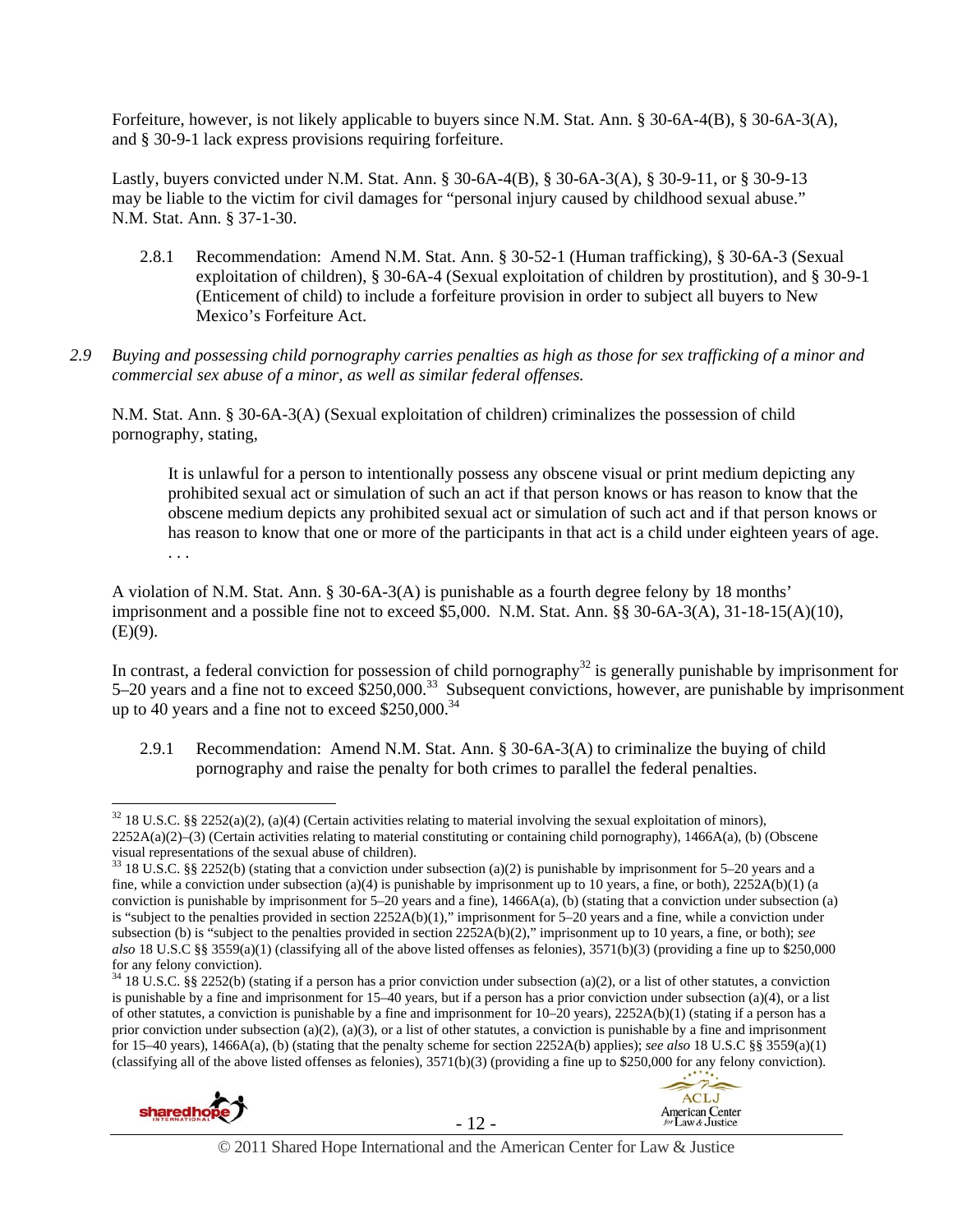Forfeiture, however, is not likely applicable to buyers since N.M. Stat. Ann. § 30-6A-4(B), § 30-6A-3(A), and § 30-9-1 lack express provisions requiring forfeiture.

Lastly, buyers convicted under N.M. Stat. Ann. § 30-6A-4(B), § 30-6A-3(A), § 30-9-11, or § 30-9-13 may be liable to the victim for civil damages for "personal injury caused by childhood sexual abuse." N.M. Stat. Ann. § 37-1-30.

2.8.1 Recommendation: Amend N.M. Stat. Ann. § 30-52-1 (Human trafficking), § 30-6A-3 (Sexual exploitation of children), § 30-6A-4 (Sexual exploitation of children by prostitution), and § 30-9-1 (Enticement of child) to include a forfeiture provision in order to subject all buyers to New Mexico's Forfeiture Act.

*2.9 Buying and possessing child pornography carries penalties as high as those for sex trafficking of a minor and commercial sex abuse of a minor, as well as similar federal offenses.*

N.M. Stat. Ann. § 30-6A-3(A) (Sexual exploitation of children) criminalizes the possession of child pornography, stating,

> It is unlawful for a person to intentionally possess any obscene visual or print medium depicting any prohibited sexual act or simulation of such an act if that person knows or has reason to know that the obscene medium depicts any prohibited sexual act or simulation of such act and if that person knows or has reason to know that one or more of the participants in that act is a child under eighteen years of age. . . .

A violation of N.M. Stat. Ann. § 30-6A-3(A) is punishable as a fourth degree felony by 18 months' imprisonment and a possible fine not to exceed $5,000. N.M. Stat. Ann. §§ 30-6A-3(A), 31-18-15(A)(10), (E)(9).

In contrast, a federal conviction for possession of child pornography[32] is generally punishable by imprisonment for 5–20 years and a fine not to exceed $250,000.[33] Subsequent convictions, however, are punishable by imprisonment up to 40 years and a fine not to exceed $250,000.[34]

2.9.1 Recommendation: Amend N.M. Stat. Ann. § 30-6A-3(A) to criminalize the buying of child pornography and raise the penalty for both crimes to parallel the federal penalties.

---

[32] 18 U.S.C. §§ 2252(a)(2), (a)(4) (Certain activities relating to material involving the sexual exploitation of minors), 2252A(a)(2)–(3) (Certain activities relating to material constituting or containing child pornography), 1466A(a), (b) (Obscene visual representations of the sexual abuse of children).

[33] 18 U.S.C. §§ 2252(b) (stating that a conviction under subsection (a)(2) is punishable by imprisonment for 5–20 years and a fine, while a conviction under subsection (a)(4) is punishable by imprisonment up to 10 years, a fine, or both), 2252A(b)(1) (a conviction is punishable by imprisonment for 5–20 years and a fine), 1466A(a), (b) (stating that a conviction under subsection (a) is "subject to the penalties provided in section 2252A(b)(1)," imprisonment for 5–20 years and a fine, while a conviction under subsection (b) is "subject to the penalties provided in section 2252A(b)(2)," imprisonment up to 10 years, a fine, or both); *see also* 18 U.S.C §§ 3559(a)(1) (classifying all of the above listed offenses as felonies), 3571(b)(3) (providing a fine up to $250,000 for any felony conviction).

[34] 18 U.S.C. §§ 2252(b) (stating if a person has a prior conviction under subsection (a)(2), or a list of other statutes, a conviction is punishable by a fine and imprisonment for 15–40 years, but if a person has a prior conviction under subsection (a)(4), or a list of other statutes, a conviction is punishable by a fine and imprisonment for 10–20 years), 2252A(b)(1) (stating if a person has a prior conviction under subsection (a)(2), (a)(3), or a list of other statutes, a conviction is punishable by a fine and imprisonment for 15–40 years), 1466A(a), (b) (stating that the penalty scheme for section 2252A(b) applies); *see also* 18 U.S.C §§ 3559(a)(1) (classifying all of the above listed offenses as felonies), 3571(b)(3) (providing a fine up to $250,000 for any felony conviction).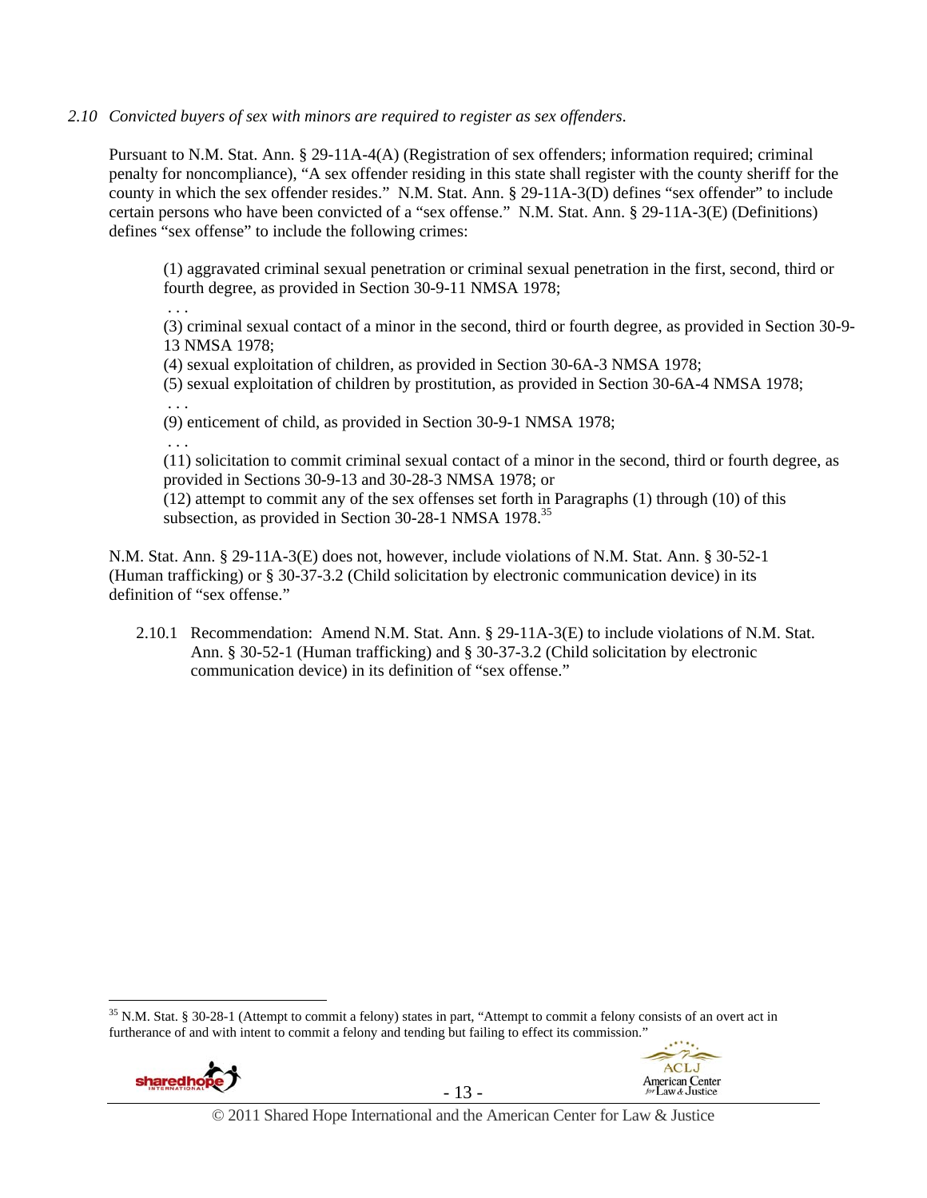*2.10 Convicted buyers of sex with minors are required to register as sex offenders.*

Pursuant to N.M. Stat. Ann. § 29-11A-4(A) (Registration of sex offenders; information required; criminal penalty for noncompliance), "A sex offender residing in this state shall register with the county sheriff for the county in which the sex offender resides." N.M. Stat. Ann. § 29-11A-3(D) defines "sex offender" to include certain persons who have been convicted of a "sex offense." N.M. Stat. Ann. § 29-11A-3(E) (Definitions) defines "sex offense" to include the following crimes:

> (1) aggravated criminal sexual penetration or criminal sexual penetration in the first, second, third or fourth degree, as provided in Section 30-9-11 NMSA 1978;
>
> . . .
>
> (3) criminal sexual contact of a minor in the second, third or fourth degree, as provided in Section 30-9-13 NMSA 1978;
>
> (4) sexual exploitation of children, as provided in Section 30-6A-3 NMSA 1978;
>
> (5) sexual exploitation of children by prostitution, as provided in Section 30-6A-4 NMSA 1978;
>
> . . .
>
> (9) enticement of child, as provided in Section 30-9-1 NMSA 1978;
>
> . . .
>
> (11) solicitation to commit criminal sexual contact of a minor in the second, third or fourth degree, as provided in Sections 30-9-13 and 30-28-3 NMSA 1978; or
>
> (12) attempt to commit any of the sex offenses set forth in Paragraphs (1) through (10) of this subsection, as provided in Section 30-28-1 NMSA 1978.[35]

N.M. Stat. Ann. § 29-11A-3(E) does not, however, include violations of N.M. Stat. Ann. § 30-52-1 (Human trafficking) or § 30-37-3.2 (Child solicitation by electronic communication device) in its definition of "sex offense."

2.10.1 Recommendation: Amend N.M. Stat. Ann. § 29-11A-3(E) to include violations of N.M. Stat. Ann. § 30-52-1 (Human trafficking) and § 30-37-3.2 (Child solicitation by electronic communication device) in its definition of "sex offense."

---

[35] N.M. Stat. § 30-28-1 (Attempt to commit a felony) states in part, "Attempt to commit a felony consists of an overt act in furtherance of and with intent to commit a felony and tending but failing to effect its commission."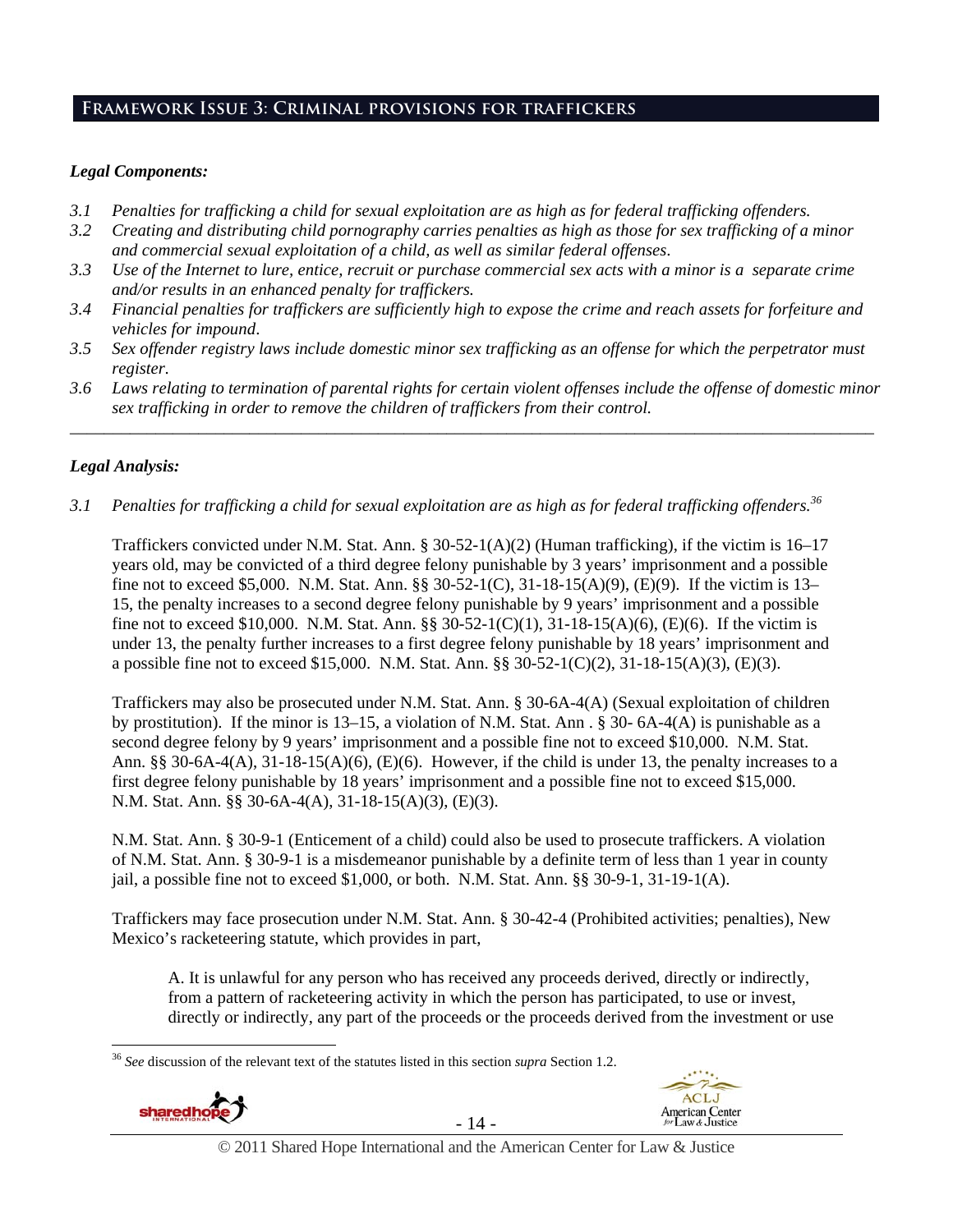## Framework Issue 3: Criminal provisions for traffickers

***Legal Components:***

*3.1 Penalties for trafficking a child for sexual exploitation are as high as for federal trafficking offenders.*

*3.2 Creating and distributing child pornography carries penalties as high as those for sex trafficking of a minor and commercial sexual exploitation of a child, as well as similar federal offenses.*

*3.3 Use of the Internet to lure, entice, recruit or purchase commercial sex acts with a minor is a separate crime and/or results in an enhanced penalty for traffickers.*

*3.4 Financial penalties for traffickers are sufficiently high to expose the crime and reach assets for forfeiture and vehicles for impound.*

*3.5 Sex offender registry laws include domestic minor sex trafficking as an offense for which the perpetrator must register.*

*3.6 Laws relating to termination of parental rights for certain violent offenses include the offense of domestic minor sex trafficking in order to remove the children of traffickers from their control.*

---

***Legal Analysis:***

*3.1 Penalties for trafficking a child for sexual exploitation are as high as for federal trafficking offenders.*[36]

Traffickers convicted under N.M. Stat. Ann. § 30-52-1(A)(2) (Human trafficking), if the victim is 16–17 years old, may be convicted of a third degree felony punishable by 3 years' imprisonment and a possible fine not to exceed $5,000. N.M. Stat. Ann. §§ 30-52-1(C), 31-18-15(A)(9), (E)(9). If the victim is 13–15, the penalty increases to a second degree felony punishable by 9 years' imprisonment and a possible fine not to exceed $10,000. N.M. Stat. Ann. §§ 30-52-1(C)(1), 31-18-15(A)(6), (E)(6). If the victim is under 13, the penalty further increases to a first degree felony punishable by 18 years' imprisonment and a possible fine not to exceed $15,000. N.M. Stat. Ann. §§ 30-52-1(C)(2), 31-18-15(A)(3), (E)(3).

Traffickers may also be prosecuted under N.M. Stat. Ann. § 30-6A-4(A) (Sexual exploitation of children by prostitution). If the minor is 13–15, a violation of N.M. Stat. Ann . § 30- 6A-4(A) is punishable as a second degree felony by 9 years' imprisonment and a possible fine not to exceed $10,000. N.M. Stat. Ann. §§ 30-6A-4(A), 31-18-15(A)(6), (E)(6). However, if the child is under 13, the penalty increases to a first degree felony punishable by 18 years' imprisonment and a possible fine not to exceed $15,000. N.M. Stat. Ann. §§ 30-6A-4(A), 31-18-15(A)(3), (E)(3).

N.M. Stat. Ann. § 30-9-1 (Enticement of a child) could also be used to prosecute traffickers. A violation of N.M. Stat. Ann. § 30-9-1 is a misdemeanor punishable by a definite term of less than 1 year in county jail, a possible fine not to exceed $1,000, or both. N.M. Stat. Ann. §§ 30-9-1, 31-19-1(A).

Traffickers may face prosecution under N.M. Stat. Ann. § 30-42-4 (Prohibited activities; penalties), New Mexico's racketeering statute, which provides in part,

> A. It is unlawful for any person who has received any proceeds derived, directly or indirectly, from a pattern of racketeering activity in which the person has participated, to use or invest, directly or indirectly, any part of the proceeds or the proceeds derived from the investment or use

[36] *See* discussion of the relevant text of the statutes listed in this section *supra* Section 1.2.

© 2011 Shared Hope International and the American Center for Law & Justice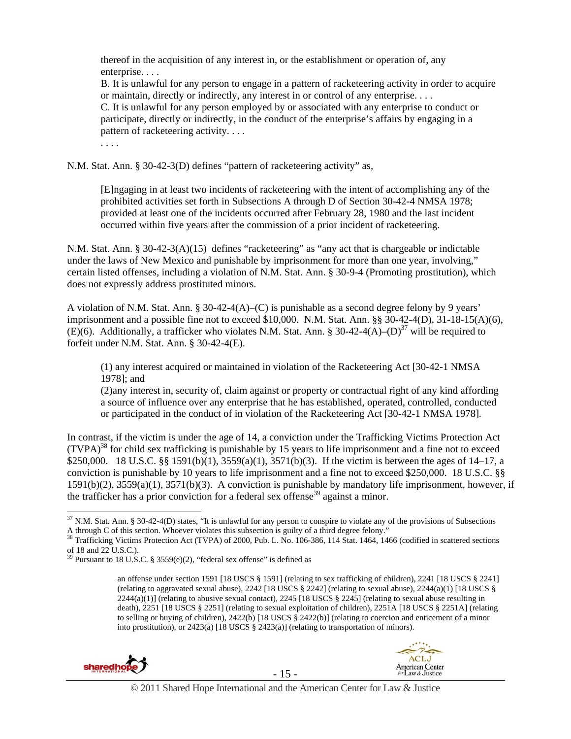> thereof in the acquisition of any interest in, or the establishment or operation of, any enterprise. . . .
> B. It is unlawful for any person to engage in a pattern of racketeering activity in order to acquire or maintain, directly or indirectly, any interest in or control of any enterprise. . . .
> C. It is unlawful for any person employed by or associated with any enterprise to conduct or participate, directly or indirectly, in the conduct of the enterprise's affairs by engaging in a pattern of racketeering activity. . . .
> . . . .

N.M. Stat. Ann. § 30-42-3(D) defines "pattern of racketeering activity" as,

> [E]ngaging in at least two incidents of racketeering with the intent of accomplishing any of the prohibited activities set forth in Subsections A through D of Section 30-42-4 NMSA 1978; provided at least one of the incidents occurred after February 28, 1980 and the last incident occurred within five years after the commission of a prior incident of racketeering.

N.M. Stat. Ann. § 30-42-3(A)(15) defines "racketeering" as "any act that is chargeable or indictable under the laws of New Mexico and punishable by imprisonment for more than one year, involving," certain listed offenses, including a violation of N.M. Stat. Ann. § 30-9-4 (Promoting prostitution), which does not expressly address prostituted minors.

A violation of N.M. Stat. Ann. § 30-42-4(A)–(C) is punishable as a second degree felony by 9 years' imprisonment and a possible fine not to exceed $10,000. N.M. Stat. Ann. §§ 30-42-4(D), 31-18-15(A)(6), (E)(6). Additionally, a trafficker who violates N.M. Stat. Ann. § 30-42-4(A)–(D)[37] will be required to forfeit under N.M. Stat. Ann. § 30-42-4(E).

> (1) any interest acquired or maintained in violation of the Racketeering Act [30-42-1 NMSA 1978]; and
> (2)any interest in, security of, claim against or property or contractual right of any kind affording a source of influence over any enterprise that he has established, operated, controlled, conducted or participated in the conduct of in violation of the Racketeering Act [30-42-1 NMSA 1978].

In contrast, if the victim is under the age of 14, a conviction under the Trafficking Victims Protection Act (TVPA)[38] for child sex trafficking is punishable by 15 years to life imprisonment and a fine not to exceed $250,000. 18 U.S.C. §§ 1591(b)(1), 3559(a)(1), 3571(b)(3). If the victim is between the ages of 14–17, a conviction is punishable by 10 years to life imprisonment and a fine not to exceed $250,000. 18 U.S.C. §§ 1591(b)(2), 3559(a)(1), 3571(b)(3). A conviction is punishable by mandatory life imprisonment, however, if the trafficker has a prior conviction for a federal sex offense[39] against a minor.

---

[37] N.M. Stat. Ann. § 30-42-4(D) states, "It is unlawful for any person to conspire to violate any of the provisions of Subsections A through C of this section. Whoever violates this subsection is guilty of a third degree felony."

[38] Trafficking Victims Protection Act (TVPA) of 2000, Pub. L. No. 106-386, 114 Stat. 1464, 1466 (codified in scattered sections of 18 and 22 U.S.C.).

[39] Pursuant to 18 U.S.C. § 3559(e)(2), "federal sex offense" is defined as

> an offense under section 1591 [18 USCS § 1591] (relating to sex trafficking of children), 2241 [18 USCS § 2241] (relating to aggravated sexual abuse), 2242 [18 USCS § 2242] (relating to sexual abuse), 2244(a)(1) [18 USCS § 2244(a)(1)] (relating to abusive sexual contact), 2245 [18 USCS § 2245] (relating to sexual abuse resulting in death), 2251 [18 USCS § 2251] (relating to sexual exploitation of children), 2251A [18 USCS § 2251A] (relating to selling or buying of children), 2422(b) [18 USCS § 2422(b)] (relating to coercion and enticement of a minor into prostitution), or 2423(a) [18 USCS § 2423(a)] (relating to transportation of minors).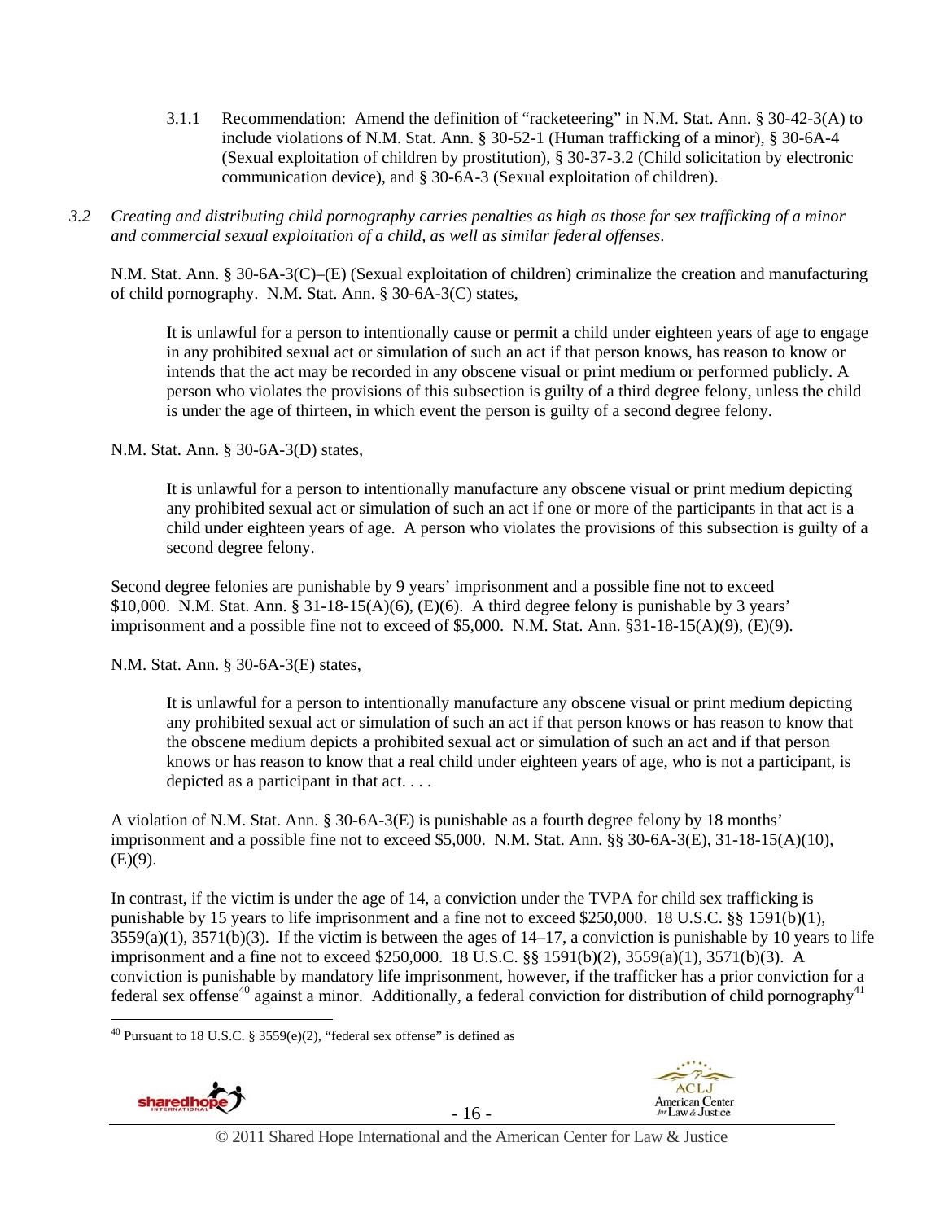3.1.1 Recommendation: Amend the definition of "racketeering" in N.M. Stat. Ann. § 30-42-3(A) to include violations of N.M. Stat. Ann. § 30-52-1 (Human trafficking of a minor), § 30-6A-4 (Sexual exploitation of children by prostitution), § 30-37-3.2 (Child solicitation by electronic communication device), and § 30-6A-3 (Sexual exploitation of children).

*3.2 Creating and distributing child pornography carries penalties as high as those for sex trafficking of a minor and commercial sexual exploitation of a child, as well as similar federal offenses.*

N.M. Stat. Ann. § 30-6A-3(C)–(E) (Sexual exploitation of children) criminalize the creation and manufacturing of child pornography. N.M. Stat. Ann. § 30-6A-3(C) states,

> It is unlawful for a person to intentionally cause or permit a child under eighteen years of age to engage in any prohibited sexual act or simulation of such an act if that person knows, has reason to know or intends that the act may be recorded in any obscene visual or print medium or performed publicly. A person who violates the provisions of this subsection is guilty of a third degree felony, unless the child is under the age of thirteen, in which event the person is guilty of a second degree felony.

N.M. Stat. Ann. § 30-6A-3(D) states,

> It is unlawful for a person to intentionally manufacture any obscene visual or print medium depicting any prohibited sexual act or simulation of such an act if one or more of the participants in that act is a child under eighteen years of age. A person who violates the provisions of this subsection is guilty of a second degree felony.

Second degree felonies are punishable by 9 years' imprisonment and a possible fine not to exceed $10,000. N.M. Stat. Ann. § 31-18-15(A)(6), (E)(6). A third degree felony is punishable by 3 years' imprisonment and a possible fine not to exceed of $5,000. N.M. Stat. Ann. §31-18-15(A)(9), (E)(9).

N.M. Stat. Ann. § 30-6A-3(E) states,

> It is unlawful for a person to intentionally manufacture any obscene visual or print medium depicting any prohibited sexual act or simulation of such an act if that person knows or has reason to know that the obscene medium depicts a prohibited sexual act or simulation of such an act and if that person knows or has reason to know that a real child under eighteen years of age, who is not a participant, is depicted as a participant in that act. . . .

A violation of N.M. Stat. Ann. § 30-6A-3(E) is punishable as a fourth degree felony by 18 months' imprisonment and a possible fine not to exceed $5,000. N.M. Stat. Ann. §§ 30-6A-3(E), 31-18-15(A)(10), (E)(9).

In contrast, if the victim is under the age of 14, a conviction under the TVPA for child sex trafficking is punishable by 15 years to life imprisonment and a fine not to exceed $250,000. 18 U.S.C. §§ 1591(b)(1), 3559(a)(1), 3571(b)(3). If the victim is between the ages of 14–17, a conviction is punishable by 10 years to life imprisonment and a fine not to exceed $250,000. 18 U.S.C. §§ 1591(b)(2), 3559(a)(1), 3571(b)(3). A conviction is punishable by mandatory life imprisonment, however, if the trafficker has a prior conviction for a federal sex offense[40] against a minor. Additionally, a federal conviction for distribution of child pornography[41]

[40] Pursuant to 18 U.S.C. § 3559(e)(2), "federal sex offense" is defined as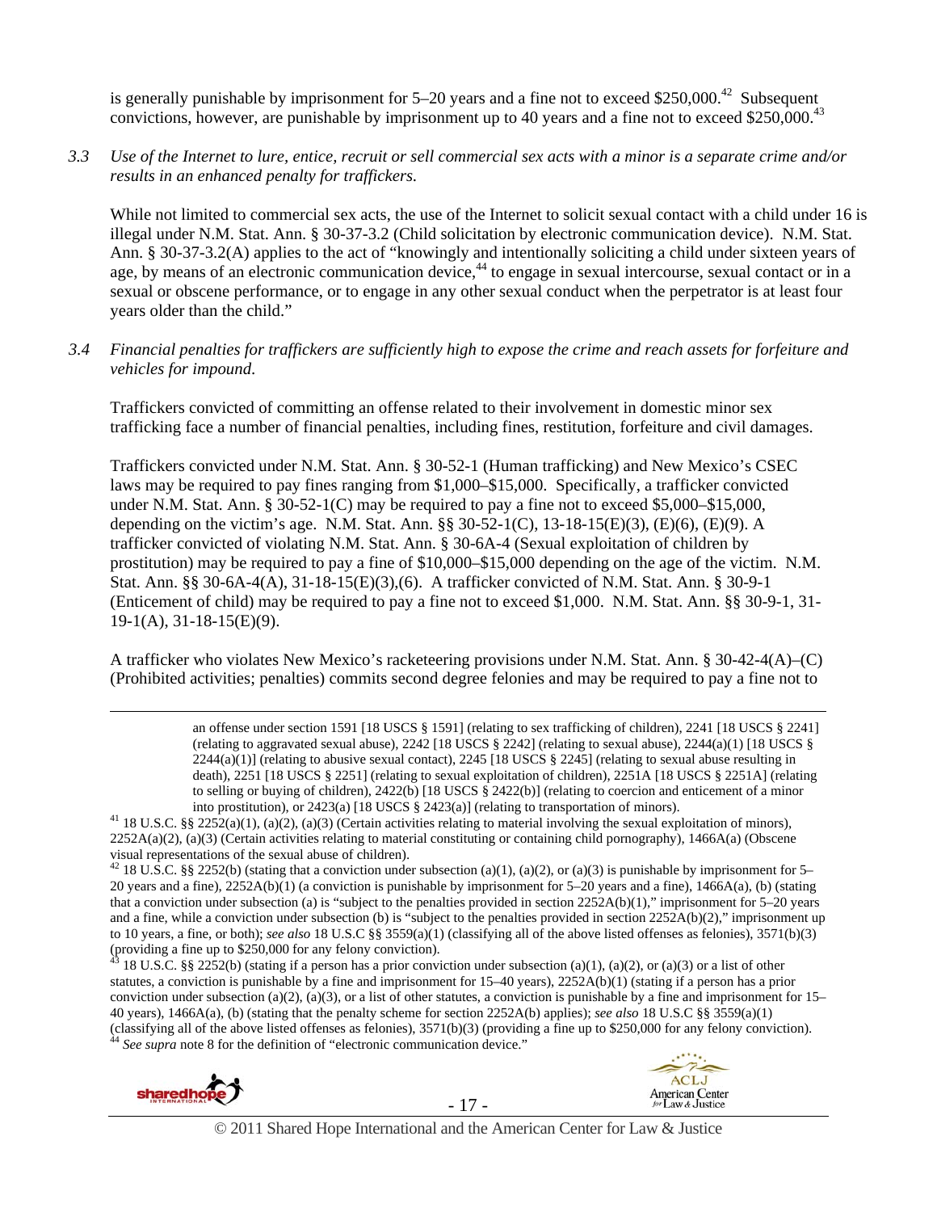is generally punishable by imprisonment for 5–20 years and a fine not to exceed $250,000.[42] Subsequent convictions, however, are punishable by imprisonment up to 40 years and a fine not to exceed $250,000.[43]

*3.3 Use of the Internet to lure, entice, recruit or sell commercial sex acts with a minor is a separate crime and/or results in an enhanced penalty for traffickers.*

While not limited to commercial sex acts, the use of the Internet to solicit sexual contact with a child under 16 is illegal under N.M. Stat. Ann. § 30-37-3.2 (Child solicitation by electronic communication device). N.M. Stat. Ann. § 30-37-3.2(A) applies to the act of "knowingly and intentionally soliciting a child under sixteen years of age, by means of an electronic communication device,[44] to engage in sexual intercourse, sexual contact or in a sexual or obscene performance, or to engage in any other sexual conduct when the perpetrator is at least four years older than the child."

*3.4 Financial penalties for traffickers are sufficiently high to expose the crime and reach assets for forfeiture and vehicles for impound.*

Traffickers convicted of committing an offense related to their involvement in domestic minor sex trafficking face a number of financial penalties, including fines, restitution, forfeiture and civil damages.

Traffickers convicted under N.M. Stat. Ann. § 30-52-1 (Human trafficking) and New Mexico's CSEC laws may be required to pay fines ranging from $1,000–$15,000. Specifically, a trafficker convicted under N.M. Stat. Ann. § 30-52-1(C) may be required to pay a fine not to exceed $5,000–$15,000, depending on the victim's age. N.M. Stat. Ann. §§ 30-52-1(C), 13-18-15(E)(3), (E)(6), (E)(9). A trafficker convicted of violating N.M. Stat. Ann. § 30-6A-4 (Sexual exploitation of children by prostitution) may be required to pay a fine of $10,000–$15,000 depending on the age of the victim. N.M. Stat. Ann. §§ 30-6A-4(A), 31-18-15(E)(3),(6). A trafficker convicted of N.M. Stat. Ann. § 30-9-1 (Enticement of child) may be required to pay a fine not to exceed $1,000. N.M. Stat. Ann. §§ 30-9-1, 31-19-1(A), 31-18-15(E)(9).

A trafficker who violates New Mexico's racketeering provisions under N.M. Stat. Ann. § 30-42-4(A)–(C) (Prohibited activities; penalties) commits second degree felonies and may be required to pay a fine not to

---

an offense under section 1591 [18 USCS § 1591] (relating to sex trafficking of children), 2241 [18 USCS § 2241] (relating to aggravated sexual abuse), 2242 [18 USCS § 2242] (relating to sexual abuse), 2244(a)(1) [18 USCS § 2244(a)(1)] (relating to abusive sexual contact), 2245 [18 USCS § 2245] (relating to sexual abuse resulting in death), 2251 [18 USCS § 2251] (relating to sexual exploitation of children), 2251A [18 USCS § 2251A] (relating to selling or buying of children), 2422(b) [18 USCS § 2422(b)] (relating to coercion and enticement of a minor into prostitution), or 2423(a) [18 USCS § 2423(a)] (relating to transportation of minors).

[41] 18 U.S.C. §§ 2252(a)(1), (a)(2), (a)(3) (Certain activities relating to material involving the sexual exploitation of minors), 2252A(a)(2), (a)(3) (Certain activities relating to material constituting or containing child pornography), 1466A(a) (Obscene visual representations of the sexual abuse of children).

[42] 18 U.S.C. §§ 2252(b) (stating that a conviction under subsection (a)(1), (a)(2), or (a)(3) is punishable by imprisonment for 5–20 years and a fine), 2252A(b)(1) (a conviction is punishable by imprisonment for 5–20 years and a fine), 1466A(a), (b) (stating that a conviction under subsection (a) is "subject to the penalties provided in section 2252A(b)(1)," imprisonment for 5–20 years and a fine, while a conviction under subsection (b) is "subject to the penalties provided in section 2252A(b)(2)," imprisonment up to 10 years, a fine, or both); *see also* 18 U.S.C §§ 3559(a)(1) (classifying all of the above listed offenses as felonies), 3571(b)(3) (providing a fine up to $250,000 for any felony conviction).

[43] 18 U.S.C. §§ 2252(b) (stating if a person has a prior conviction under subsection (a)(1), (a)(2), or (a)(3) or a list of other statutes, a conviction is punishable by a fine and imprisonment for 15–40 years), 2252A(b)(1) (stating if a person has a prior conviction under subsection (a)(2), (a)(3), or a list of other statutes, a conviction is punishable by a fine and imprisonment for 15–40 years), 1466A(a), (b) (stating that the penalty scheme for section 2252A(b) applies); *see also* 18 U.S.C §§ 3559(a)(1) (classifying all of the above listed offenses as felonies), 3571(b)(3) (providing a fine up to $250,000 for any felony conviction).

[44] *See supra* note 8 for the definition of "electronic communication device."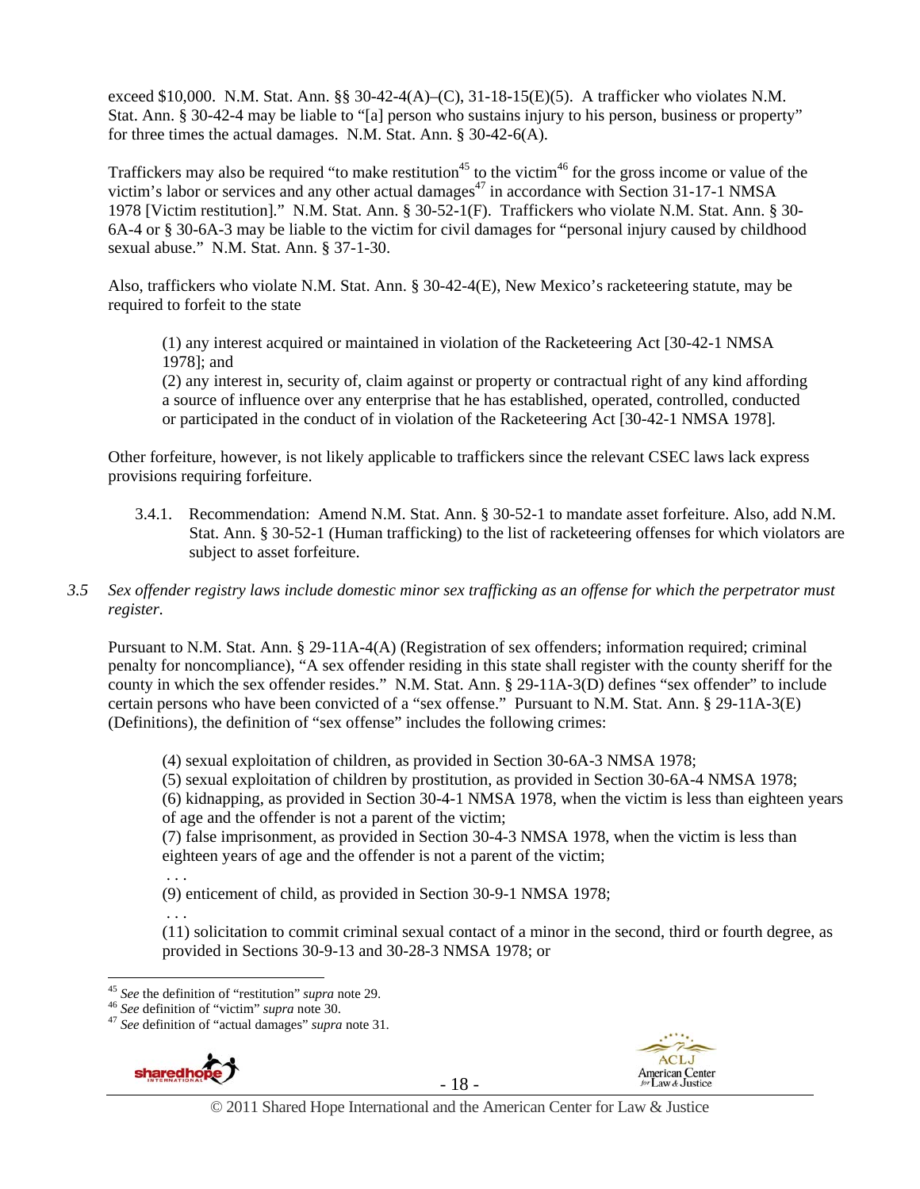exceed $10,000. N.M. Stat. Ann. §§ 30-42-4(A)–(C), 31-18-15(E)(5). A trafficker who violates N.M. Stat. Ann. § 30-42-4 may be liable to "[a] person who sustains injury to his person, business or property" for three times the actual damages. N.M. Stat. Ann. § 30-42-6(A).

Traffickers may also be required "to make restitution[45] to the victim[46] for the gross income or value of the victim's labor or services and any other actual damages[47] in accordance with Section 31-17-1 NMSA 1978 [Victim restitution]." N.M. Stat. Ann. § 30-52-1(F). Traffickers who violate N.M. Stat. Ann. § 30-6A-4 or § 30-6A-3 may be liable to the victim for civil damages for "personal injury caused by childhood sexual abuse." N.M. Stat. Ann. § 37-1-30.

Also, traffickers who violate N.M. Stat. Ann. § 30-42-4(E), New Mexico's racketeering statute, may be required to forfeit to the state

> (1) any interest acquired or maintained in violation of the Racketeering Act [30-42-1 NMSA 1978]; and
> (2) any interest in, security of, claim against or property or contractual right of any kind affording a source of influence over any enterprise that he has established, operated, controlled, conducted or participated in the conduct of in violation of the Racketeering Act [30-42-1 NMSA 1978].

Other forfeiture, however, is not likely applicable to traffickers since the relevant CSEC laws lack express provisions requiring forfeiture.

3.4.1. Recommendation: Amend N.M. Stat. Ann. § 30-52-1 to mandate asset forfeiture. Also, add N.M. Stat. Ann. § 30-52-1 (Human trafficking) to the list of racketeering offenses for which violators are subject to asset forfeiture.

*3.5 Sex offender registry laws include domestic minor sex trafficking as an offense for which the perpetrator must register.*

Pursuant to N.M. Stat. Ann. § 29-11A-4(A) (Registration of sex offenders; information required; criminal penalty for noncompliance), "A sex offender residing in this state shall register with the county sheriff for the county in which the sex offender resides." N.M. Stat. Ann. § 29-11A-3(D) defines "sex offender" to include certain persons who have been convicted of a "sex offense." Pursuant to N.M. Stat. Ann. § 29-11A-3(E) (Definitions), the definition of "sex offense" includes the following crimes:

> (4) sexual exploitation of children, as provided in Section 30-6A-3 NMSA 1978;
> (5) sexual exploitation of children by prostitution, as provided in Section 30-6A-4 NMSA 1978;
> (6) kidnapping, as provided in Section 30-4-1 NMSA 1978, when the victim is less than eighteen years of age and the offender is not a parent of the victim;
> (7) false imprisonment, as provided in Section 30-4-3 NMSA 1978, when the victim is less than eighteen years of age and the offender is not a parent of the victim;
> . . .
> (9) enticement of child, as provided in Section 30-9-1 NMSA 1978;
> . . .
> (11) solicitation to commit criminal sexual contact of a minor in the second, third or fourth degree, as provided in Sections 30-9-13 and 30-28-3 NMSA 1978; or

---

[45] *See* the definition of "restitution" *supra* note 29.
[46] *See* definition of "victim" *supra* note 30.
[47] *See* definition of "actual damages" *supra* note 31.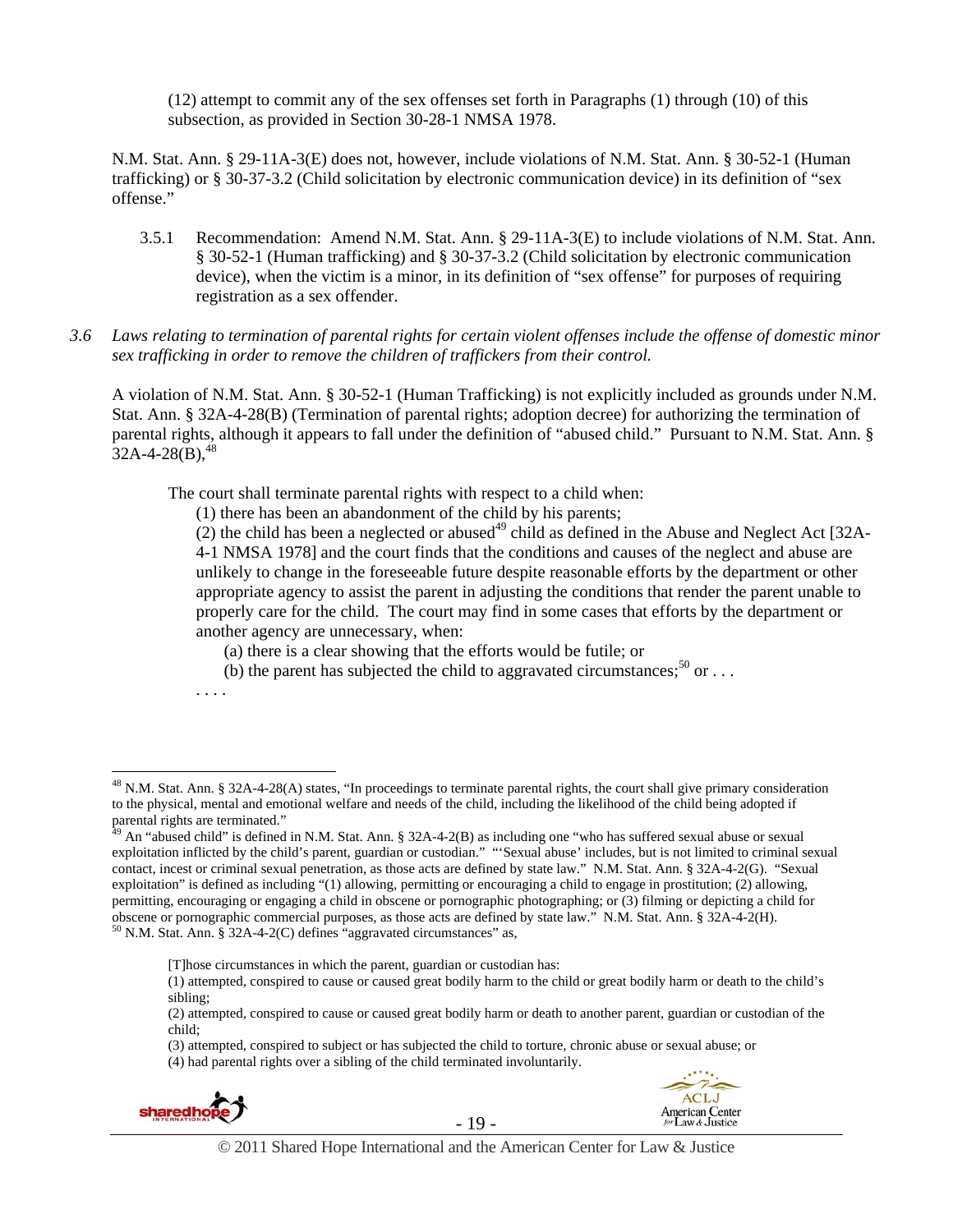(12) attempt to commit any of the sex offenses set forth in Paragraphs (1) through (10) of this subsection, as provided in Section 30-28-1 NMSA 1978.

N.M. Stat. Ann. § 29-11A-3(E) does not, however, include violations of N.M. Stat. Ann. § 30-52-1 (Human trafficking) or § 30-37-3.2 (Child solicitation by electronic communication device) in its definition of "sex offense."

3.5.1 Recommendation: Amend N.M. Stat. Ann. § 29-11A-3(E) to include violations of N.M. Stat. Ann. § 30-52-1 (Human trafficking) and § 30-37-3.2 (Child solicitation by electronic communication device), when the victim is a minor, in its definition of "sex offense" for purposes of requiring registration as a sex offender.

*3.6 Laws relating to termination of parental rights for certain violent offenses include the offense of domestic minor sex trafficking in order to remove the children of traffickers from their control.*

A violation of N.M. Stat. Ann. § 30-52-1 (Human Trafficking) is not explicitly included as grounds under N.M. Stat. Ann. § 32A-4-28(B) (Termination of parental rights; adoption decree) for authorizing the termination of parental rights, although it appears to fall under the definition of "abused child." Pursuant to N.M. Stat. Ann. § 32A-4-28(B),[48]

> The court shall terminate parental rights with respect to a child when:
>
> (1) there has been an abandonment of the child by his parents;
>
> (2) the child has been a neglected or abused[49] child as defined in the Abuse and Neglect Act [32A-4-1 NMSA 1978] and the court finds that the conditions and causes of the neglect and abuse are unlikely to change in the foreseeable future despite reasonable efforts by the department or other appropriate agency to assist the parent in adjusting the conditions that render the parent unable to properly care for the child. The court may find in some cases that efforts by the department or another agency are unnecessary, when:
>
> (a) there is a clear showing that the efforts would be futile; or
>
> (b) the parent has subjected the child to aggravated circumstances;[50] or . . .
>
> . . . .

---

[48] N.M. Stat. Ann. § 32A-4-28(A) states, "In proceedings to terminate parental rights, the court shall give primary consideration to the physical, mental and emotional welfare and needs of the child, including the likelihood of the child being adopted if parental rights are terminated."

[49] An "abused child" is defined in N.M. Stat. Ann. § 32A-4-2(B) as including one "who has suffered sexual abuse or sexual exploitation inflicted by the child's parent, guardian or custodian." "'Sexual abuse' includes, but is not limited to criminal sexual contact, incest or criminal sexual penetration, as those acts are defined by state law." N.M. Stat. Ann. § 32A-4-2(G). "Sexual exploitation" is defined as including "(1) allowing, permitting or encouraging a child to engage in prostitution; (2) allowing, permitting, encouraging or engaging a child in obscene or pornographic photographing; or (3) filming or depicting a child for obscene or pornographic commercial purposes, as those acts are defined by state law." N.M. Stat. Ann. § 32A-4-2(H).

[50] N.M. Stat. Ann. § 32A-4-2(C) defines "aggravated circumstances" as,

> [T]hose circumstances in which the parent, guardian or custodian has:
>
> (1) attempted, conspired to cause or caused great bodily harm to the child or great bodily harm or death to the child's sibling;
>
> (2) attempted, conspired to cause or caused great bodily harm or death to another parent, guardian or custodian of the child;
>
> (3) attempted, conspired to subject or has subjected the child to torture, chronic abuse or sexual abuse; or
>
> (4) had parental rights over a sibling of the child terminated involuntarily.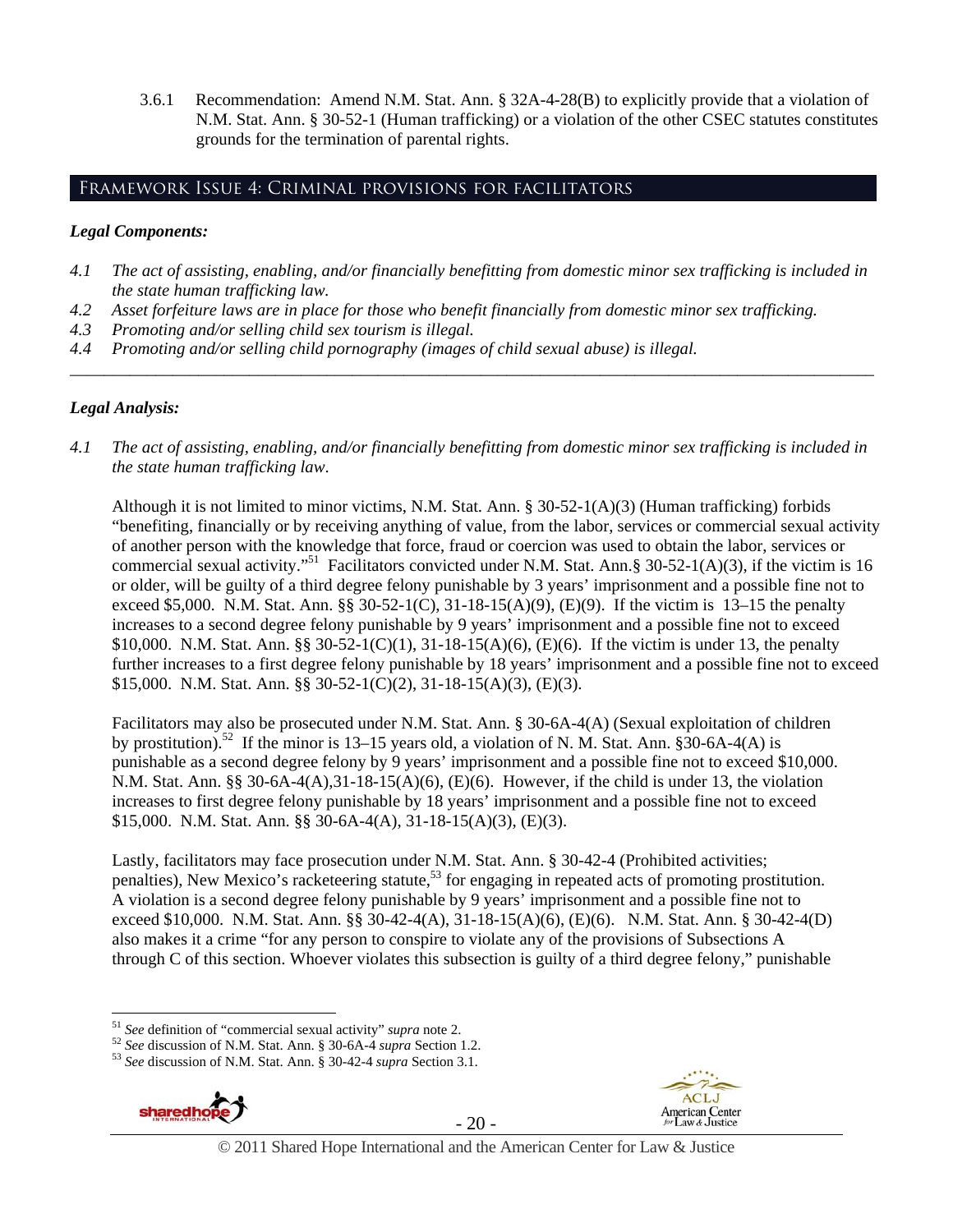3.6.1 Recommendation: Amend N.M. Stat. Ann. § 32A-4-28(B) to explicitly provide that a violation of N.M. Stat. Ann. § 30-52-1 (Human trafficking) or a violation of the other CSEC statutes constitutes grounds for the termination of parental rights.

## Framework Issue 4: Criminal provisions for facilitators

### *Legal Components:*

*4.1 The act of assisting, enabling, and/or financially benefitting from domestic minor sex trafficking is included in the state human trafficking law.*

*4.2 Asset forfeiture laws are in place for those who benefit financially from domestic minor sex trafficking.*

*4.3 Promoting and/or selling child sex tourism is illegal.*

*4.4 Promoting and/or selling child pornography (images of child sexual abuse) is illegal.*

---

### *Legal Analysis:*

*4.1 The act of assisting, enabling, and/or financially benefitting from domestic minor sex trafficking is included in the state human trafficking law.*

Although it is not limited to minor victims, N.M. Stat. Ann. § 30-52-1(A)(3) (Human trafficking) forbids "benefiting, financially or by receiving anything of value, from the labor, services or commercial sexual activity of another person with the knowledge that force, fraud or coercion was used to obtain the labor, services or commercial sexual activity."[51] Facilitators convicted under N.M. Stat. Ann.§ 30-52-1(A)(3), if the victim is 16 or older, will be guilty of a third degree felony punishable by 3 years' imprisonment and a possible fine not to exceed $5,000. N.M. Stat. Ann. §§ 30-52-1(C), 31-18-15(A)(9), (E)(9). If the victim is 13–15 the penalty increases to a second degree felony punishable by 9 years' imprisonment and a possible fine not to exceed $10,000. N.M. Stat. Ann. §§ 30-52-1(C)(1), 31-18-15(A)(6), (E)(6). If the victim is under 13, the penalty further increases to a first degree felony punishable by 18 years' imprisonment and a possible fine not to exceed $15,000. N.M. Stat. Ann. §§ 30-52-1(C)(2), 31-18-15(A)(3), (E)(3).

Facilitators may also be prosecuted under N.M. Stat. Ann. § 30-6A-4(A) (Sexual exploitation of children by prostitution).[52] If the minor is 13–15 years old, a violation of N. M. Stat. Ann. §30-6A-4(A) is punishable as a second degree felony by 9 years' imprisonment and a possible fine not to exceed $10,000. N.M. Stat. Ann. §§ 30-6A-4(A),31-18-15(A)(6), (E)(6). However, if the child is under 13, the violation increases to first degree felony punishable by 18 years' imprisonment and a possible fine not to exceed $15,000. N.M. Stat. Ann. §§ 30-6A-4(A), 31-18-15(A)(3), (E)(3).

Lastly, facilitators may face prosecution under N.M. Stat. Ann. § 30-42-4 (Prohibited activities; penalties), New Mexico's racketeering statute,[53] for engaging in repeated acts of promoting prostitution. A violation is a second degree felony punishable by 9 years' imprisonment and a possible fine not to exceed $10,000. N.M. Stat. Ann. §§ 30-42-4(A), 31-18-15(A)(6), (E)(6). N.M. Stat. Ann. § 30-42-4(D) also makes it a crime "for any person to conspire to violate any of the provisions of Subsections A through C of this section. Whoever violates this subsection is guilty of a third degree felony," punishable

---

[51] *See* definition of "commercial sexual activity" *supra* note 2.

[52] *See* discussion of N.M. Stat. Ann. § 30-6A-4 *supra* Section 1.2.

[53] *See* discussion of N.M. Stat. Ann. § 30-42-4 *supra* Section 3.1.

© 2011 Shared Hope International and the American Center for Law & Justice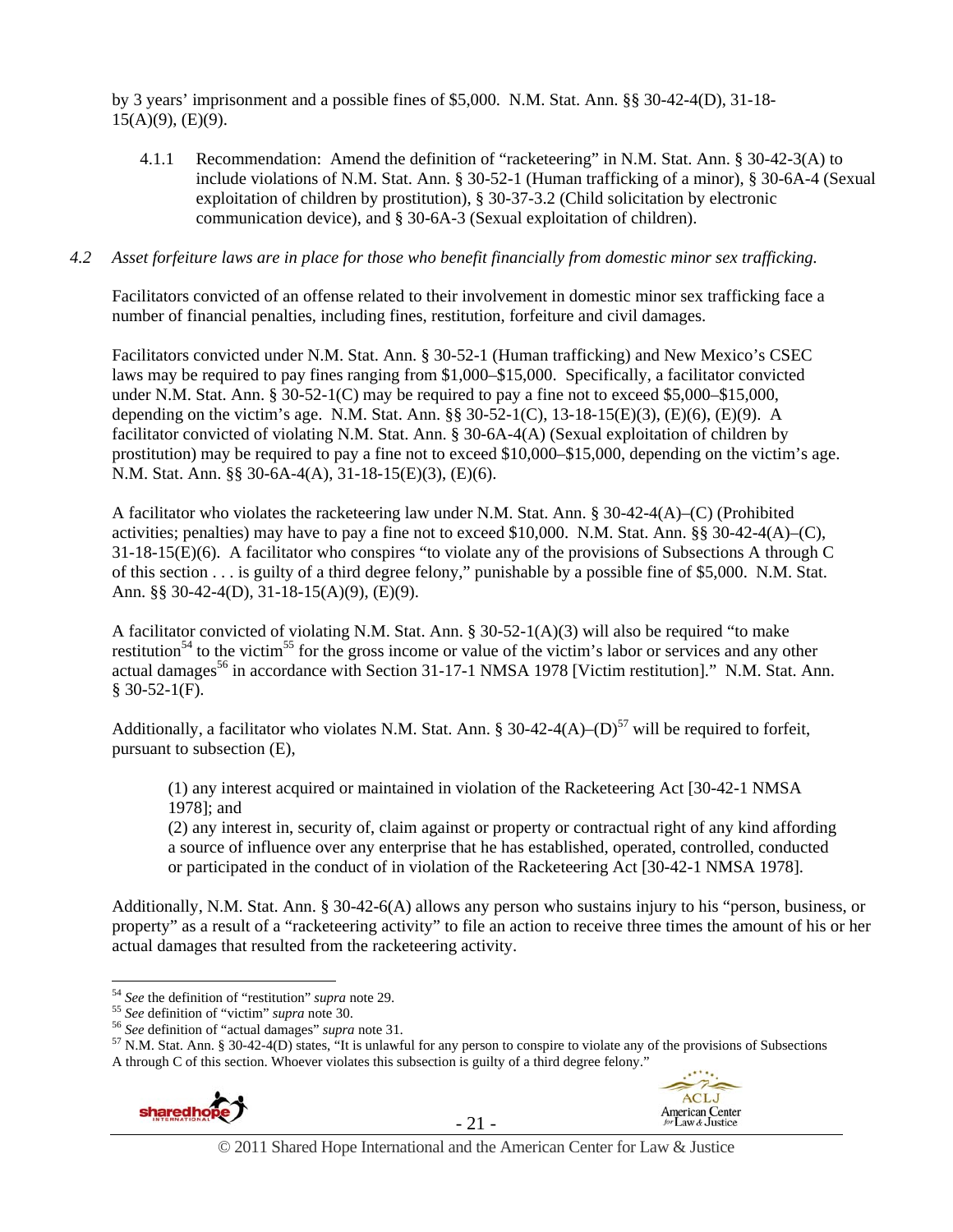by 3 years' imprisonment and a possible fines of $5,000. N.M. Stat. Ann. §§ 30-42-4(D), 31-18-15(A)(9), (E)(9).

4.1.1 Recommendation: Amend the definition of "racketeering" in N.M. Stat. Ann. § 30-42-3(A) to include violations of N.M. Stat. Ann. § 30-52-1 (Human trafficking of a minor), § 30-6A-4 (Sexual exploitation of children by prostitution), § 30-37-3.2 (Child solicitation by electronic communication device), and § 30-6A-3 (Sexual exploitation of children).

*4.2 Asset forfeiture laws are in place for those who benefit financially from domestic minor sex trafficking.*

Facilitators convicted of an offense related to their involvement in domestic minor sex trafficking face a number of financial penalties, including fines, restitution, forfeiture and civil damages.

Facilitators convicted under N.M. Stat. Ann. § 30-52-1 (Human trafficking) and New Mexico's CSEC laws may be required to pay fines ranging from $1,000–$15,000. Specifically, a facilitator convicted under N.M. Stat. Ann. § 30-52-1(C) may be required to pay a fine not to exceed $5,000–$15,000, depending on the victim's age. N.M. Stat. Ann. §§ 30-52-1(C), 13-18-15(E)(3), (E)(6), (E)(9). A facilitator convicted of violating N.M. Stat. Ann. § 30-6A-4(A) (Sexual exploitation of children by prostitution) may be required to pay a fine not to exceed $10,000–$15,000, depending on the victim's age. N.M. Stat. Ann. §§ 30-6A-4(A), 31-18-15(E)(3), (E)(6).

A facilitator who violates the racketeering law under N.M. Stat. Ann. § 30-42-4(A)–(C) (Prohibited activities; penalties) may have to pay a fine not to exceed $10,000. N.M. Stat. Ann. §§ 30-42-4(A)–(C), 31-18-15(E)(6). A facilitator who conspires "to violate any of the provisions of Subsections A through C of this section . . . is guilty of a third degree felony," punishable by a possible fine of $5,000. N.M. Stat. Ann. §§ 30-42-4(D), 31-18-15(A)(9), (E)(9).

A facilitator convicted of violating N.M. Stat. Ann. § 30-52-1(A)(3) will also be required "to make restitution[54] to the victim[55] for the gross income or value of the victim's labor or services and any other actual damages[56] in accordance with Section 31-17-1 NMSA 1978 [Victim restitution]." N.M. Stat. Ann. § 30-52-1(F).

Additionally, a facilitator who violates N.M. Stat. Ann. § 30-42-4(A)–(D)[57] will be required to forfeit, pursuant to subsection (E),

> (1) any interest acquired or maintained in violation of the Racketeering Act [30-42-1 NMSA 1978]; and
> (2) any interest in, security of, claim against or property or contractual right of any kind affording a source of influence over any enterprise that he has established, operated, controlled, conducted or participated in the conduct of in violation of the Racketeering Act [30-42-1 NMSA 1978].

Additionally, N.M. Stat. Ann. § 30-42-6(A) allows any person who sustains injury to his "person, business, or property" as a result of a "racketeering activity" to file an action to receive three times the amount of his or her actual damages that resulted from the racketeering activity.

---

[54] *See* the definition of "restitution" *supra* note 29.
[55] *See* definition of "victim" *supra* note 30.
[56] *See* definition of "actual damages" *supra* note 31.
[57] N.M. Stat. Ann. § 30-42-4(D) states, "It is unlawful for any person to conspire to violate any of the provisions of Subsections A through C of this section. Whoever violates this subsection is guilty of a third degree felony."

© 2011 Shared Hope International and the American Center for Law & Justice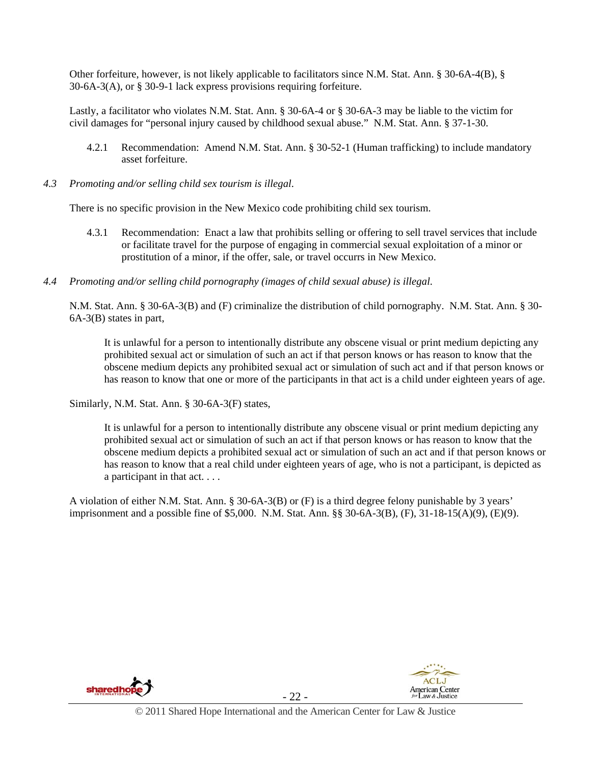Other forfeiture, however, is not likely applicable to facilitators since N.M. Stat. Ann. § 30-6A-4(B), § 30-6A-3(A), or § 30-9-1 lack express provisions requiring forfeiture.

Lastly, a facilitator who violates N.M. Stat. Ann. § 30-6A-4 or § 30-6A-3 may be liable to the victim for civil damages for "personal injury caused by childhood sexual abuse." N.M. Stat. Ann. § 37-1-30.

4.2.1 Recommendation: Amend N.M. Stat. Ann. § 30-52-1 (Human trafficking) to include mandatory asset forfeiture.

*4.3 Promoting and/or selling child sex tourism is illegal*.

There is no specific provision in the New Mexico code prohibiting child sex tourism.

4.3.1 Recommendation: Enact a law that prohibits selling or offering to sell travel services that include or facilitate travel for the purpose of engaging in commercial sexual exploitation of a minor or prostitution of a minor, if the offer, sale, or travel occurrs in New Mexico.

*4.4 Promoting and/or selling child pornography (images of child sexual abuse) is illegal.*

N.M. Stat. Ann. § 30-6A-3(B) and (F) criminalize the distribution of child pornography. N.M. Stat. Ann. § 30-6A-3(B) states in part,

> It is unlawful for a person to intentionally distribute any obscene visual or print medium depicting any prohibited sexual act or simulation of such an act if that person knows or has reason to know that the obscene medium depicts any prohibited sexual act or simulation of such act and if that person knows or has reason to know that one or more of the participants in that act is a child under eighteen years of age.

Similarly, N.M. Stat. Ann. § 30-6A-3(F) states,

> It is unlawful for a person to intentionally distribute any obscene visual or print medium depicting any prohibited sexual act or simulation of such an act if that person knows or has reason to know that the obscene medium depicts a prohibited sexual act or simulation of such an act and if that person knows or has reason to know that a real child under eighteen years of age, who is not a participant, is depicted as a participant in that act. . . .

A violation of either N.M. Stat. Ann. § 30-6A-3(B) or (F) is a third degree felony punishable by 3 years' imprisonment and a possible fine of $5,000. N.M. Stat. Ann. §§ 30-6A-3(B), (F), 31-18-15(A)(9), (E)(9).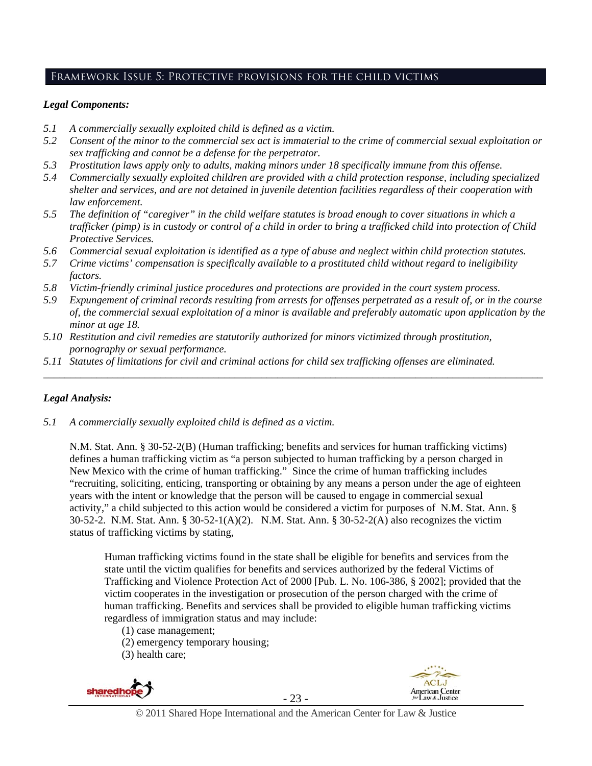## Framework Issue 5: Protective provisions for the child victims

***Legal Components:***

*5.1 A commercially sexually exploited child is defined as a victim.*
*5.2 Consent of the minor to the commercial sex act is immaterial to the crime of commercial sexual exploitation or sex trafficking and cannot be a defense for the perpetrator.*
*5.3 Prostitution laws apply only to adults, making minors under 18 specifically immune from this offense.*
*5.4 Commercially sexually exploited children are provided with a child protection response, including specialized shelter and services, and are not detained in juvenile detention facilities regardless of their cooperation with law enforcement.*
*5.5 The definition of "caregiver" in the child welfare statutes is broad enough to cover situations in which a trafficker (pimp) is in custody or control of a child in order to bring a trafficked child into protection of Child Protective Services.*
*5.6 Commercial sexual exploitation is identified as a type of abuse and neglect within child protection statutes.*
*5.7 Crime victims' compensation is specifically available to a prostituted child without regard to ineligibility factors.*
*5.8 Victim-friendly criminal justice procedures and protections are provided in the court system process.*
*5.9 Expungement of criminal records resulting from arrests for offenses perpetrated as a result of, or in the course of, the commercial sexual exploitation of a minor is available and preferably automatic upon application by the minor at age 18.*
*5.10 Restitution and civil remedies are statutorily authorized for minors victimized through prostitution, pornography or sexual performance.*
*5.11 Statutes of limitations for civil and criminal actions for child sex trafficking offenses are eliminated.*

---

***Legal Analysis:***

*5.1 A commercially sexually exploited child is defined as a victim.*

N.M. Stat. Ann. § 30-52-2(B) (Human trafficking; benefits and services for human trafficking victims) defines a human trafficking victim as "a person subjected to human trafficking by a person charged in New Mexico with the crime of human trafficking." Since the crime of human trafficking includes "recruiting, soliciting, enticing, transporting or obtaining by any means a person under the age of eighteen years with the intent or knowledge that the person will be caused to engage in commercial sexual activity," a child subjected to this action would be considered a victim for purposes of N.M. Stat. Ann. § 30-52-2. N.M. Stat. Ann. § 30-52-1(A)(2). N.M. Stat. Ann. § 30-52-2(A) also recognizes the victim status of trafficking victims by stating,

> Human trafficking victims found in the state shall be eligible for benefits and services from the state until the victim qualifies for benefits and services authorized by the federal Victims of Trafficking and Violence Protection Act of 2000 [Pub. L. No. 106-386, § 2002]; provided that the victim cooperates in the investigation or prosecution of the person charged with the crime of human trafficking. Benefits and services shall be provided to eligible human trafficking victims regardless of immigration status and may include:
>
> (1) case management;
> (2) emergency temporary housing;
> (3) health care;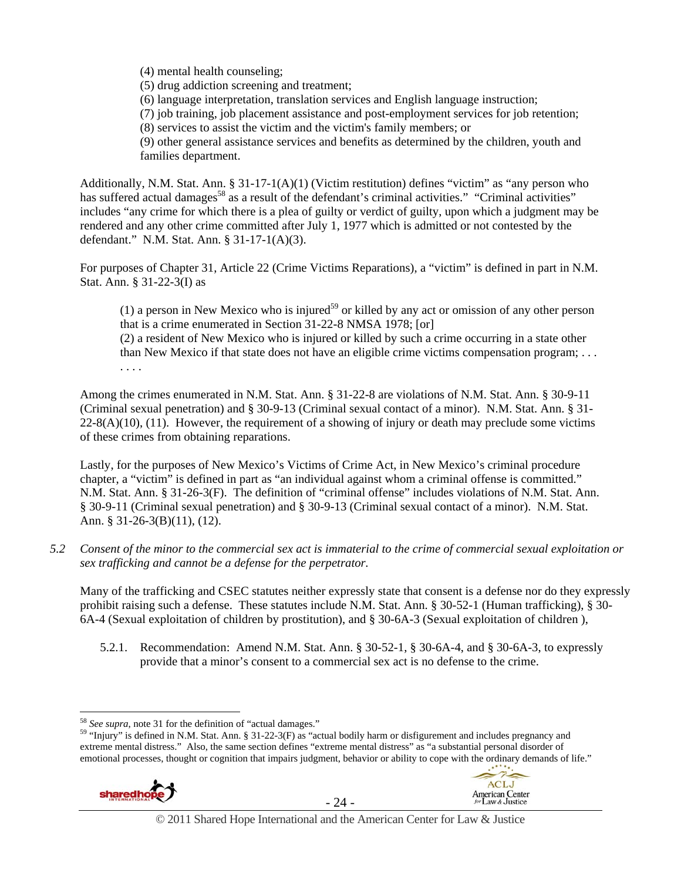(4) mental health counseling;
(5) drug addiction screening and treatment;
(6) language interpretation, translation services and English language instruction;
(7) job training, job placement assistance and post-employment services for job retention;
(8) services to assist the victim and the victim's family members; or
(9) other general assistance services and benefits as determined by the children, youth and families department.

Additionally, N.M. Stat. Ann. § 31-17-1(A)(1) (Victim restitution) defines "victim" as "any person who has suffered actual damages[58] as a result of the defendant's criminal activities." "Criminal activities" includes "any crime for which there is a plea of guilty or verdict of guilty, upon which a judgment may be rendered and any other crime committed after July 1, 1977 which is admitted or not contested by the defendant." N.M. Stat. Ann. § 31-17-1(A)(3).

For purposes of Chapter 31, Article 22 (Crime Victims Reparations), a "victim" is defined in part in N.M. Stat. Ann. § 31-22-3(I) as

> (1) a person in New Mexico who is injured[59] or killed by any act or omission of any other person that is a crime enumerated in Section 31-22-8 NMSA 1978; [or]
> (2) a resident of New Mexico who is injured or killed by such a crime occurring in a state other than New Mexico if that state does not have an eligible crime victims compensation program; . . . . . . .

Among the crimes enumerated in N.M. Stat. Ann. § 31-22-8 are violations of N.M. Stat. Ann. § 30-9-11 (Criminal sexual penetration) and § 30-9-13 (Criminal sexual contact of a minor). N.M. Stat. Ann. § 31-22-8(A)(10), (11). However, the requirement of a showing of injury or death may preclude some victims of these crimes from obtaining reparations.

Lastly, for the purposes of New Mexico's Victims of Crime Act, in New Mexico's criminal procedure chapter, a "victim" is defined in part as "an individual against whom a criminal offense is committed." N.M. Stat. Ann. § 31-26-3(F). The definition of "criminal offense" includes violations of N.M. Stat. Ann. § 30-9-11 (Criminal sexual penetration) and § 30-9-13 (Criminal sexual contact of a minor). N.M. Stat. Ann. § 31-26-3(B)(11), (12).

*5.2 Consent of the minor to the commercial sex act is immaterial to the crime of commercial sexual exploitation or sex trafficking and cannot be a defense for the perpetrator.*

Many of the trafficking and CSEC statutes neither expressly state that consent is a defense nor do they expressly prohibit raising such a defense. These statutes include N.M. Stat. Ann. § 30-52-1 (Human trafficking), § 30-6A-4 (Sexual exploitation of children by prostitution), and § 30-6A-3 (Sexual exploitation of children ),

5.2.1. Recommendation: Amend N.M. Stat. Ann. § 30-52-1, § 30-6A-4, and § 30-6A-3, to expressly provide that a minor's consent to a commercial sex act is no defense to the crime.

---

[58] *See supra*, note 31 for the definition of "actual damages."

[59] "Injury" is defined in N.M. Stat. Ann. § 31-22-3(F) as "actual bodily harm or disfigurement and includes pregnancy and extreme mental distress." Also, the same section defines "extreme mental distress" as "a substantial personal disorder of emotional processes, thought or cognition that impairs judgment, behavior or ability to cope with the ordinary demands of life."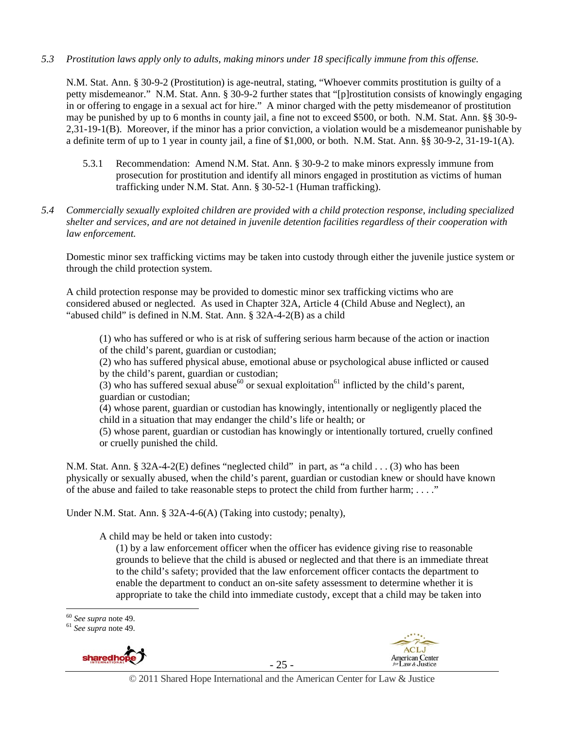*5.3 Prostitution laws apply only to adults, making minors under 18 specifically immune from this offense.*

N.M. Stat. Ann. § 30-9-2 (Prostitution) is age-neutral, stating, "Whoever commits prostitution is guilty of a petty misdemeanor." N.M. Stat. Ann. § 30-9-2 further states that "[p]rostitution consists of knowingly engaging in or offering to engage in a sexual act for hire." A minor charged with the petty misdemeanor of prostitution may be punished by up to 6 months in county jail, a fine not to exceed $500, or both. N.M. Stat. Ann. §§ 30-9-2,31-19-1(B). Moreover, if the minor has a prior conviction, a violation would be a misdemeanor punishable by a definite term of up to 1 year in county jail, a fine of $1,000, or both. N.M. Stat. Ann. §§ 30-9-2, 31-19-1(A).

> 5.3.1 Recommendation: Amend N.M. Stat. Ann. § 30-9-2 to make minors expressly immune from prosecution for prostitution and identify all minors engaged in prostitution as victims of human trafficking under N.M. Stat. Ann. § 30-52-1 (Human trafficking).

*5.4 Commercially sexually exploited children are provided with a child protection response, including specialized shelter and services, and are not detained in juvenile detention facilities regardless of their cooperation with law enforcement.*

Domestic minor sex trafficking victims may be taken into custody through either the juvenile justice system or through the child protection system.

A child protection response may be provided to domestic minor sex trafficking victims who are considered abused or neglected. As used in Chapter 32A, Article 4 (Child Abuse and Neglect), an "abused child" is defined in N.M. Stat. Ann. § 32A-4-2(B) as a child

> (1) who has suffered or who is at risk of suffering serious harm because of the action or inaction of the child's parent, guardian or custodian;
> (2) who has suffered physical abuse, emotional abuse or psychological abuse inflicted or caused by the child's parent, guardian or custodian;
> (3) who has suffered sexual abuse[60] or sexual exploitation[61] inflicted by the child's parent, guardian or custodian;
> (4) whose parent, guardian or custodian has knowingly, intentionally or negligently placed the child in a situation that may endanger the child's life or health; or
> (5) whose parent, guardian or custodian has knowingly or intentionally tortured, cruelly confined or cruelly punished the child.

N.M. Stat. Ann. § 32A-4-2(E) defines "neglected child" in part, as "a child . . . (3) who has been physically or sexually abused, when the child's parent, guardian or custodian knew or should have known of the abuse and failed to take reasonable steps to protect the child from further harm; . . . ."

Under N.M. Stat. Ann. § 32A-4-6(A) (Taking into custody; penalty),

> A child may be held or taken into custody:
>
> (1) by a law enforcement officer when the officer has evidence giving rise to reasonable grounds to believe that the child is abused or neglected and that there is an immediate threat to the child's safety; provided that the law enforcement officer contacts the department to enable the department to conduct an on-site safety assessment to determine whether it is appropriate to take the child into immediate custody, except that a child may be taken into

---

[60] *See supra* note 49.
[61] *See supra* note 49.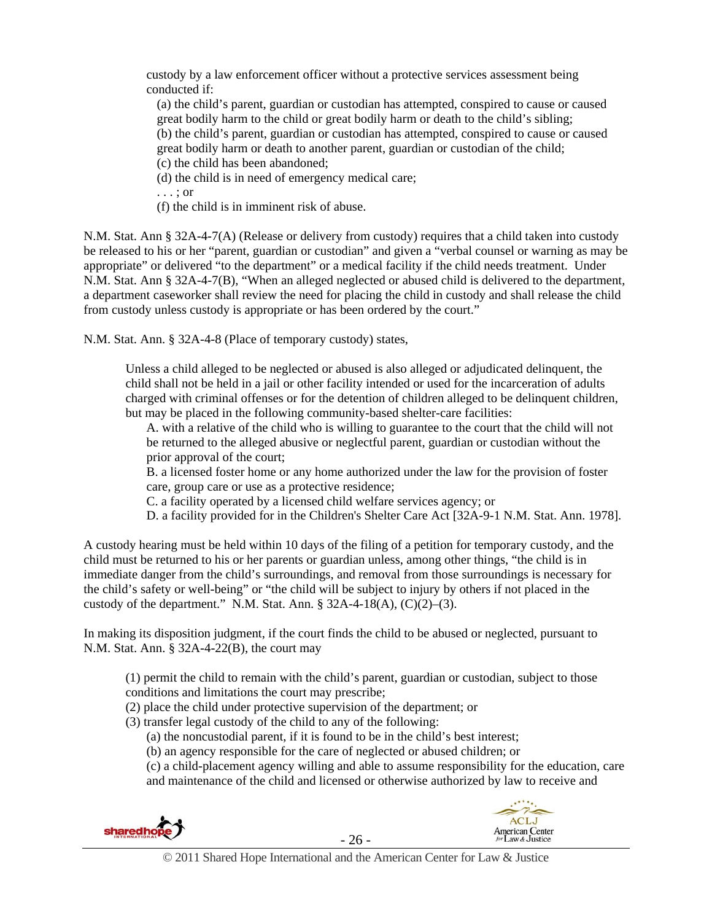custody by a law enforcement officer without a protective services assessment being conducted if:

(a) the child's parent, guardian or custodian has attempted, conspired to cause or caused great bodily harm to the child or great bodily harm or death to the child's sibling;
(b) the child's parent, guardian or custodian has attempted, conspired to cause or caused great bodily harm or death to another parent, guardian or custodian of the child;
(c) the child has been abandoned;
(d) the child is in need of emergency medical care;
. . . ; or
(f) the child is in imminent risk of abuse.

N.M. Stat. Ann § 32A-4-7(A) (Release or delivery from custody) requires that a child taken into custody be released to his or her "parent, guardian or custodian" and given a "verbal counsel or warning as may be appropriate" or delivered "to the department" or a medical facility if the child needs treatment. Under N.M. Stat. Ann § 32A-4-7(B), "When an alleged neglected or abused child is delivered to the department, a department caseworker shall review the need for placing the child in custody and shall release the child from custody unless custody is appropriate or has been ordered by the court."

N.M. Stat. Ann. § 32A-4-8 (Place of temporary custody) states,

> Unless a child alleged to be neglected or abused is also alleged or adjudicated delinquent, the child shall not be held in a jail or other facility intended or used for the incarceration of adults charged with criminal offenses or for the detention of children alleged to be delinquent children, but may be placed in the following community-based shelter-care facilities:
>
> A. with a relative of the child who is willing to guarantee to the court that the child will not be returned to the alleged abusive or neglectful parent, guardian or custodian without the prior approval of the court;
> B. a licensed foster home or any home authorized under the law for the provision of foster care, group care or use as a protective residence;
> C. a facility operated by a licensed child welfare services agency; or
> D. a facility provided for in the Children's Shelter Care Act [32A-9-1 N.M. Stat. Ann. 1978].

A custody hearing must be held within 10 days of the filing of a petition for temporary custody, and the child must be returned to his or her parents or guardian unless, among other things, "the child is in immediate danger from the child's surroundings, and removal from those surroundings is necessary for the child's safety or well-being" or "the child will be subject to injury by others if not placed in the custody of the department." N.M. Stat. Ann. § 32A-4-18(A), (C)(2)–(3).

In making its disposition judgment, if the court finds the child to be abused or neglected, pursuant to N.M. Stat. Ann. § 32A-4-22(B), the court may

> (1) permit the child to remain with the child's parent, guardian or custodian, subject to those conditions and limitations the court may prescribe;
> (2) place the child under protective supervision of the department; or
> (3) transfer legal custody of the child to any of the following:
>
> (a) the noncustodial parent, if it is found to be in the child's best interest;
> (b) an agency responsible for the care of neglected or abused children; or
> (c) a child-placement agency willing and able to assume responsibility for the education, care and maintenance of the child and licensed or otherwise authorized by law to receive and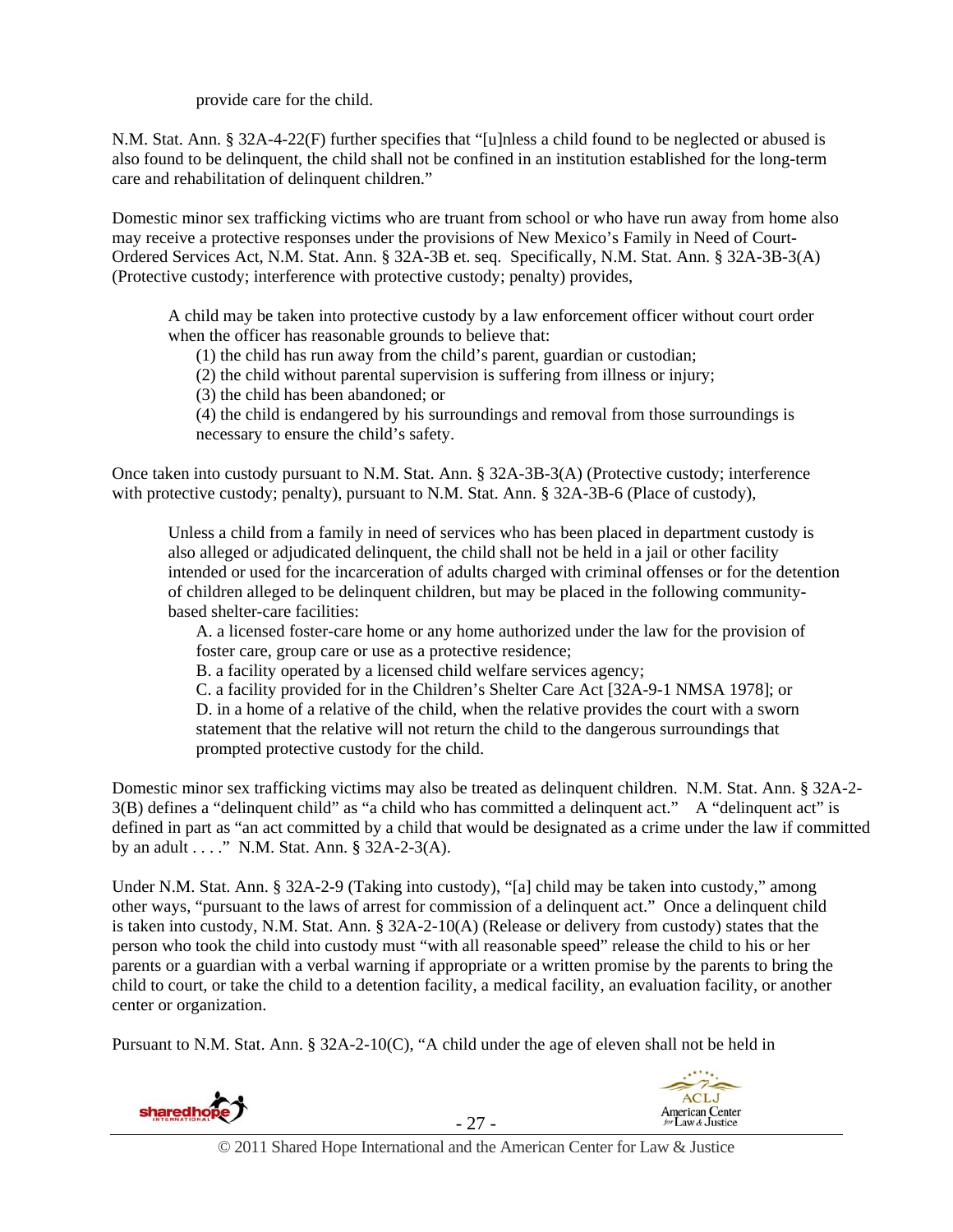provide care for the child.

N.M. Stat. Ann. § 32A-4-22(F) further specifies that "[u]nless a child found to be neglected or abused is also found to be delinquent, the child shall not be confined in an institution established for the long-term care and rehabilitation of delinquent children."

Domestic minor sex trafficking victims who are truant from school or who have run away from home also may receive a protective responses under the provisions of New Mexico's Family in Need of Court-Ordered Services Act, N.M. Stat. Ann. § 32A-3B et. seq. Specifically, N.M. Stat. Ann. § 32A-3B-3(A) (Protective custody; interference with protective custody; penalty) provides,

> A child may be taken into protective custody by a law enforcement officer without court order when the officer has reasonable grounds to believe that:
>
> (1) the child has run away from the child's parent, guardian or custodian;
> (2) the child without parental supervision is suffering from illness or injury;
> (3) the child has been abandoned; or
> (4) the child is endangered by his surroundings and removal from those surroundings is necessary to ensure the child's safety.

Once taken into custody pursuant to N.M. Stat. Ann. § 32A-3B-3(A) (Protective custody; interference with protective custody; penalty), pursuant to N.M. Stat. Ann. § 32A-3B-6 (Place of custody),

> Unless a child from a family in need of services who has been placed in department custody is also alleged or adjudicated delinquent, the child shall not be held in a jail or other facility intended or used for the incarceration of adults charged with criminal offenses or for the detention of children alleged to be delinquent children, but may be placed in the following community-based shelter-care facilities:
>
> A. a licensed foster-care home or any home authorized under the law for the provision of foster care, group care or use as a protective residence;
> B. a facility operated by a licensed child welfare services agency;
> C. a facility provided for in the Children's Shelter Care Act [32A-9-1 NMSA 1978]; or
> D. in a home of a relative of the child, when the relative provides the court with a sworn statement that the relative will not return the child to the dangerous surroundings that prompted protective custody for the child.

Domestic minor sex trafficking victims may also be treated as delinquent children. N.M. Stat. Ann. § 32A-2-3(B) defines a "delinquent child" as "a child who has committed a delinquent act." A "delinquent act" is defined in part as "an act committed by a child that would be designated as a crime under the law if committed by an adult . . . ." N.M. Stat. Ann. § 32A-2-3(A).

Under N.M. Stat. Ann. § 32A-2-9 (Taking into custody), "[a] child may be taken into custody," among other ways, "pursuant to the laws of arrest for commission of a delinquent act." Once a delinquent child is taken into custody, N.M. Stat. Ann. § 32A-2-10(A) (Release or delivery from custody) states that the person who took the child into custody must "with all reasonable speed" release the child to his or her parents or a guardian with a verbal warning if appropriate or a written promise by the parents to bring the child to court, or take the child to a detention facility, a medical facility, an evaluation facility, or another center or organization.

Pursuant to N.M. Stat. Ann. § 32A-2-10(C), "A child under the age of eleven shall not be held in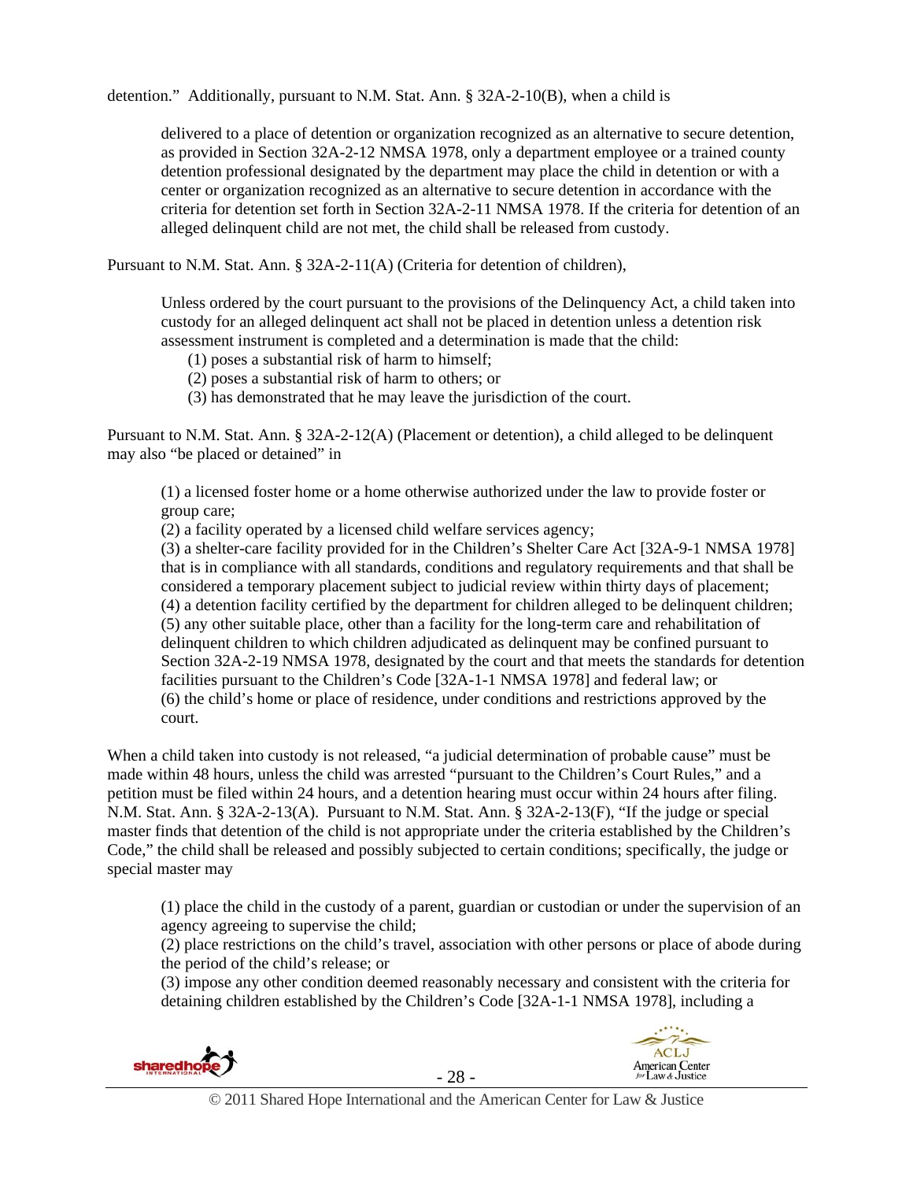detention." Additionally, pursuant to N.M. Stat. Ann. § 32A-2-10(B), when a child is

> delivered to a place of detention or organization recognized as an alternative to secure detention, as provided in Section 32A-2-12 NMSA 1978, only a department employee or a trained county detention professional designated by the department may place the child in detention or with a center or organization recognized as an alternative to secure detention in accordance with the criteria for detention set forth in Section 32A-2-11 NMSA 1978. If the criteria for detention of an alleged delinquent child are not met, the child shall be released from custody.

Pursuant to N.M. Stat. Ann. § 32A-2-11(A) (Criteria for detention of children),

> Unless ordered by the court pursuant to the provisions of the Delinquency Act, a child taken into custody for an alleged delinquent act shall not be placed in detention unless a detention risk assessment instrument is completed and a determination is made that the child:
>
> (1) poses a substantial risk of harm to himself;
> (2) poses a substantial risk of harm to others; or
> (3) has demonstrated that he may leave the jurisdiction of the court.

Pursuant to N.M. Stat. Ann. § 32A-2-12(A) (Placement or detention), a child alleged to be delinquent may also "be placed or detained" in

> (1) a licensed foster home or a home otherwise authorized under the law to provide foster or group care;
> (2) a facility operated by a licensed child welfare services agency;
> (3) a shelter-care facility provided for in the Children's Shelter Care Act [32A-9-1 NMSA 1978] that is in compliance with all standards, conditions and regulatory requirements and that shall be considered a temporary placement subject to judicial review within thirty days of placement;
> (4) a detention facility certified by the department for children alleged to be delinquent children;
> (5) any other suitable place, other than a facility for the long-term care and rehabilitation of delinquent children to which children adjudicated as delinquent may be confined pursuant to Section 32A-2-19 NMSA 1978, designated by the court and that meets the standards for detention facilities pursuant to the Children's Code [32A-1-1 NMSA 1978] and federal law; or
> (6) the child's home or place of residence, under conditions and restrictions approved by the court.

When a child taken into custody is not released, "a judicial determination of probable cause" must be made within 48 hours, unless the child was arrested "pursuant to the Children's Court Rules," and a petition must be filed within 24 hours, and a detention hearing must occur within 24 hours after filing. N.M. Stat. Ann. § 32A-2-13(A). Pursuant to N.M. Stat. Ann. § 32A-2-13(F), "If the judge or special master finds that detention of the child is not appropriate under the criteria established by the Children's Code," the child shall be released and possibly subjected to certain conditions; specifically, the judge or special master may

> (1) place the child in the custody of a parent, guardian or custodian or under the supervision of an agency agreeing to supervise the child;
> (2) place restrictions on the child's travel, association with other persons or place of abode during the period of the child's release; or
> (3) impose any other condition deemed reasonably necessary and consistent with the criteria for detaining children established by the Children's Code [32A-1-1 NMSA 1978], including a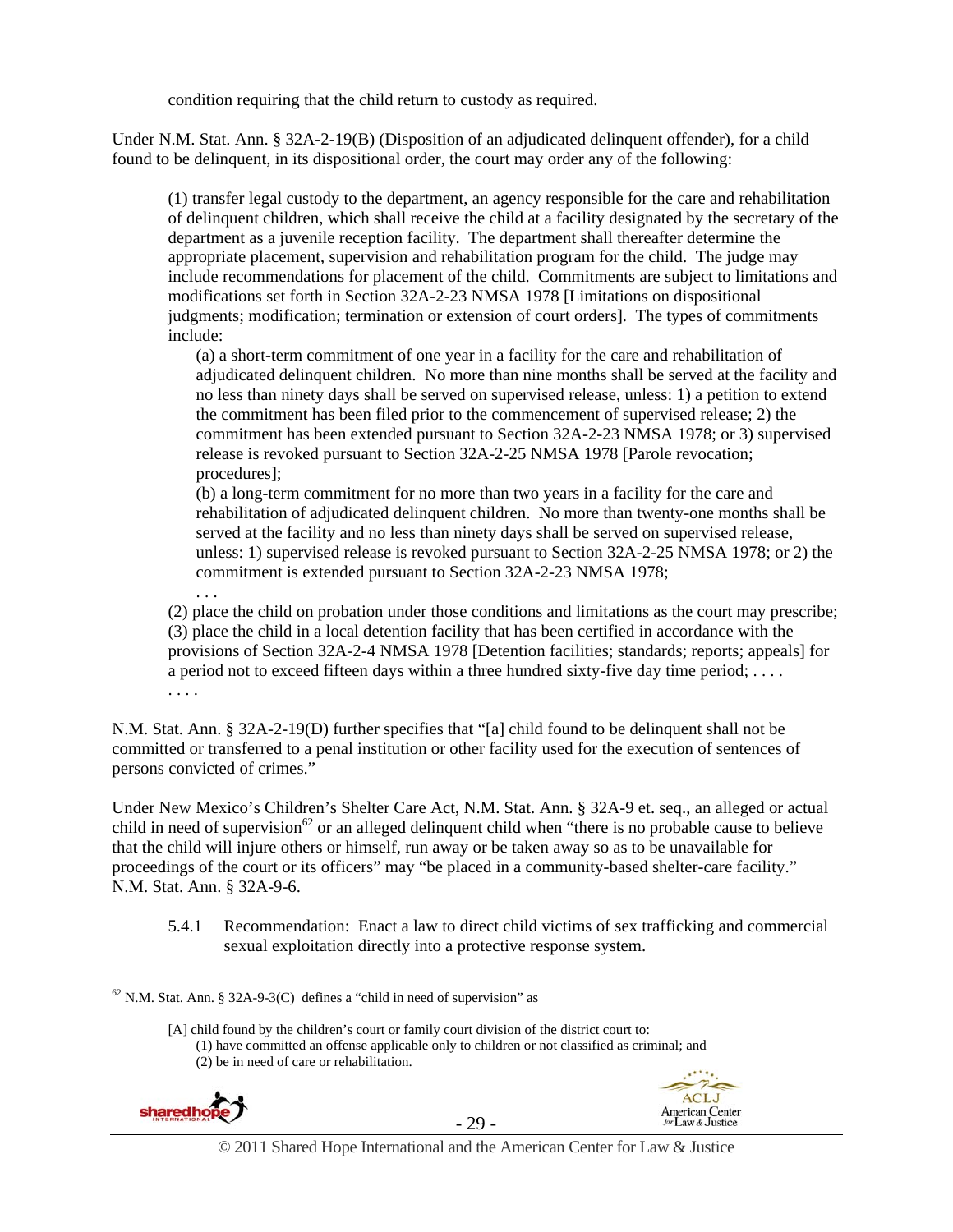condition requiring that the child return to custody as required.

Under N.M. Stat. Ann. § 32A-2-19(B) (Disposition of an adjudicated delinquent offender), for a child found to be delinquent, in its dispositional order, the court may order any of the following:

> (1) transfer legal custody to the department, an agency responsible for the care and rehabilitation of delinquent children, which shall receive the child at a facility designated by the secretary of the department as a juvenile reception facility. The department shall thereafter determine the appropriate placement, supervision and rehabilitation program for the child. The judge may include recommendations for placement of the child. Commitments are subject to limitations and modifications set forth in Section 32A-2-23 NMSA 1978 [Limitations on dispositional judgments; modification; termination or extension of court orders]. The types of commitments include:
>
> > (a) a short-term commitment of one year in a facility for the care and rehabilitation of adjudicated delinquent children. No more than nine months shall be served at the facility and no less than ninety days shall be served on supervised release, unless: 1) a petition to extend the commitment has been filed prior to the commencement of supervised release; 2) the commitment has been extended pursuant to Section 32A-2-23 NMSA 1978; or 3) supervised release is revoked pursuant to Section 32A-2-25 NMSA 1978 [Parole revocation; procedures];
> >
> > (b) a long-term commitment for no more than two years in a facility for the care and rehabilitation of adjudicated delinquent children. No more than twenty-one months shall be served at the facility and no less than ninety days shall be served on supervised release, unless: 1) supervised release is revoked pursuant to Section 32A-2-25 NMSA 1978; or 2) the commitment is extended pursuant to Section 32A-2-23 NMSA 1978;
> >
> > . . .
>
> (2) place the child on probation under those conditions and limitations as the court may prescribe;
> (3) place the child in a local detention facility that has been certified in accordance with the provisions of Section 32A-2-4 NMSA 1978 [Detention facilities; standards; reports; appeals] for a period not to exceed fifteen days within a three hundred sixty-five day time period; . . . .
> . . . .

N.M. Stat. Ann. § 32A-2-19(D) further specifies that "[a] child found to be delinquent shall not be committed or transferred to a penal institution or other facility used for the execution of sentences of persons convicted of crimes."

Under New Mexico's Children's Shelter Care Act, N.M. Stat. Ann. § 32A-9 et. seq., an alleged or actual child in need of supervision[62] or an alleged delinquent child when "there is no probable cause to believe that the child will injure others or himself, run away or be taken away so as to be unavailable for proceedings of the court or its officers" may "be placed in a community-based shelter-care facility." N.M. Stat. Ann. § 32A-9-6.

> 5.4.1 Recommendation: Enact a law to direct child victims of sex trafficking and commercial sexual exploitation directly into a protective response system.

---

[62] N.M. Stat. Ann. § 32A-9-3(C) defines a "child in need of supervision" as

> [A] child found by the children's court or family court division of the district court to:
> (1) have committed an offense applicable only to children or not classified as criminal; and
> (2) be in need of care or rehabilitation.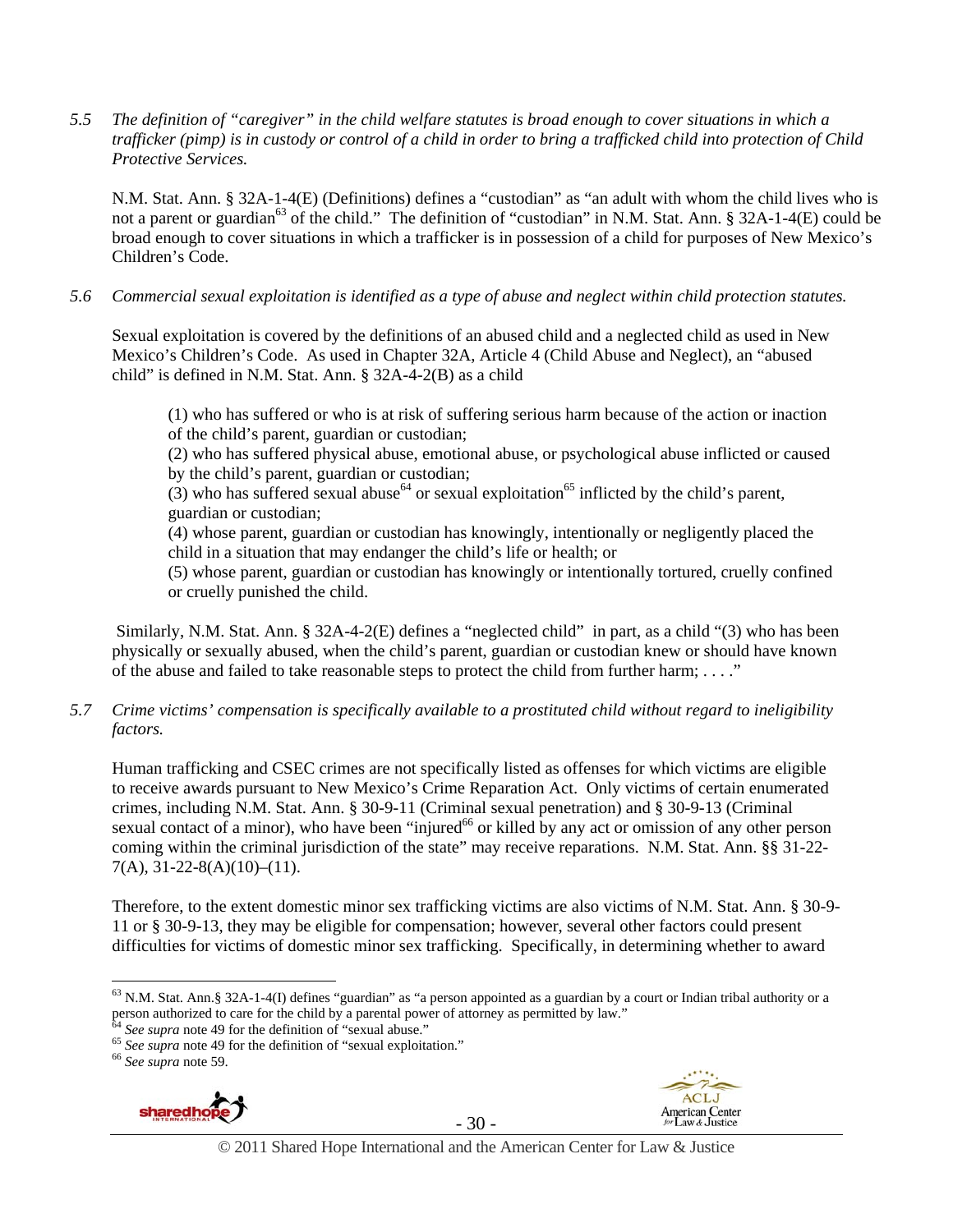*5.5 The definition of "caregiver" in the child welfare statutes is broad enough to cover situations in which a trafficker (pimp) is in custody or control of a child in order to bring a trafficked child into protection of Child Protective Services.*

N.M. Stat. Ann. § 32A-1-4(E) (Definitions) defines a "custodian" as "an adult with whom the child lives who is not a parent or guardian[63] of the child." The definition of "custodian" in N.M. Stat. Ann. § 32A-1-4(E) could be broad enough to cover situations in which a trafficker is in possession of a child for purposes of New Mexico's Children's Code.

*5.6 Commercial sexual exploitation is identified as a type of abuse and neglect within child protection statutes.*

Sexual exploitation is covered by the definitions of an abused child and a neglected child as used in New Mexico's Children's Code. As used in Chapter 32A, Article 4 (Child Abuse and Neglect), an "abused child" is defined in N.M. Stat. Ann. § 32A-4-2(B) as a child

> (1) who has suffered or who is at risk of suffering serious harm because of the action or inaction of the child's parent, guardian or custodian;
> (2) who has suffered physical abuse, emotional abuse, or psychological abuse inflicted or caused by the child's parent, guardian or custodian;
> (3) who has suffered sexual abuse[64] or sexual exploitation[65] inflicted by the child's parent, guardian or custodian;
> (4) whose parent, guardian or custodian has knowingly, intentionally or negligently placed the child in a situation that may endanger the child's life or health; or
> (5) whose parent, guardian or custodian has knowingly or intentionally tortured, cruelly confined or cruelly punished the child.

Similarly, N.M. Stat. Ann. § 32A-4-2(E) defines a "neglected child" in part, as a child "(3) who has been physically or sexually abused, when the child's parent, guardian or custodian knew or should have known of the abuse and failed to take reasonable steps to protect the child from further harm; . . . ."

*5.7 Crime victims' compensation is specifically available to a prostituted child without regard to ineligibility factors.*

Human trafficking and CSEC crimes are not specifically listed as offenses for which victims are eligible to receive awards pursuant to New Mexico's Crime Reparation Act. Only victims of certain enumerated crimes, including N.M. Stat. Ann. § 30-9-11 (Criminal sexual penetration) and § 30-9-13 (Criminal sexual contact of a minor), who have been "injured[66] or killed by any act or omission of any other person coming within the criminal jurisdiction of the state" may receive reparations. N.M. Stat. Ann. §§ 31-22-7(A), 31-22-8(A)(10)–(11).

Therefore, to the extent domestic minor sex trafficking victims are also victims of N.M. Stat. Ann. § 30-9-11 or § 30-9-13, they may be eligible for compensation; however, several other factors could present difficulties for victims of domestic minor sex trafficking. Specifically, in determining whether to award

---

[63] N.M. Stat. Ann.§ 32A-1-4(I) defines "guardian" as "a person appointed as a guardian by a court or Indian tribal authority or a person authorized to care for the child by a parental power of attorney as permitted by law."
[64] *See supra* note 49 for the definition of "sexual abuse."
[65] *See supra* note 49 for the definition of "sexual exploitation."
[66] *See supra* note 59.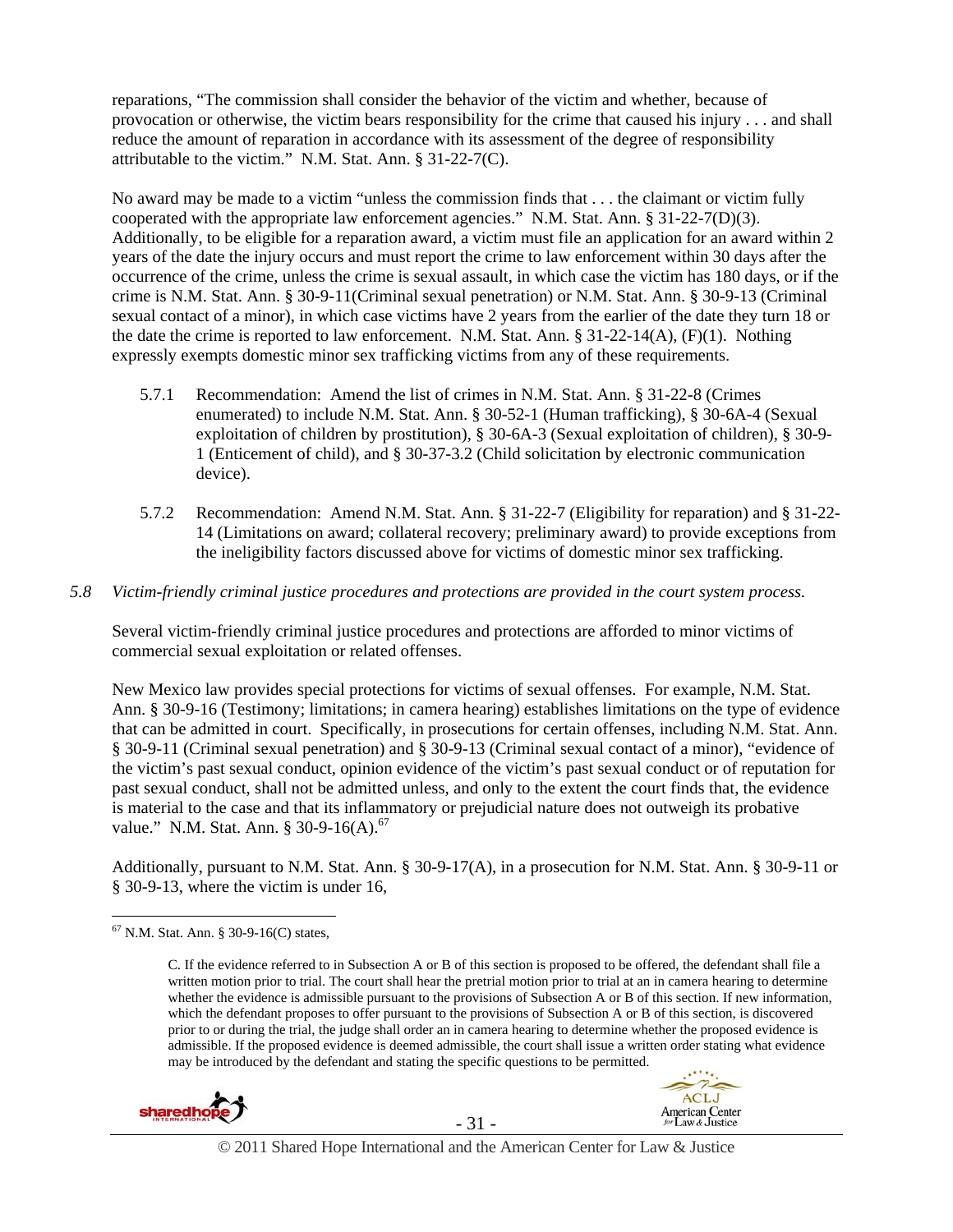reparations, "The commission shall consider the behavior of the victim and whether, because of provocation or otherwise, the victim bears responsibility for the crime that caused his injury . . . and shall reduce the amount of reparation in accordance with its assessment of the degree of responsibility attributable to the victim." N.M. Stat. Ann. § 31-22-7(C).

No award may be made to a victim "unless the commission finds that . . . the claimant or victim fully cooperated with the appropriate law enforcement agencies." N.M. Stat. Ann. § 31-22-7(D)(3). Additionally, to be eligible for a reparation award, a victim must file an application for an award within 2 years of the date the injury occurs and must report the crime to law enforcement within 30 days after the occurrence of the crime, unless the crime is sexual assault, in which case the victim has 180 days, or if the crime is N.M. Stat. Ann. § 30-9-11(Criminal sexual penetration) or N.M. Stat. Ann. § 30-9-13 (Criminal sexual contact of a minor), in which case victims have 2 years from the earlier of the date they turn 18 or the date the crime is reported to law enforcement. N.M. Stat. Ann. § 31-22-14(A), (F)(1). Nothing expressly exempts domestic minor sex trafficking victims from any of these requirements.

5.7.1 Recommendation: Amend the list of crimes in N.M. Stat. Ann. § 31-22-8 (Crimes enumerated) to include N.M. Stat. Ann. § 30-52-1 (Human trafficking), § 30-6A-4 (Sexual exploitation of children by prostitution), § 30-6A-3 (Sexual exploitation of children), § 30-9-1 (Enticement of child), and § 30-37-3.2 (Child solicitation by electronic communication device).

5.7.2 Recommendation: Amend N.M. Stat. Ann. § 31-22-7 (Eligibility for reparation) and § 31-22-14 (Limitations on award; collateral recovery; preliminary award) to provide exceptions from the ineligibility factors discussed above for victims of domestic minor sex trafficking.

*5.8 Victim-friendly criminal justice procedures and protections are provided in the court system process.*

Several victim-friendly criminal justice procedures and protections are afforded to minor victims of commercial sexual exploitation or related offenses.

New Mexico law provides special protections for victims of sexual offenses. For example, N.M. Stat. Ann. § 30-9-16 (Testimony; limitations; in camera hearing) establishes limitations on the type of evidence that can be admitted in court. Specifically, in prosecutions for certain offenses, including N.M. Stat. Ann. § 30-9-11 (Criminal sexual penetration) and § 30-9-13 (Criminal sexual contact of a minor), "evidence of the victim's past sexual conduct, opinion evidence of the victim's past sexual conduct or of reputation for past sexual conduct, shall not be admitted unless, and only to the extent the court finds that, the evidence is material to the case and that its inflammatory or prejudicial nature does not outweigh its probative value." N.M. Stat. Ann. § 30-9-16(A).[67]

Additionally, pursuant to N.M. Stat. Ann. § 30-9-17(A), in a prosecution for N.M. Stat. Ann. § 30-9-11 or § 30-9-13, where the victim is under 16,

---

[67] N.M. Stat. Ann. § 30-9-16(C) states,

> C. If the evidence referred to in Subsection A or B of this section is proposed to be offered, the defendant shall file a written motion prior to trial. The court shall hear the pretrial motion prior to trial at an in camera hearing to determine whether the evidence is admissible pursuant to the provisions of Subsection A or B of this section. If new information, which the defendant proposes to offer pursuant to the provisions of Subsection A or B of this section, is discovered prior to or during the trial, the judge shall order an in camera hearing to determine whether the proposed evidence is admissible. If the proposed evidence is deemed admissible, the court shall issue a written order stating what evidence may be introduced by the defendant and stating the specific questions to be permitted.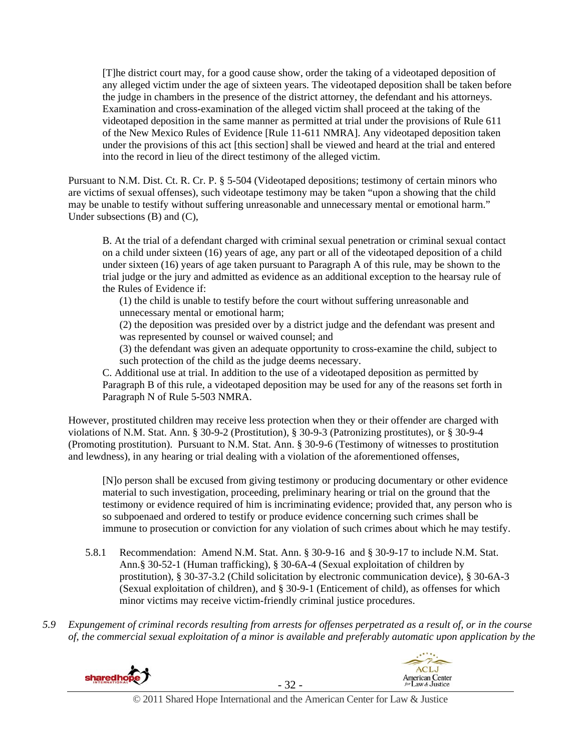> [T]he district court may, for a good cause show, order the taking of a videotaped deposition of any alleged victim under the age of sixteen years. The videotaped deposition shall be taken before the judge in chambers in the presence of the district attorney, the defendant and his attorneys. Examination and cross-examination of the alleged victim shall proceed at the taking of the videotaped deposition in the same manner as permitted at trial under the provisions of Rule 611 of the New Mexico Rules of Evidence [Rule 11-611 NMRA]. Any videotaped deposition taken under the provisions of this act [this section] shall be viewed and heard at the trial and entered into the record in lieu of the direct testimony of the alleged victim.

Pursuant to N.M. Dist. Ct. R. Cr. P. § 5-504 (Videotaped depositions; testimony of certain minors who are victims of sexual offenses), such videotape testimony may be taken "upon a showing that the child may be unable to testify without suffering unreasonable and unnecessary mental or emotional harm." Under subsections (B) and (C),

> B. At the trial of a defendant charged with criminal sexual penetration or criminal sexual contact on a child under sixteen (16) years of age, any part or all of the videotaped deposition of a child under sixteen (16) years of age taken pursuant to Paragraph A of this rule, may be shown to the trial judge or the jury and admitted as evidence as an additional exception to the hearsay rule of the Rules of Evidence if:
>
> (1) the child is unable to testify before the court without suffering unreasonable and unnecessary mental or emotional harm;
>
> (2) the deposition was presided over by a district judge and the defendant was present and was represented by counsel or waived counsel; and
>
> (3) the defendant was given an adequate opportunity to cross-examine the child, subject to such protection of the child as the judge deems necessary.
>
> C. Additional use at trial. In addition to the use of a videotaped deposition as permitted by Paragraph B of this rule, a videotaped deposition may be used for any of the reasons set forth in Paragraph N of Rule 5-503 NMRA.

However, prostituted children may receive less protection when they or their offender are charged with violations of N.M. Stat. Ann. § 30-9-2 (Prostitution), § 30-9-3 (Patronizing prostitutes), or § 30-9-4 (Promoting prostitution). Pursuant to N.M. Stat. Ann. § 30-9-6 (Testimony of witnesses to prostitution and lewdness), in any hearing or trial dealing with a violation of the aforementioned offenses,

> [N]o person shall be excused from giving testimony or producing documentary or other evidence material to such investigation, proceeding, preliminary hearing or trial on the ground that the testimony or evidence required of him is incriminating evidence; provided that, any person who is so subpoenaed and ordered to testify or produce evidence concerning such crimes shall be immune to prosecution or conviction for any violation of such crimes about which he may testify.

5.8.1 Recommendation: Amend N.M. Stat. Ann. § 30-9-16 and § 30-9-17 to include N.M. Stat. Ann.§ 30-52-1 (Human trafficking), § 30-6A-4 (Sexual exploitation of children by prostitution), § 30-37-3.2 (Child solicitation by electronic communication device), § 30-6A-3 (Sexual exploitation of children), and § 30-9-1 (Enticement of child), as offenses for which minor victims may receive victim-friendly criminal justice procedures.

*5.9 Expungement of criminal records resulting from arrests for offenses perpetrated as a result of, or in the course of, the commercial sexual exploitation of a minor is available and preferably automatic upon application by the*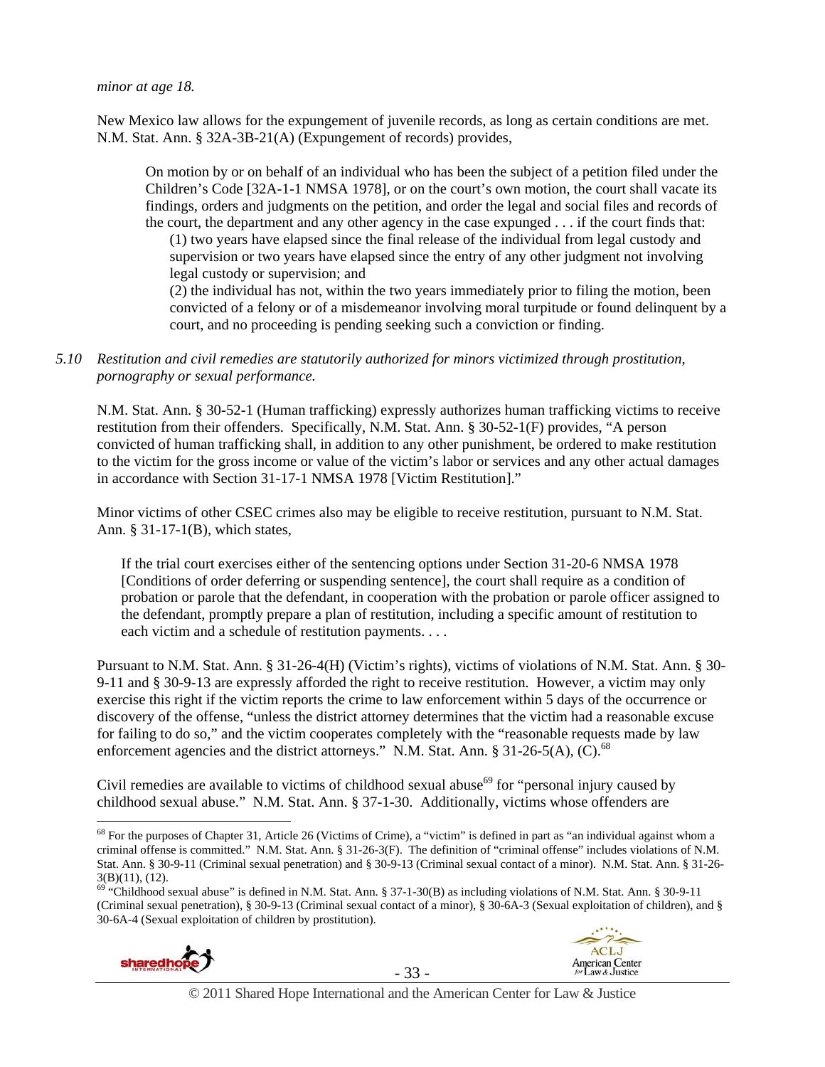*minor at age 18.*

New Mexico law allows for the expungement of juvenile records, as long as certain conditions are met. N.M. Stat. Ann. § 32A-3B-21(A) (Expungement of records) provides,

> On motion by or on behalf of an individual who has been the subject of a petition filed under the Children's Code [32A-1-1 NMSA 1978], or on the court's own motion, the court shall vacate its findings, orders and judgments on the petition, and order the legal and social files and records of the court, the department and any other agency in the case expunged . . . if the court finds that:
>
> (1) two years have elapsed since the final release of the individual from legal custody and supervision or two years have elapsed since the entry of any other judgment not involving legal custody or supervision; and
>
> (2) the individual has not, within the two years immediately prior to filing the motion, been convicted of a felony or of a misdemeanor involving moral turpitude or found delinquent by a court, and no proceeding is pending seeking such a conviction or finding.

*5.10 Restitution and civil remedies are statutorily authorized for minors victimized through prostitution, pornography or sexual performance.*

N.M. Stat. Ann. § 30-52-1 (Human trafficking) expressly authorizes human trafficking victims to receive restitution from their offenders. Specifically, N.M. Stat. Ann. § 30-52-1(F) provides, "A person convicted of human trafficking shall, in addition to any other punishment, be ordered to make restitution to the victim for the gross income or value of the victim's labor or services and any other actual damages in accordance with Section 31-17-1 NMSA 1978 [Victim Restitution]."

Minor victims of other CSEC crimes also may be eligible to receive restitution, pursuant to N.M. Stat. Ann. § 31-17-1(B), which states,

> If the trial court exercises either of the sentencing options under Section 31-20-6 NMSA 1978 [Conditions of order deferring or suspending sentence], the court shall require as a condition of probation or parole that the defendant, in cooperation with the probation or parole officer assigned to the defendant, promptly prepare a plan of restitution, including a specific amount of restitution to each victim and a schedule of restitution payments. . . .

Pursuant to N.M. Stat. Ann. § 31-26-4(H) (Victim's rights), victims of violations of N.M. Stat. Ann. § 30-9-11 and § 30-9-13 are expressly afforded the right to receive restitution. However, a victim may only exercise this right if the victim reports the crime to law enforcement within 5 days of the occurrence or discovery of the offense, "unless the district attorney determines that the victim had a reasonable excuse for failing to do so," and the victim cooperates completely with the "reasonable requests made by law enforcement agencies and the district attorneys." N.M. Stat. Ann. § 31-26-5(A), (C).[68]

Civil remedies are available to victims of childhood sexual abuse[69] for "personal injury caused by childhood sexual abuse." N.M. Stat. Ann. § 37-1-30. Additionally, victims whose offenders are

---

[68] For the purposes of Chapter 31, Article 26 (Victims of Crime), a "victim" is defined in part as "an individual against whom a criminal offense is committed." N.M. Stat. Ann. § 31-26-3(F). The definition of "criminal offense" includes violations of N.M. Stat. Ann. § 30-9-11 (Criminal sexual penetration) and § 30-9-13 (Criminal sexual contact of a minor). N.M. Stat. Ann. § 31-26-3(B)(11), (12).

[69] "Childhood sexual abuse" is defined in N.M. Stat. Ann. § 37-1-30(B) as including violations of N.M. Stat. Ann. § 30-9-11 (Criminal sexual penetration), § 30-9-13 (Criminal sexual contact of a minor), § 30-6A-3 (Sexual exploitation of children), and § 30-6A-4 (Sexual exploitation of children by prostitution).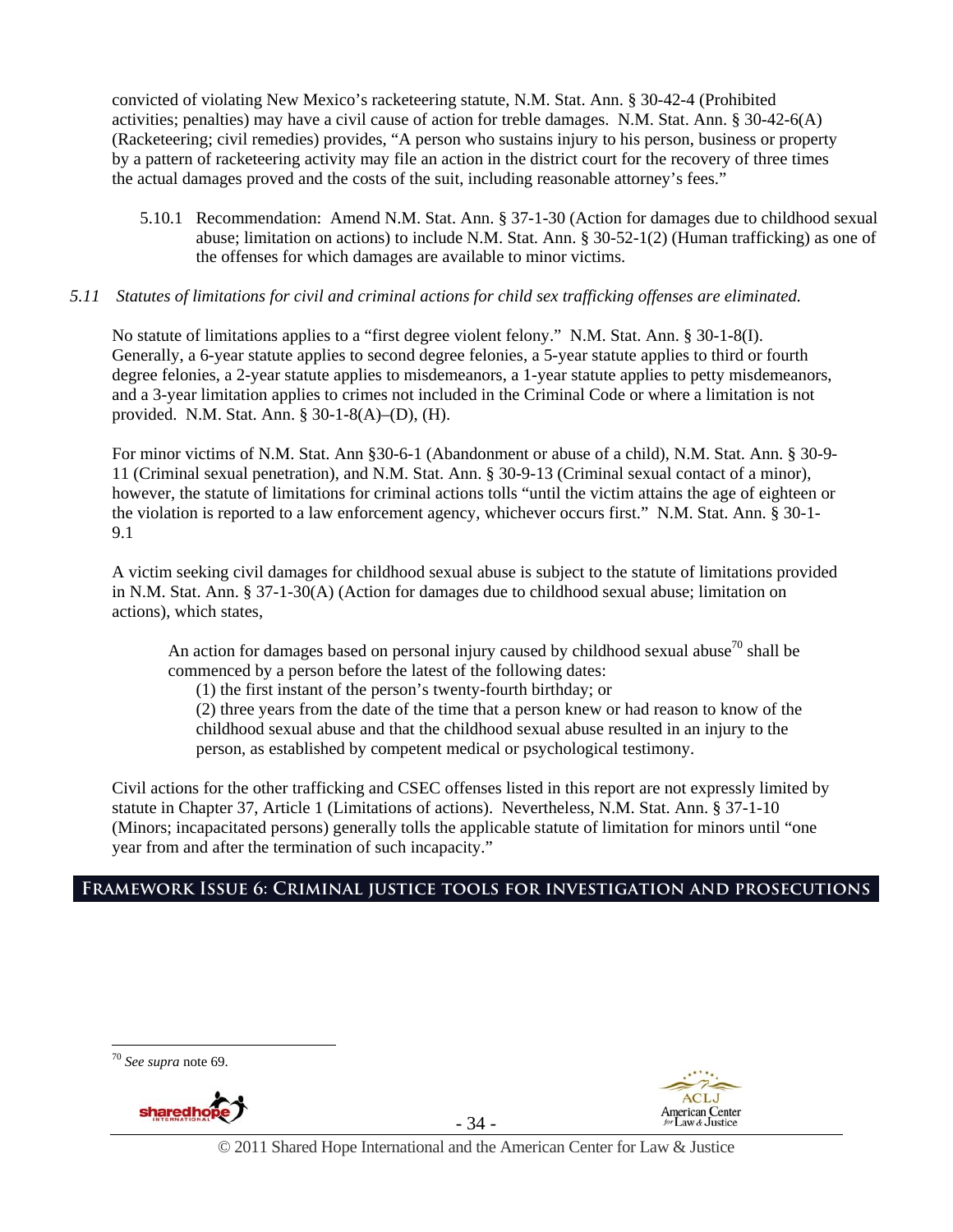convicted of violating New Mexico's racketeering statute, N.M. Stat. Ann. § 30-42-4 (Prohibited activities; penalties) may have a civil cause of action for treble damages. N.M. Stat. Ann. § 30-42-6(A) (Racketeering; civil remedies) provides, "A person who sustains injury to his person, business or property by a pattern of racketeering activity may file an action in the district court for the recovery of three times the actual damages proved and the costs of the suit, including reasonable attorney's fees."

5.10.1 Recommendation: Amend N.M. Stat. Ann. § 37-1-30 (Action for damages due to childhood sexual abuse; limitation on actions) to include N.M. Stat. Ann. § 30-52-1(2) (Human trafficking) as one of the offenses for which damages are available to minor victims.

*5.11 Statutes of limitations for civil and criminal actions for child sex trafficking offenses are eliminated.*

No statute of limitations applies to a "first degree violent felony." N.M. Stat. Ann. § 30-1-8(I). Generally, a 6-year statute applies to second degree felonies, a 5-year statute applies to third or fourth degree felonies, a 2-year statute applies to misdemeanors, a 1-year statute applies to petty misdemeanors, and a 3-year limitation applies to crimes not included in the Criminal Code or where a limitation is not provided. N.M. Stat. Ann. § 30-1-8(A)–(D), (H).

For minor victims of N.M. Stat. Ann §30-6-1 (Abandonment or abuse of a child), N.M. Stat. Ann. § 30-9-11 (Criminal sexual penetration), and N.M. Stat. Ann. § 30-9-13 (Criminal sexual contact of a minor), however, the statute of limitations for criminal actions tolls "until the victim attains the age of eighteen or the violation is reported to a law enforcement agency, whichever occurs first." N.M. Stat. Ann. § 30-1-9.1

A victim seeking civil damages for childhood sexual abuse is subject to the statute of limitations provided in N.M. Stat. Ann. § 37-1-30(A) (Action for damages due to childhood sexual abuse; limitation on actions), which states,

> An action for damages based on personal injury caused by childhood sexual abuse[70] shall be commenced by a person before the latest of the following dates:
>
> (1) the first instant of the person's twenty-fourth birthday; or
>
> (2) three years from the date of the time that a person knew or had reason to know of the childhood sexual abuse and that the childhood sexual abuse resulted in an injury to the person, as established by competent medical or psychological testimony.

Civil actions for the other trafficking and CSEC offenses listed in this report are not expressly limited by statute in Chapter 37, Article 1 (Limitations of actions). Nevertheless, N.M. Stat. Ann. § 37-1-10 (Minors; incapacitated persons) generally tolls the applicable statute of limitation for minors until "one year from and after the termination of such incapacity."

## Framework Issue 6: Criminal justice tools for investigation and prosecutions

---

[70] *See supra* note 69.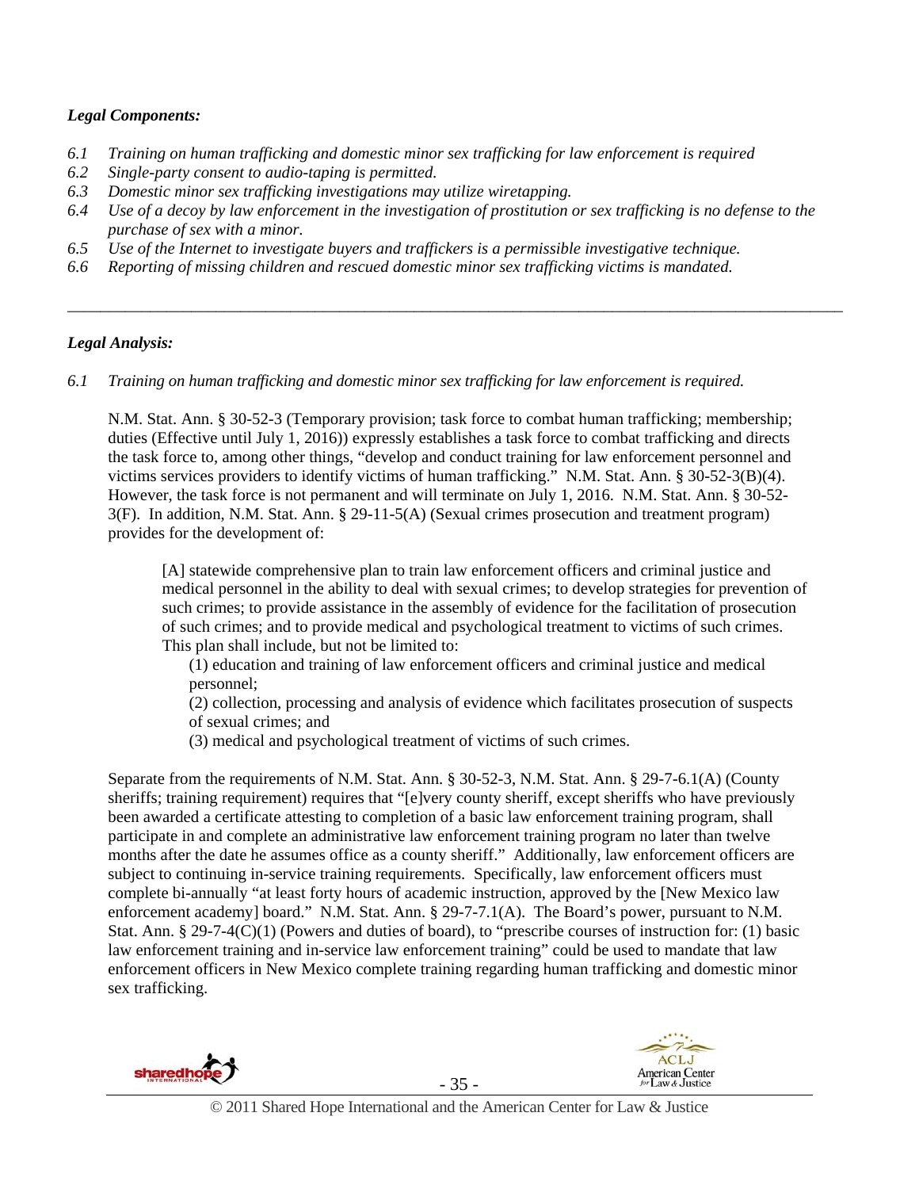***Legal Components:***

*6.1 Training on human trafficking and domestic minor sex trafficking for law enforcement is required*

*6.2 Single-party consent to audio-taping is permitted.*

*6.3 Domestic minor sex trafficking investigations may utilize wiretapping.*

*6.4 Use of a decoy by law enforcement in the investigation of prostitution or sex trafficking is no defense to the purchase of sex with a minor.*

*6.5 Use of the Internet to investigate buyers and traffickers is a permissible investigative technique.*

*6.6 Reporting of missing children and rescued domestic minor sex trafficking victims is mandated.*

---

***Legal Analysis:***

*6.1 Training on human trafficking and domestic minor sex trafficking for law enforcement is required.*

N.M. Stat. Ann. § 30-52-3 (Temporary provision; task force to combat human trafficking; membership; duties (Effective until July 1, 2016)) expressly establishes a task force to combat trafficking and directs the task force to, among other things, "develop and conduct training for law enforcement personnel and victims services providers to identify victims of human trafficking." N.M. Stat. Ann. § 30-52-3(B)(4). However, the task force is not permanent and will terminate on July 1, 2016. N.M. Stat. Ann. § 30-52-3(F). In addition, N.M. Stat. Ann. § 29-11-5(A) (Sexual crimes prosecution and treatment program) provides for the development of:

> [A] statewide comprehensive plan to train law enforcement officers and criminal justice and medical personnel in the ability to deal with sexual crimes; to develop strategies for prevention of such crimes; to provide assistance in the assembly of evidence for the facilitation of prosecution of such crimes; and to provide medical and psychological treatment to victims of such crimes. This plan shall include, but not be limited to:
>
> (1) education and training of law enforcement officers and criminal justice and medical personnel;
>
> (2) collection, processing and analysis of evidence which facilitates prosecution of suspects of sexual crimes; and
>
> (3) medical and psychological treatment of victims of such crimes.

Separate from the requirements of N.M. Stat. Ann. § 30-52-3, N.M. Stat. Ann. § 29-7-6.1(A) (County sheriffs; training requirement) requires that "[e]very county sheriff, except sheriffs who have previously been awarded a certificate attesting to completion of a basic law enforcement training program, shall participate in and complete an administrative law enforcement training program no later than twelve months after the date he assumes office as a county sheriff." Additionally, law enforcement officers are subject to continuing in-service training requirements. Specifically, law enforcement officers must complete bi-annually "at least forty hours of academic instruction, approved by the [New Mexico law enforcement academy] board." N.M. Stat. Ann. § 29-7-7.1(A). The Board's power, pursuant to N.M. Stat. Ann. § 29-7-4(C)(1) (Powers and duties of board), to "prescribe courses of instruction for: (1) basic law enforcement training and in-service law enforcement training" could be used to mandate that law enforcement officers in New Mexico complete training regarding human trafficking and domestic minor sex trafficking.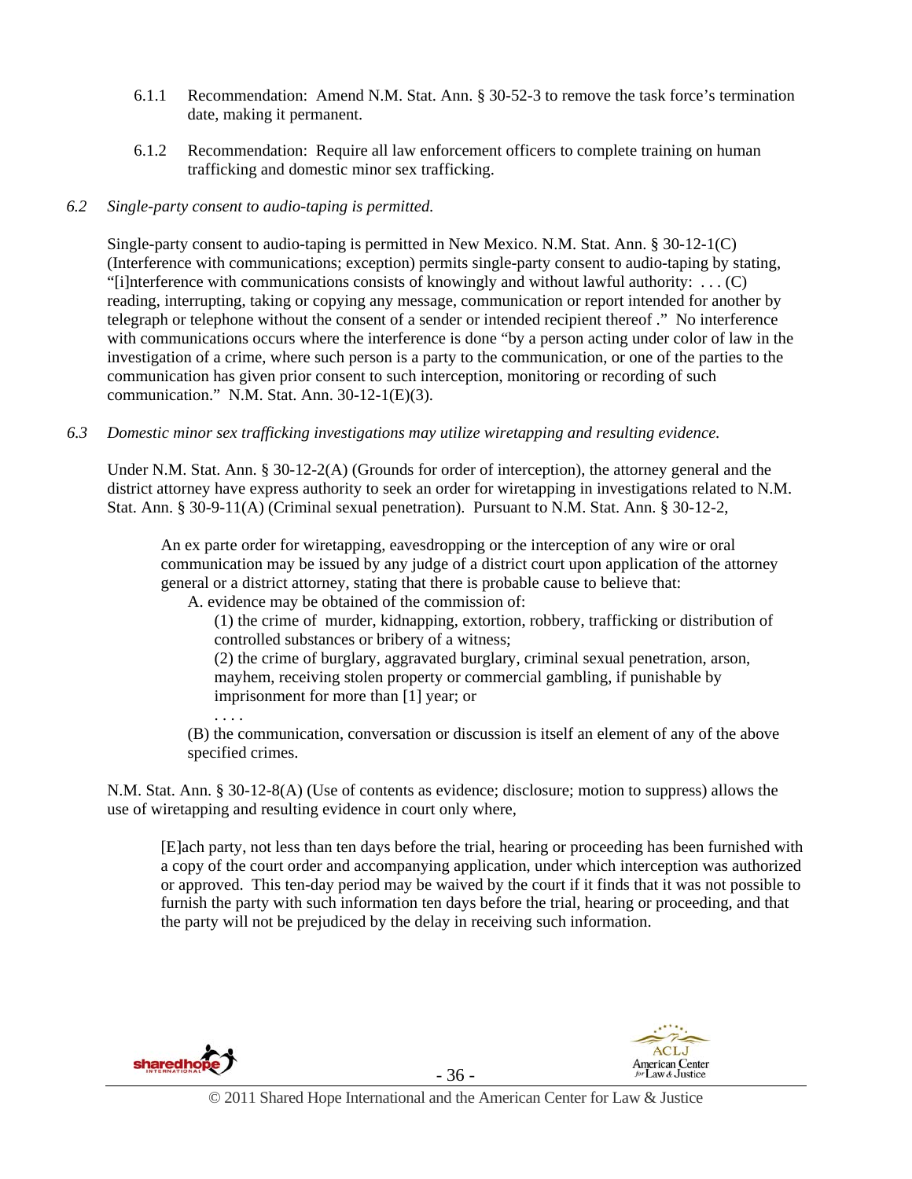6.1.1 Recommendation: Amend N.M. Stat. Ann. § 30-52-3 to remove the task force's termination date, making it permanent.

6.1.2 Recommendation: Require all law enforcement officers to complete training on human trafficking and domestic minor sex trafficking.

*6.2 Single-party consent to audio-taping is permitted.*

Single-party consent to audio-taping is permitted in New Mexico. N.M. Stat. Ann. § 30-12-1(C) (Interference with communications; exception) permits single-party consent to audio-taping by stating, "[i]nterference with communications consists of knowingly and without lawful authority: . . . (C) reading, interrupting, taking or copying any message, communication or report intended for another by telegraph or telephone without the consent of a sender or intended recipient thereof ." No interference with communications occurs where the interference is done "by a person acting under color of law in the investigation of a crime, where such person is a party to the communication, or one of the parties to the communication has given prior consent to such interception, monitoring or recording of such communication." N.M. Stat. Ann. 30-12-1(E)(3).

*6.3 Domestic minor sex trafficking investigations may utilize wiretapping and resulting evidence.*

Under N.M. Stat. Ann. § 30-12-2(A) (Grounds for order of interception), the attorney general and the district attorney have express authority to seek an order for wiretapping in investigations related to N.M. Stat. Ann. § 30-9-11(A) (Criminal sexual penetration). Pursuant to N.M. Stat. Ann. § 30-12-2,

> An ex parte order for wiretapping, eavesdropping or the interception of any wire or oral communication may be issued by any judge of a district court upon application of the attorney general or a district attorney, stating that there is probable cause to believe that:
>
> A. evidence may be obtained of the commission of:
>
> (1) the crime of murder, kidnapping, extortion, robbery, trafficking or distribution of controlled substances or bribery of a witness;
>
> (2) the crime of burglary, aggravated burglary, criminal sexual penetration, arson, mayhem, receiving stolen property or commercial gambling, if punishable by imprisonment for more than [1] year; or
>
> . . . .
>
> (B) the communication, conversation or discussion is itself an element of any of the above specified crimes.

N.M. Stat. Ann. § 30-12-8(A) (Use of contents as evidence; disclosure; motion to suppress) allows the use of wiretapping and resulting evidence in court only where,

> [E]ach party, not less than ten days before the trial, hearing or proceeding has been furnished with a copy of the court order and accompanying application, under which interception was authorized or approved. This ten-day period may be waived by the court if it finds that it was not possible to furnish the party with such information ten days before the trial, hearing or proceeding, and that the party will not be prejudiced by the delay in receiving such information.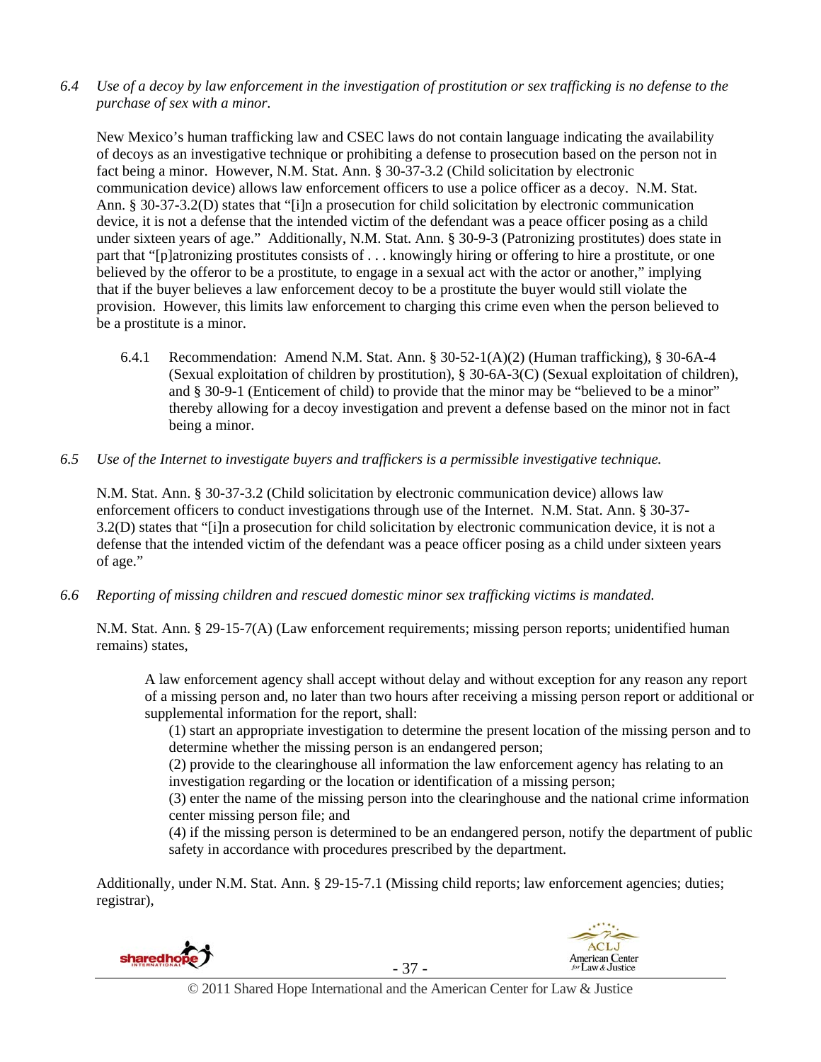*6.4 Use of a decoy by law enforcement in the investigation of prostitution or sex trafficking is no defense to the purchase of sex with a minor.*

New Mexico's human trafficking law and CSEC laws do not contain language indicating the availability of decoys as an investigative technique or prohibiting a defense to prosecution based on the person not in fact being a minor. However, N.M. Stat. Ann. § 30-37-3.2 (Child solicitation by electronic communication device) allows law enforcement officers to use a police officer as a decoy. N.M. Stat. Ann. § 30-37-3.2(D) states that "[i]n a prosecution for child solicitation by electronic communication device, it is not a defense that the intended victim of the defendant was a peace officer posing as a child under sixteen years of age." Additionally, N.M. Stat. Ann. § 30-9-3 (Patronizing prostitutes) does state in part that "[p]atronizing prostitutes consists of . . . knowingly hiring or offering to hire a prostitute, or one believed by the offeror to be a prostitute, to engage in a sexual act with the actor or another," implying that if the buyer believes a law enforcement decoy to be a prostitute the buyer would still violate the provision. However, this limits law enforcement to charging this crime even when the person believed to be a prostitute is a minor.

6.4.1 Recommendation: Amend N.M. Stat. Ann. § 30-52-1(A)(2) (Human trafficking), § 30-6A-4 (Sexual exploitation of children by prostitution), § 30-6A-3(C) (Sexual exploitation of children), and § 30-9-1 (Enticement of child) to provide that the minor may be "believed to be a minor" thereby allowing for a decoy investigation and prevent a defense based on the minor not in fact being a minor.

*6.5 Use of the Internet to investigate buyers and traffickers is a permissible investigative technique.*

N.M. Stat. Ann. § 30-37-3.2 (Child solicitation by electronic communication device) allows law enforcement officers to conduct investigations through use of the Internet. N.M. Stat. Ann. § 30-37-3.2(D) states that "[i]n a prosecution for child solicitation by electronic communication device, it is not a defense that the intended victim of the defendant was a peace officer posing as a child under sixteen years of age."

*6.6 Reporting of missing children and rescued domestic minor sex trafficking victims is mandated.*

N.M. Stat. Ann. § 29-15-7(A) (Law enforcement requirements; missing person reports; unidentified human remains) states,

> A law enforcement agency shall accept without delay and without exception for any reason any report of a missing person and, no later than two hours after receiving a missing person report or additional or supplemental information for the report, shall:
>
> (1) start an appropriate investigation to determine the present location of the missing person and to determine whether the missing person is an endangered person;
>
> (2) provide to the clearinghouse all information the law enforcement agency has relating to an investigation regarding or the location or identification of a missing person;
>
> (3) enter the name of the missing person into the clearinghouse and the national crime information center missing person file; and
>
> (4) if the missing person is determined to be an endangered person, notify the department of public safety in accordance with procedures prescribed by the department.

Additionally, under N.M. Stat. Ann. § 29-15-7.1 (Missing child reports; law enforcement agencies; duties; registrar),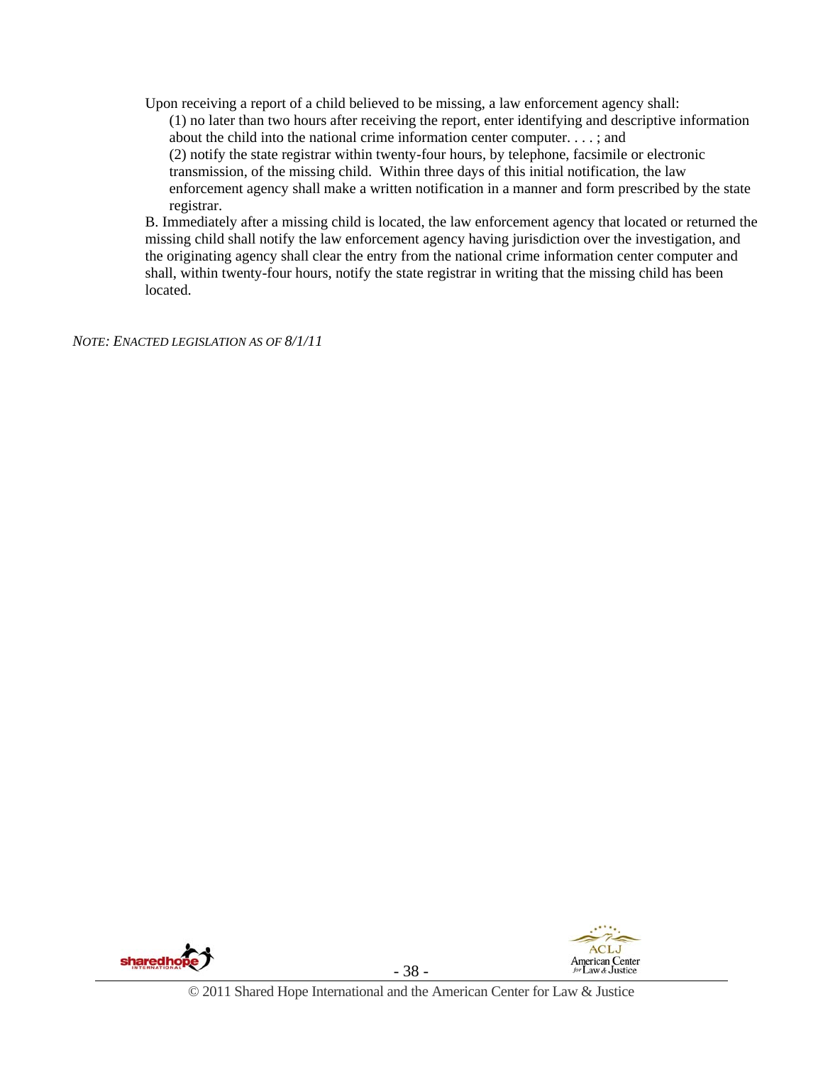Upon receiving a report of a child believed to be missing, a law enforcement agency shall:

(1) no later than two hours after receiving the report, enter identifying and descriptive information about the child into the national crime information center computer. . . . ; and

(2) notify the state registrar within twenty-four hours, by telephone, facsimile or electronic transmission, of the missing child. Within three days of this initial notification, the law enforcement agency shall make a written notification in a manner and form prescribed by the state registrar.

B. Immediately after a missing child is located, the law enforcement agency that located or returned the missing child shall notify the law enforcement agency having jurisdiction over the investigation, and the originating agency shall clear the entry from the national crime information center computer and shall, within twenty-four hours, notify the state registrar in writing that the missing child has been located.

*NOTE: ENACTED LEGISLATION AS OF 8/1/11*